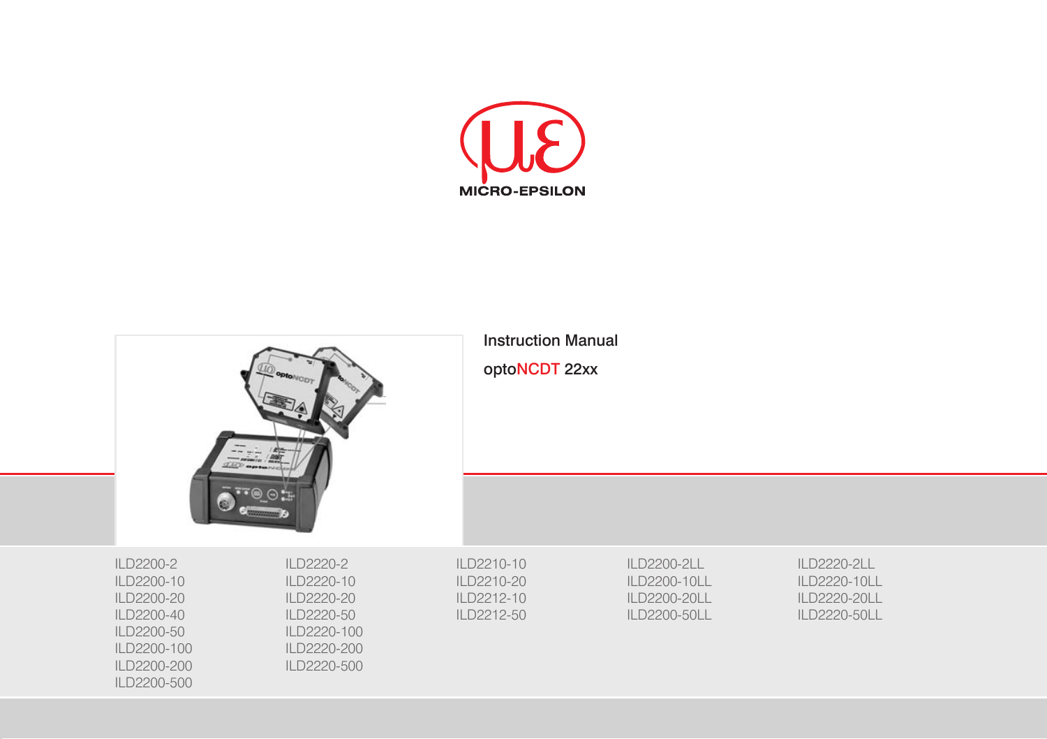MICRO-EPSILON

Instruction Manual

optoNCDT 22xx

ILD2200-2
ILD2200-10
ILD2200-20
ILD2200-40
ILD2200-50
ILD2200-100
ILD2200-200
ILD2200-500

ILD2220-2
ILD2220-10
ILD2220-20
ILD2220-50
ILD2220-100
ILD2220-200
ILD2220-500

ILD2210-10
ILD2210-20
ILD2212-10
ILD2212-50

ILD2200-2LL
ILD2200-10LL
ILD2200-20LL
ILD2200-50LL

ILD2220-2LL
ILD2220-10LL
ILD2220-20LL
ILD2220-50LL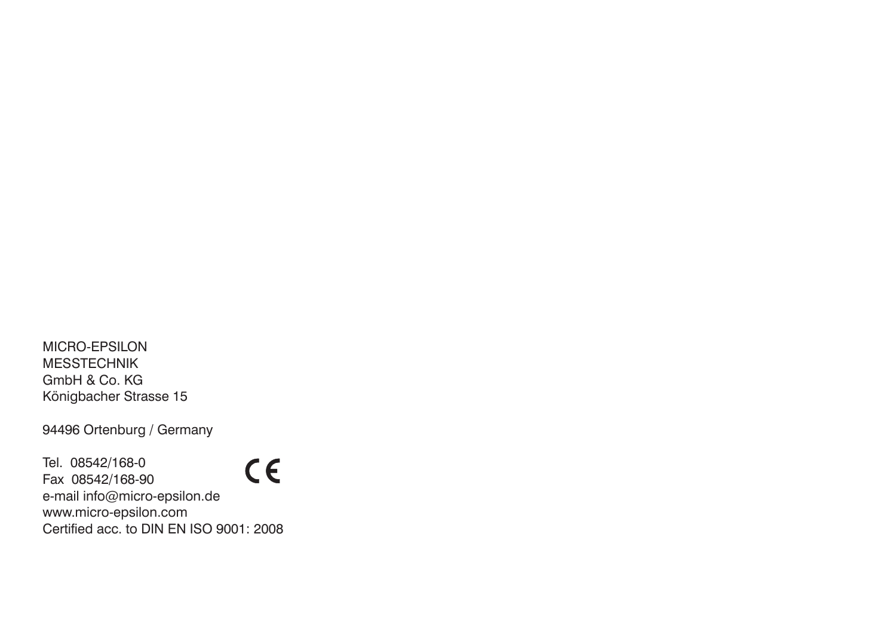MICRO-EPSILON
MESSTECHNIK
GmbH & Co. KG
Königbacher Strasse 15

94496 Ortenburg / Germany

Tel. 08542/168-0
Fax 08542/168-90
e-mail info@micro-epsilon.de
www.micro-epsilon.com
Certified acc. to DIN EN ISO 9001: 2008

CE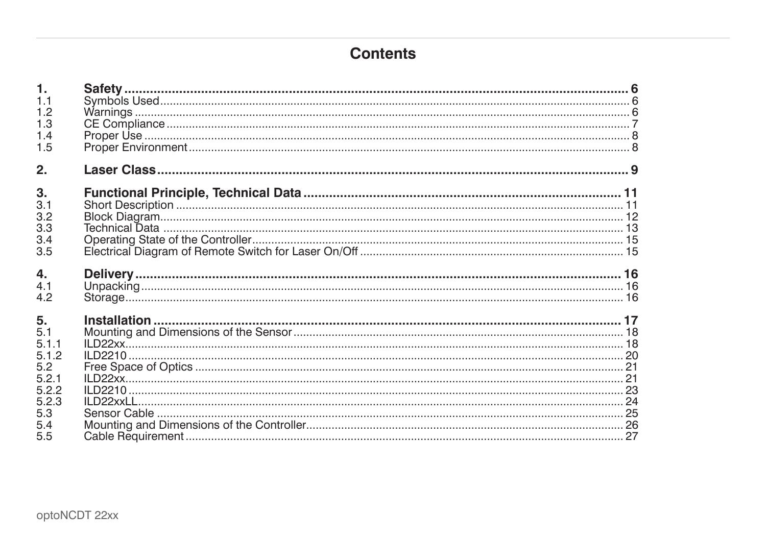# Contents

| | | |
|---|---|---|
| **1.** | **Safety** | **6** |
| 1.1 | Symbols Used | 6 |
| 1.2 | Warnings | 6 |
| 1.3 | CE Compliance | 7 |
| 1.4 | Proper Use | 8 |
| 1.5 | Proper Environment | 8 |
| **2.** | **Laser Class** | **9** |
| **3.** | **Functional Principle, Technical Data** | **11** |
| 3.1 | Short Description | 11 |
| 3.2 | Block Diagram | 12 |
| 3.3 | Technical Data | 13 |
| 3.4 | Operating State of the Controller | 15 |
| 3.5 | Electrical Diagram of Remote Switch for Laser On/Off | 15 |
| **4.** | **Delivery** | **16** |
| 4.1 | Unpacking | 16 |
| 4.2 | Storage | 16 |
| **5.** | **Installation** | **17** |
| 5.1 | Mounting and Dimensions of the Sensor | 18 |
| 5.1.1 | ILD22xx | 18 |
| 5.1.2 | ILD2210 | 20 |
| 5.2 | Free Space of Optics | 21 |
| 5.2.1 | ILD22xx | 21 |
| 5.2.2 | ILD2210 | 23 |
| 5.2.3 | ILD22xxLL | 24 |
| 5.3 | Sensor Cable | 25 |
| 5.4 | Mounting and Dimensions of the Controller | 26 |
| 5.5 | Cable Requirement | 27 |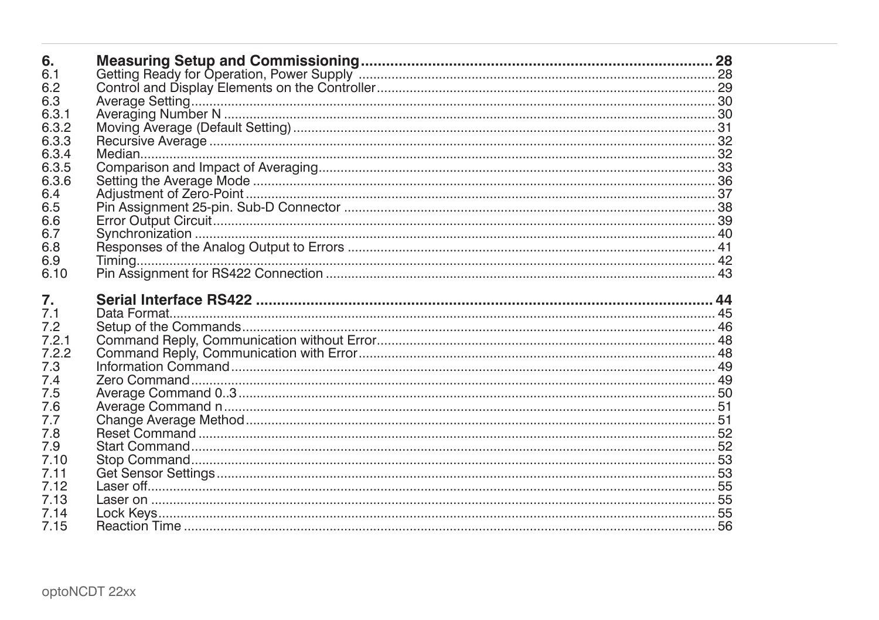| | | |
|---|---|---|
| **6.** | **Measuring Setup and Commissioning** | **28** |
| 6.1 | Getting Ready for Operation, Power Supply | 28 |
| 6.2 | Control and Display Elements on the Controller | 29 |
| 6.3 | Average Setting | 30 |
| 6.3.1 | Averaging Number N | 30 |
| 6.3.2 | Moving Average (Default Setting) | 31 |
| 6.3.3 | Recursive Average | 32 |
| 6.3.4 | Median | 32 |
| 6.3.5 | Comparison and Impact of Averaging | 33 |
| 6.3.6 | Setting the Average Mode | 36 |
| 6.4 | Adjustment of Zero-Point | 37 |
| 6.5 | Pin Assignment 25-pin. Sub-D Connector | 38 |
| 6.6 | Error Output Circuit | 39 |
| 6.7 | Synchronization | 40 |
| 6.8 | Responses of the Analog Output to Errors | 41 |
| 6.9 | Timing | 42 |
| 6.10 | Pin Assignment for RS422 Connection | 43 |
| **7.** | **Serial Interface RS422** | **44** |
| 7.1 | Data Format | 45 |
| 7.2 | Setup of the Commands | 46 |
| 7.2.1 | Command Reply, Communication without Error | 48 |
| 7.2.2 | Command Reply, Communication with Error | 48 |
| 7.3 | Information Command | 49 |
| 7.4 | Zero Command | 49 |
| 7.5 | Average Command 0..3 | 50 |
| 7.6 | Average Command n | 51 |
| 7.7 | Change Average Method | 51 |
| 7.8 | Reset Command | 52 |
| 7.9 | Start Command | 52 |
| 7.10 | Stop Command | 53 |
| 7.11 | Get Sensor Settings | 53 |
| 7.12 | Laser off | 55 |
| 7.13 | Laser on | 55 |
| 7.14 | Lock Keys | 55 |
| 7.15 | Reaction Time | 56 |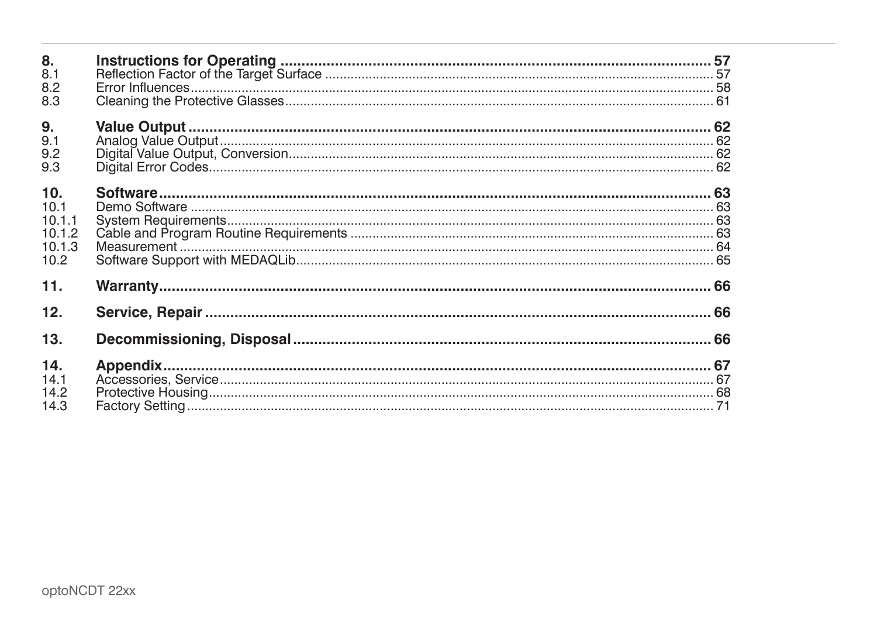| | | |
|---|---|---|
| **8.** | **Instructions for Operating** | **57** |
| 8.1 | Reflection Factor of the Target Surface | 57 |
| 8.2 | Error Influences | 58 |
| 8.3 | Cleaning the Protective Glasses | 61 |
| **9.** | **Value Output** | **62** |
| 9.1 | Analog Value Output | 62 |
| 9.2 | Digital Value Output, Conversion | 62 |
| 9.3 | Digital Error Codes | 62 |
| **10.** | **Software** | **63** |
| 10.1 | Demo Software | 63 |
| 10.1.1 | System Requirements | 63 |
| 10.1.2 | Cable and Program Routine Requirements | 63 |
| 10.1.3 | Measurement | 64 |
| 10.2 | Software Support with MEDAQLib | 65 |
| **11.** | **Warranty** | **66** |
| **12.** | **Service, Repair** | **66** |
| **13.** | **Decommissioning, Disposal** | **66** |
| **14.** | **Appendix** | **67** |
| 14.1 | Accessories, Service | 67 |
| 14.2 | Protective Housing | 68 |
| 14.3 | Factory Setting | 71 |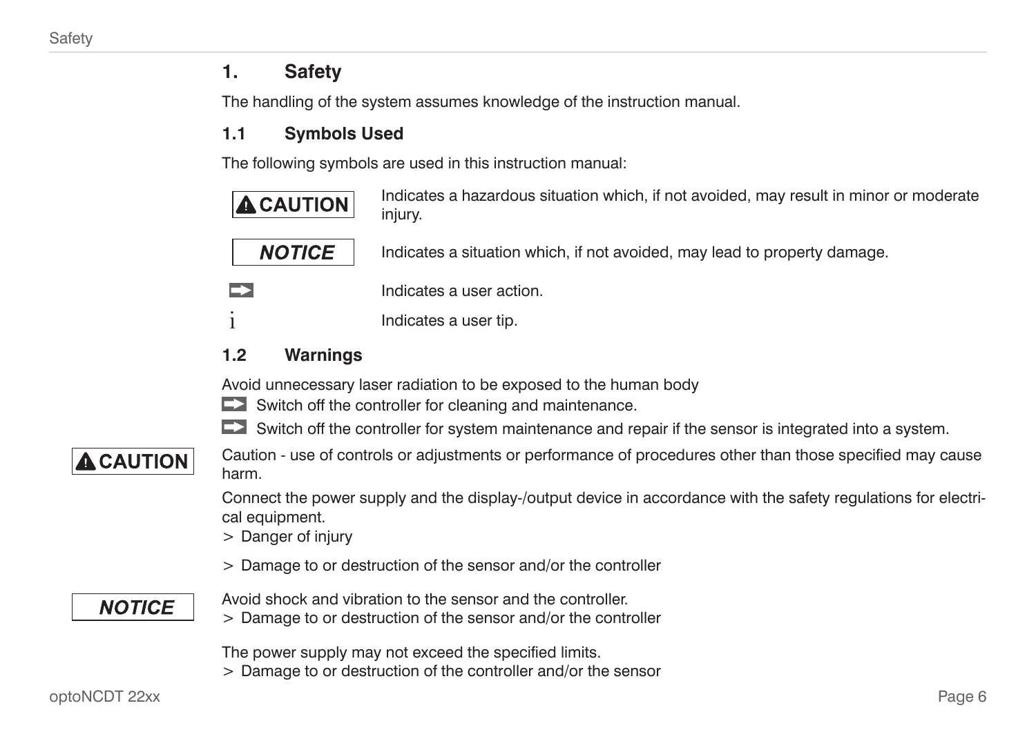# 1. Safety

The handling of the system assumes knowledge of the instruction manual.

## 1.1 Symbols Used

The following symbols are used in this instruction manual:

| | |
|---|---|
| **⚠ CAUTION** | Indicates a hazardous situation which, if not avoided, may result in minor or moderate injury. |
| ***NOTICE*** | Indicates a situation which, if not avoided, may lead to property damage. |
| ➡ | Indicates a user action. |
| i | Indicates a user tip. |

## 1.2 Warnings

Avoid unnecessary laser radiation to be exposed to the human body

➡ Switch off the controller for cleaning and maintenance.

➡ Switch off the controller for system maintenance and repair if the sensor is integrated into a system.

**⚠ CAUTION**

Caution - use of controls or adjustments or performance of procedures other than those specified may cause harm.

Connect the power supply and the display-/output device in accordance with the safety regulations for electrical equipment.

> Danger of injury

> Damage to or destruction of the sensor and/or the controller

***NOTICE***

Avoid shock and vibration to the sensor and the controller.

> Damage to or destruction of the sensor and/or the controller

The power supply may not exceed the specified limits.

> Damage to or destruction of the controller and/or the sensor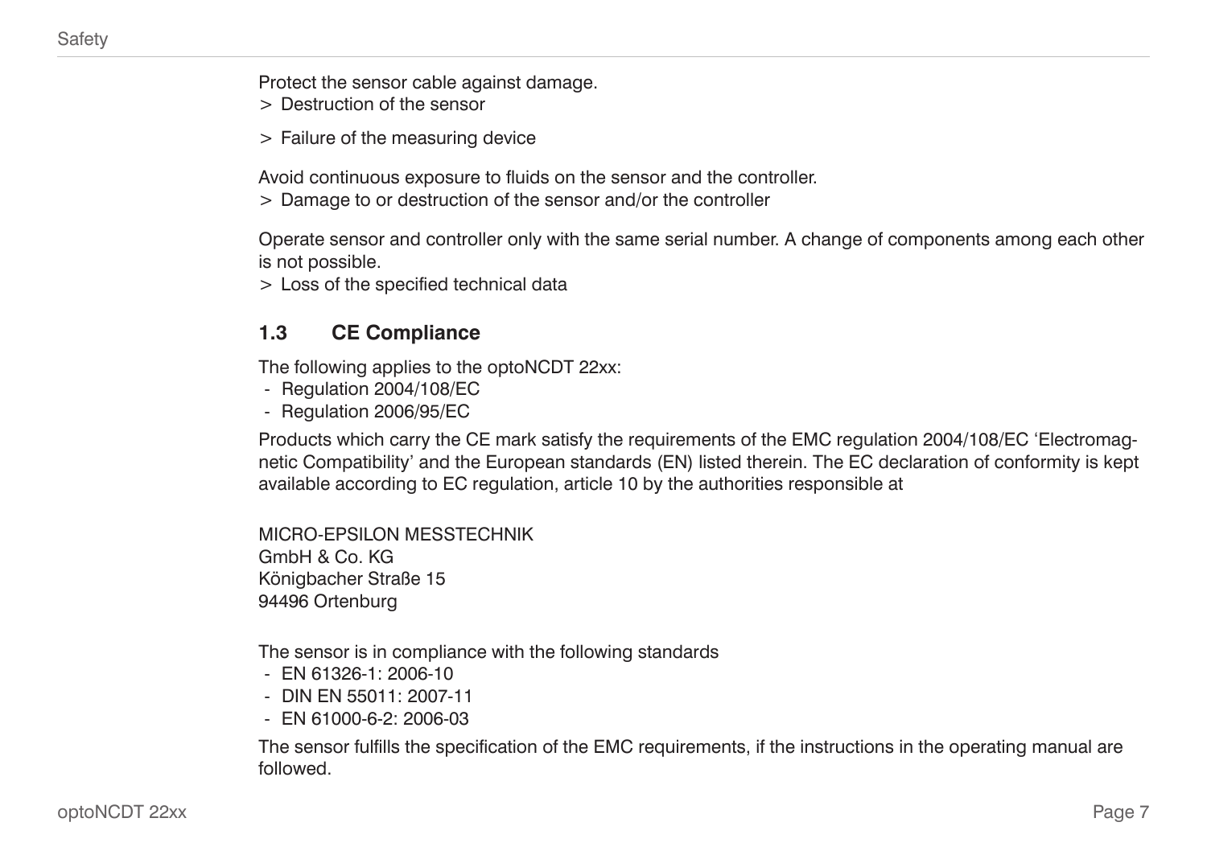Protect the sensor cable against damage.

> Destruction of the sensor

> Failure of the measuring device

Avoid continuous exposure to fluids on the sensor and the controller.

> Damage to or destruction of the sensor and/or the controller

Operate sensor and controller only with the same serial number. A change of components among each other is not possible.

> Loss of the specified technical data

## 1.3 CE Compliance

The following applies to the optoNCDT 22xx:

- Regulation 2004/108/EC
- Regulation 2006/95/EC

Products which carry the CE mark satisfy the requirements of the EMC regulation 2004/108/EC 'Electromagnetic Compatibility' and the European standards (EN) listed therein. The EC declaration of conformity is kept available according to EC regulation, article 10 by the authorities responsible at

MICRO-EPSILON MESSTECHNIK
GmbH & Co. KG
Königbacher Straße 15
94496 Ortenburg

The sensor is in compliance with the following standards

- EN 61326-1: 2006-10
- DIN EN 55011: 2007-11
- EN 61000-6-2: 2006-03

The sensor fulfills the specification of the EMC requirements, if the instructions in the operating manual are followed.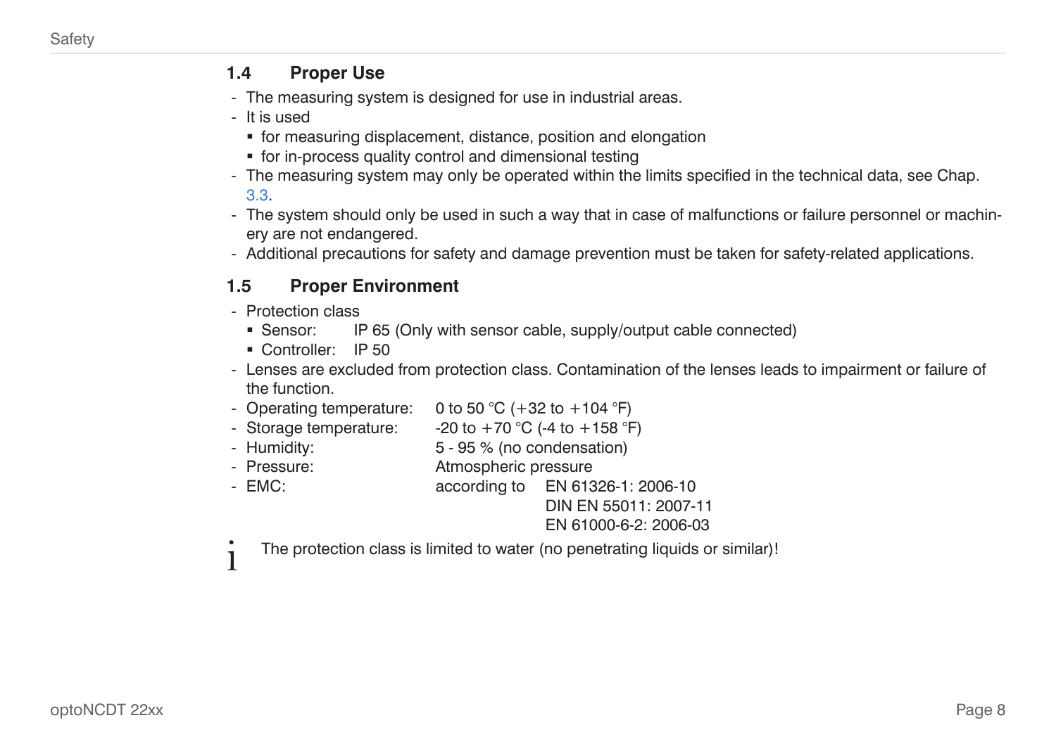## 1.4 Proper Use

- The measuring system is designed for use in industrial areas.
- It is used
  - for measuring displacement, distance, position and elongation
  - for in-process quality control and dimensional testing
- The measuring system may only be operated within the limits specified in the technical data, see Chap. 3.3.
- The system should only be used in such a way that in case of malfunctions or failure personnel or machinery are not endangered.
- Additional precautions for safety and damage prevention must be taken for safety-related applications.

## 1.5 Proper Environment

- Protection class
  - Sensor: IP 65 (Only with sensor cable, supply/output cable connected)
  - Controller: IP 50
- Lenses are excluded from protection class. Contamination of the lenses leads to impairment or failure of the function.
- Operating temperature: 0 to 50 °C (+32 to +104 °F)
- Storage temperature: -20 to +70 °C (-4 to +158 °F)
- Humidity: 5 - 95 % (no condensation)
- Pressure: Atmospheric pressure
- EMC: according to EN 61326-1: 2006-10
  DIN EN 55011: 2007-11
  EN 61000-6-2: 2006-03

i The protection class is limited to water (no penetrating liquids or similar)!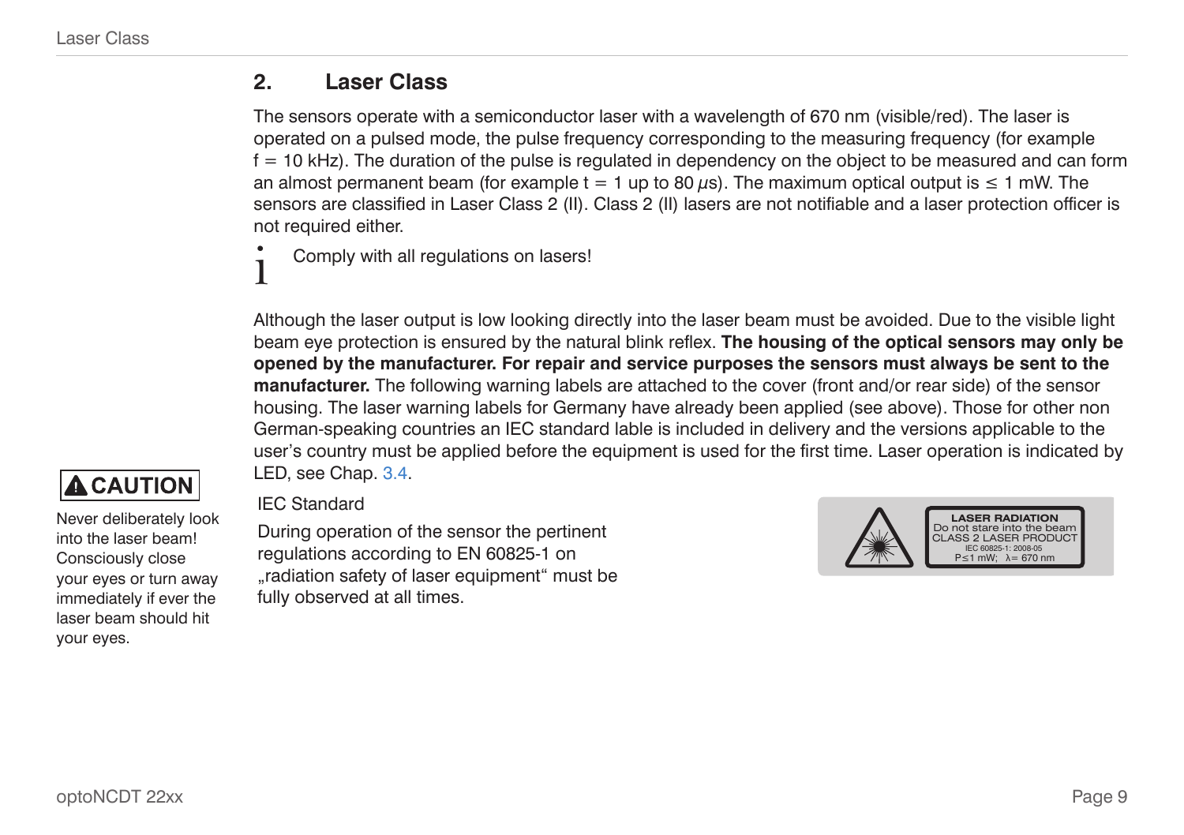## 2. Laser Class

The sensors operate with a semiconductor laser with a wavelength of 670 nm (visible/red). The laser is operated on a pulsed mode, the pulse frequency corresponding to the measuring frequency (for example f = 10 kHz). The duration of the pulse is regulated in dependency on the object to be measured and can form an almost permanent beam (for example t = 1 up to 80 $\mu$s). The maximum optical output is ≤ 1 mW. The sensors are classified in Laser Class 2 (II). Class 2 (II) lasers are not notifiable and a laser protection officer is not required either.

i Comply with all regulations on lasers!

Although the laser output is low looking directly into the laser beam must be avoided. Due to the visible light beam eye protection is ensured by the natural blink reflex. **The housing of the optical sensors may only be opened by the manufacturer. For repair and service purposes the sensors must always be sent to the manufacturer.** The following warning labels are attached to the cover (front and/or rear side) of the sensor housing. The laser warning labels for Germany have already been applied (see above). Those for other non German-speaking countries an IEC standard lable is included in delivery and the versions applicable to the user's country must be applied before the equipment is used for the first time. Laser operation is indicated by LED, see Chap. 3.4.

**CAUTION**

Never deliberately look into the laser beam! Consciously close your eyes or turn away immediately if ever the laser beam should hit your eyes.

IEC Standard

During operation of the sensor the pertinent regulations according to EN 60825-1 on „radiation safety of laser equipment“ must be fully observed at all times.

LASER RADIATION
Do not stare into the beam
CLASS 2 LASER PRODUCT
IEC 60825-1: 2008-05
P≤1 mW; λ= 670 nm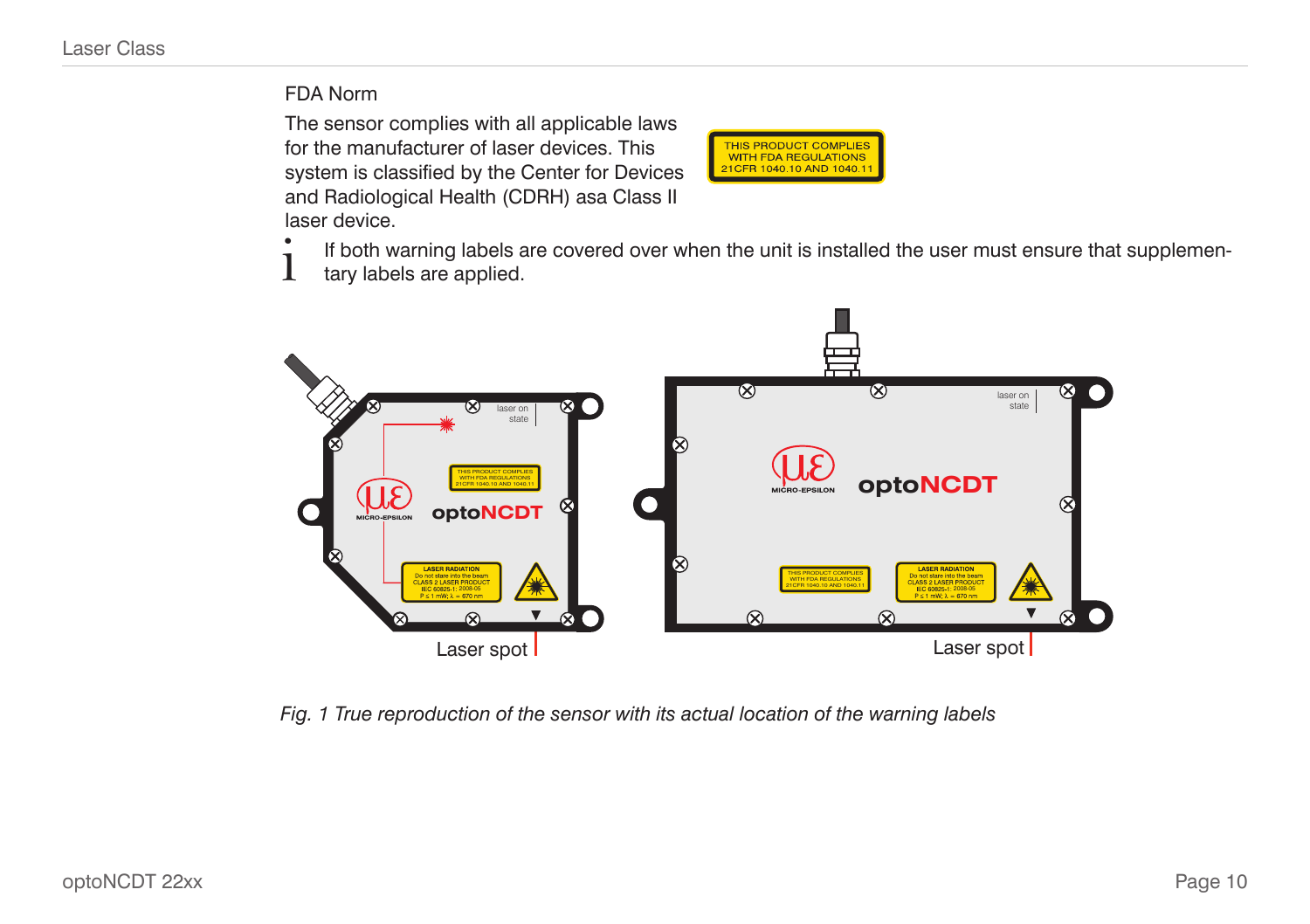## FDA Norm

The sensor complies with all applicable laws for the manufacturer of laser devices. This system is classified by the Center for Devices and Radiological Health (CDRH) asa Class II laser device.

THIS PRODUCT COMPLIES WITH FDA REGULATIONS 21CFR 1040.10 AND 1040.11

i If both warning labels are covered over when the unit is installed the user must ensure that supplementary labels are applied.

*Fig. 1 True reproduction of the sensor with its actual location of the warning labels*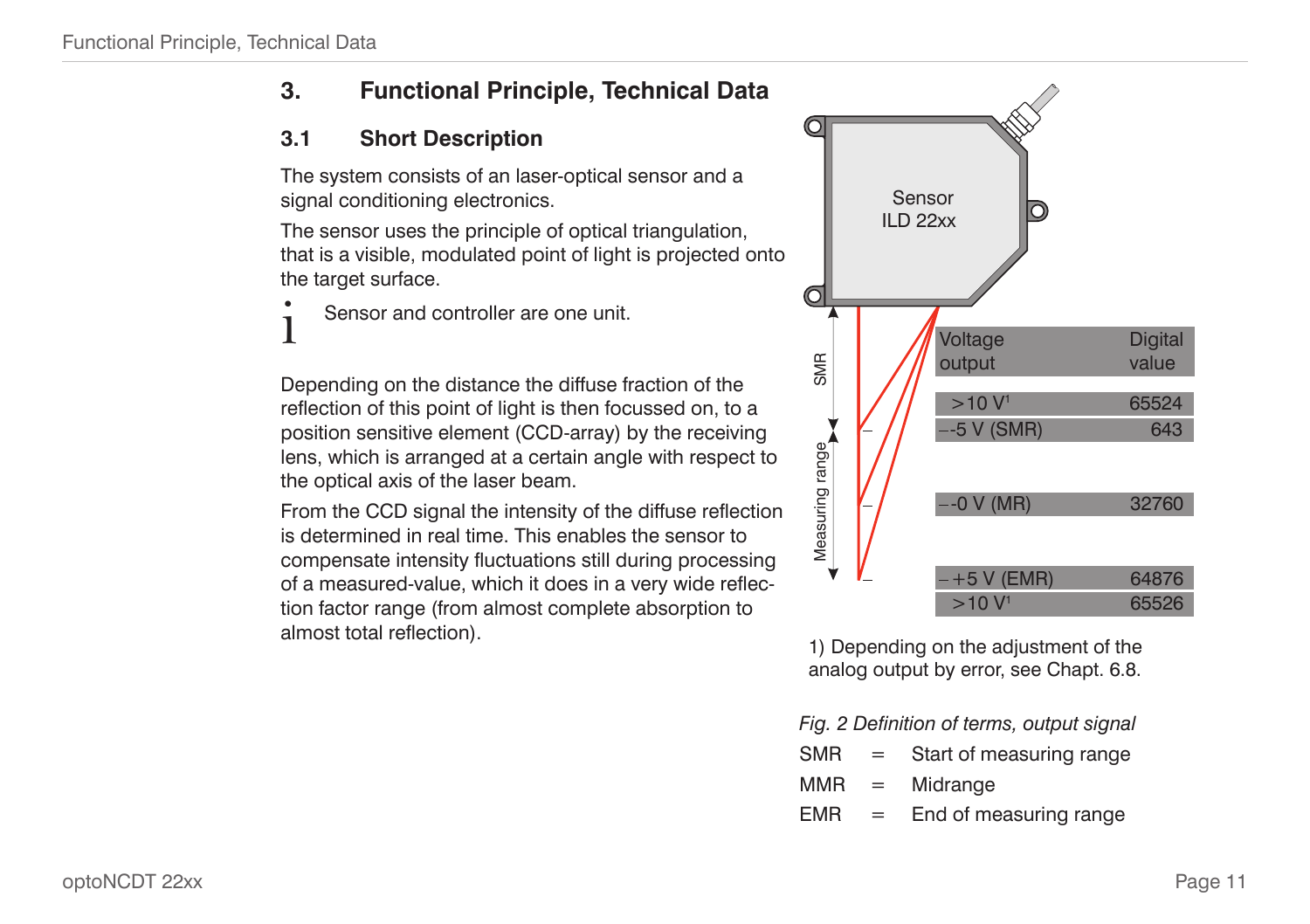# 3. Functional Principle, Technical Data

## 3.1 Short Description

The system consists of an laser-optical sensor and a signal conditioning electronics.

The sensor uses the principle of optical triangulation, that is a visible, modulated point of light is projected onto the target surface.

i Sensor and controller are one unit.

Depending on the distance the diffuse fraction of the reflection of this point of light is then focussed on, to a position sensitive element (CCD-array) by the receiving lens, which is arranged at a certain angle with respect to the optical axis of the laser beam.

From the CCD signal the intensity of the diffuse reflection is determined in real time. This enables the sensor to compensate intensity fluctuations still during processing of a measured-value, which it does in a very wide reflection factor range (from almost complete absorption to almost total reflection).

Sensor ILD 22xx

SMR

Measuring range

| Voltage output | Digital value |
|---|---|
| >10 V[1] | 65524 |
| -5 V (SMR) | 643 |
| -0 V (MR) | 32760 |
| +5 V (EMR) | 64876 |
| >10 V[1] | 65526 |

1) Depending on the adjustment of the analog output by error, see Chapt. 6.8.

*Fig. 2 Definition of terms, output signal*

SMR = Start of measuring range

MMR = Midrange

EMR = End of measuring range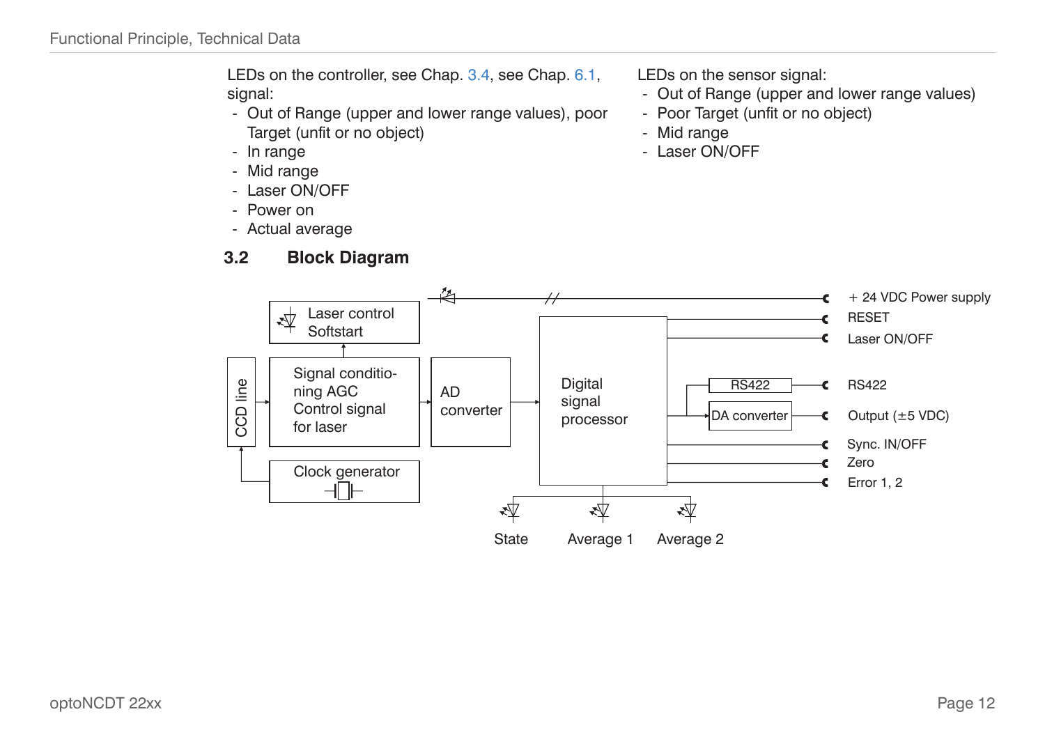LEDs on the controller, see Chap. 3.4, see Chap. 6.1, signal:

- Out of Range (upper and lower range values), poor Target (unfit or no object)
- In range
- Mid range
- Laser ON/OFF
- Power on
- Actual average

LEDs on the sensor signal:

- Out of Range (upper and lower range values)
- Poor Target (unfit or no object)
- Mid range
- Laser ON/OFF

## 3.2 Block Diagram

Laser control Softstart

CCD line

Signal conditioning AGC Control signal for laser

AD converter

Digital signal processor

Clock generator

RS422

DA converter

+ 24 VDC Power supply

RESET

Laser ON/OFF

RS422

Output (±5 VDC)

Sync. IN/OFF

Zero

Error 1, 2

State

Average 1

Average 2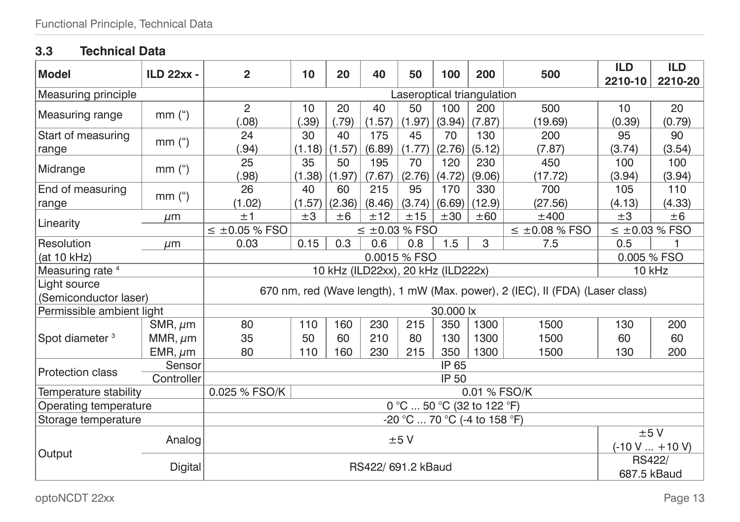### 3.3 Technical Data

| Model | ILD 22xx - | 2 | 10 | 20 | 40 | 50 | 100 | 200 | 500 | ILD 2210-10 | ILD 2210-20 |
|---|---|---|---|---|---|---|---|---|---|---|---|
| Measuring principle | | Laseroptical triangulation | | | | | | | | | |
| Measuring range | mm (") | 2 (.08) | 10 (.39) | 20 (.79) | 40 (1.57) | 50 (1.97) | 100 (3.94) | 200 (7.87) | 500 (19.69) | 10 (0.39) | 20 (0.79) |
| Start of measuring range | mm (") | 24 (.94) | 30 (1.18) | 40 (1.57) | 175 (6.89) | 45 (1.77) | 70 (2.76) | 130 (5.12) | 200 (7.87) | 95 (3.74) | 90 (3.54) |
| Midrange | mm (") | 25 (.98) | 35 (1.38) | 50 (1.97) | 195 (7.67) | 70 (2.76) | 120 (4.72) | 230 (9.06) | 450 (17.72) | 100 (3.94) | 100 (3.94) |
| End of measuring range | mm (") | 26 (1.02) | 40 (1.57) | 60 (2.36) | 215 (8.46) | 95 (3.74) | 170 (6.69) | 330 (12.9) | 700 (27.56) | 105 (4.13) | 110 (4.33) |
| Linearity | μm | ±1 | ±3 | ±6 | ±12 | ±15 | ±30 | ±60 | ±400 | ±3 | ±6 |
| | | ≤ ±0.05 % FSO | ≤ ±0.03 % FSO | | | | | | ≤ ±0.08 % FSO | ≤ ±0.03 % FSO | |
| Resolution | μm | 0.03 | 0.15 | 0.3 | 0.6 | 0.8 | 1.5 | 3 | 7.5 | 0.5 | 1 |
| (at 10 kHz) | | 0.0015 % FSO | | | | | | | | 0.005 % FSO | |
| Measuring rate [4] | | 10 kHz (ILD22xx), 20 kHz (ILD222x) | | | | | | | | 10 kHz | |
| Light source (Semiconductor laser) | | 670 nm, red (Wave length), 1 mW (Max. power), 2 (IEC), II (FDA) (Laser class) | | | | | | | | | |
| Permissible ambient light | | 30.000 lx | | | | | | | | | |
| Spot diameter [3] | SMR, μm | 80 | 110 | 160 | 230 | 215 | 350 | 1300 | 1500 | 130 | 200 |
| | MMR, μm | 35 | 50 | 60 | 210 | 80 | 130 | 1300 | 1500 | 60 | 60 |
| | EMR, μm | 80 | 110 | 160 | 230 | 215 | 350 | 1300 | 1500 | 130 | 200 |
| Protection class | Sensor | IP 65 | | | | | | | | | |
| | Controller | IP 50 | | | | | | | | | |
| Temperature stability | | 0.025 % FSO/K | 0.01 % FSO/K | | | | | | | | |
| Operating temperature | | 0 °C ... 50 °C (32 to 122 °F) | | | | | | | | | |
| Storage temperature | | -20 °C ... 70 °C (-4 to 158 °F) | | | | | | | | | |
| Output | Analog | ±5 V | | | | | | | | ±5 V (-10 V ... +10 V) | |
| | Digital | RS422/ 691.2 kBaud | | | | | | | | RS422/ 687.5 kBaud | |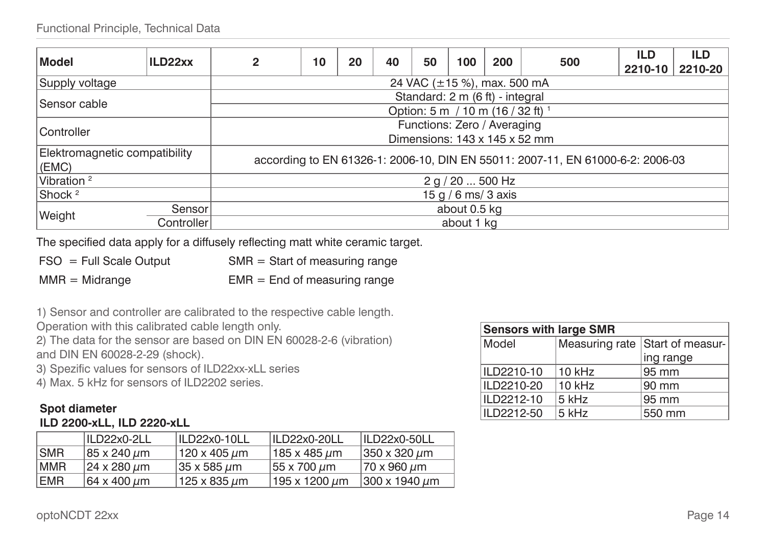| Model | ILD22xx | 2 | 10 | 20 | 40 | 50 | 100 | 200 | 500 | ILD 2210-10 | ILD 2210-20 |
|---|---|---|---|---|---|---|---|---|---|---|---|
| Supply voltage | | 24 VAC (±15 %), max. 500 mA | | | | | | | | | |
| Sensor cable | | Standard: 2 m (6 ft) - integral | | | | | | | | | |
| | | Option: 5 m / 10 m (16 / 32 ft) [1] | | | | | | | | | |
| Controller | | Functions: Zero / Averaging<br>Dimensions: 143 x 145 x 52 mm | | | | | | | | | |
| Elektromagnetic compatibility (EMC) | | according to EN 61326-1: 2006-10, DIN EN 55011: 2007-11, EN 61000-6-2: 2006-03 | | | | | | | | | |
| Vibration [2] | | 2 g / 20 ... 500 Hz | | | | | | | | | |
| Shock [2] | | 15 g / 6 ms/ 3 axis | | | | | | | | | |
| Weight | Sensor | about 0.5 kg | | | | | | | | | |
| | Controller | about 1 kg | | | | | | | | | |

The specified data apply for a diffusely reflecting matt white ceramic target.

FSO = Full Scale Output SMR = Start of measuring range

MMR = Midrange EMR = End of measuring range

1) Sensor and controller are calibrated to the respective cable length. Operation with this calibrated cable length only.

2) The data for the sensor are based on DIN EN 60028-2-6 (vibration) and DIN EN 60028-2-29 (shock).

3) Spezific values for sensors of ILD22xx-xLL series

4) Max. 5 kHz for sensors of ILD2202 series.

| Sensors with large SMR | | |
|---|---|---|
| Model | Measuring rate | Start of measuring range |
| ILD2210-10 | 10 kHz | 95 mm |
| ILD2210-20 | 10 kHz | 90 mm |
| ILD2212-10 | 5 kHz | 95 mm |
| ILD2212-50 | 5 kHz | 550 mm |

**Spot diameter**
**ILD 2200-xLL, ILD 2220-xLL**

| | ILD22x0-2LL | ILD22x0-10LL | ILD22x0-20LL | ILD22x0-50LL |
|---|---|---|---|---|
| SMR | 85 x 240 μm | 120 x 405 μm | 185 x 485 μm | 350 x 320 μm |
| MMR | 24 x 280 μm | 35 x 585 μm | 55 x 700 μm | 70 x 960 μm |
| EMR | 64 x 400 μm | 125 x 835 μm | 195 x 1200 μm | 300 x 1940 μm |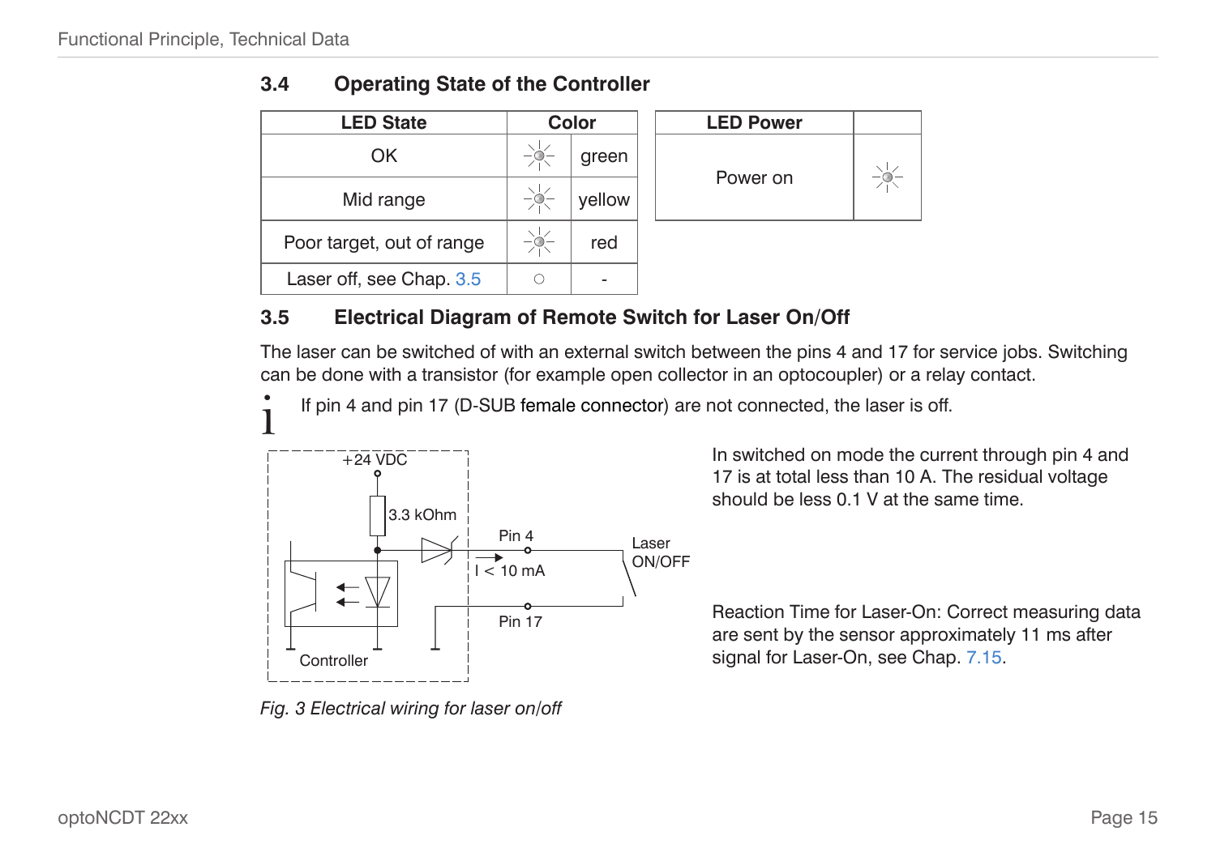## 3.4 Operating State of the Controller

| LED State | Color | |
|---|---|---|
| OK | ☼ | green |
| Mid range | ☼ | yellow |
| Poor target, out of range | ☼ | red |
| Laser off, see Chap. 3.5 | ○ | - |

| LED Power | |
|---|---|
| Power on | ☼ |

## 3.5 Electrical Diagram of Remote Switch for Laser On/Off

The laser can be switched of with an external switch between the pins 4 and 17 for service jobs. Switching can be done with a transistor (for example open collector in an optocoupler) or a relay contact.

**i** If pin 4 and pin 17 (D-SUB female connector) are not connected, the laser is off.

In switched on mode the current through pin 4 and 17 is at total less than 10 A. The residual voltage should be less 0.1 V at the same time.

Reaction Time for Laser-On: Correct measuring data are sent by the sensor approximately 11 ms after signal for Laser-On, see Chap. 7.15.

*Fig. 3 Electrical wiring for laser on/off*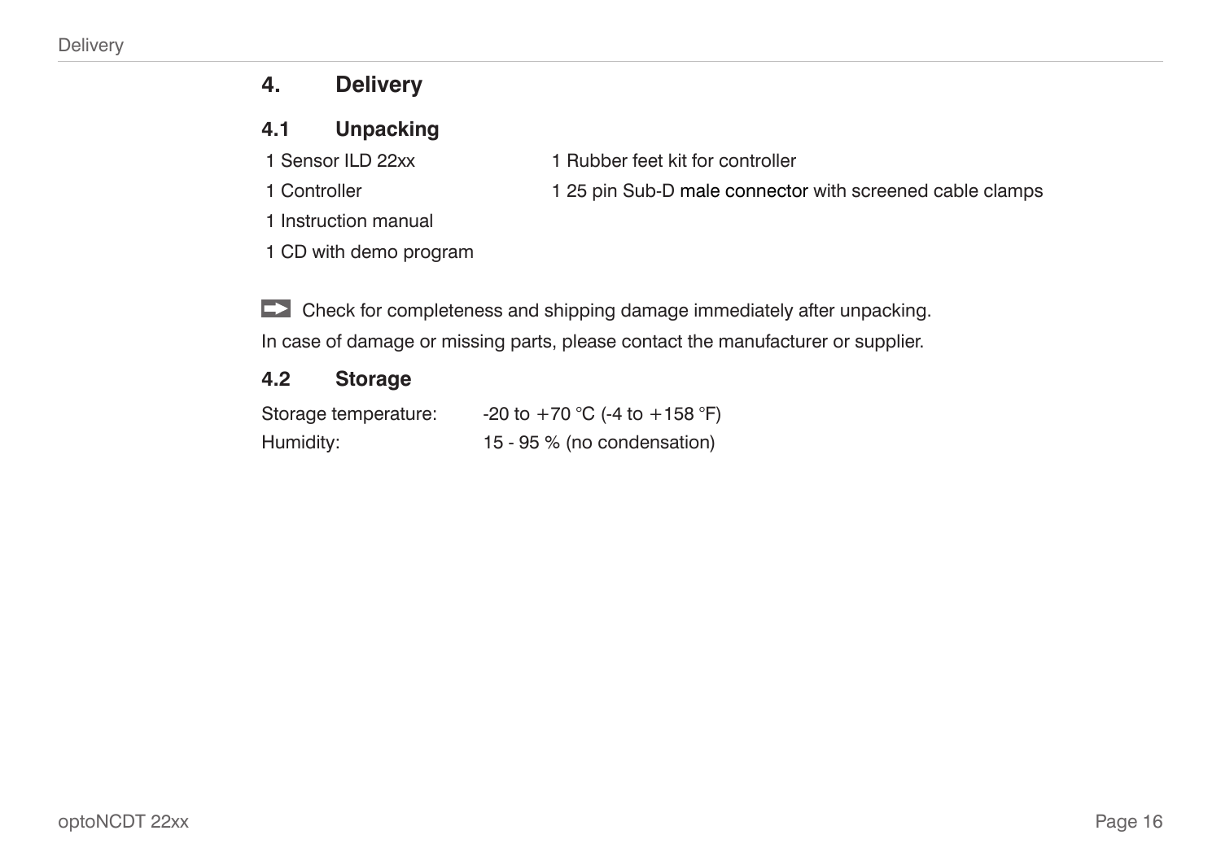# 4. Delivery

## 4.1 Unpacking

- 1 Sensor ILD 22xx
- 1 Controller
- 1 Instruction manual
- 1 CD with demo program
- 1 Rubber feet kit for controller
- 1 25 pin Sub-D male connector with screened cable clamps

Check for completeness and shipping damage immediately after unpacking.

In case of damage or missing parts, please contact the manufacturer or supplier.

## 4.2 Storage

| | |
|---|---|
| Storage temperature: | -20 to +70 °C (-4 to +158 °F) |
| Humidity: | 15 - 95 % (no condensation) |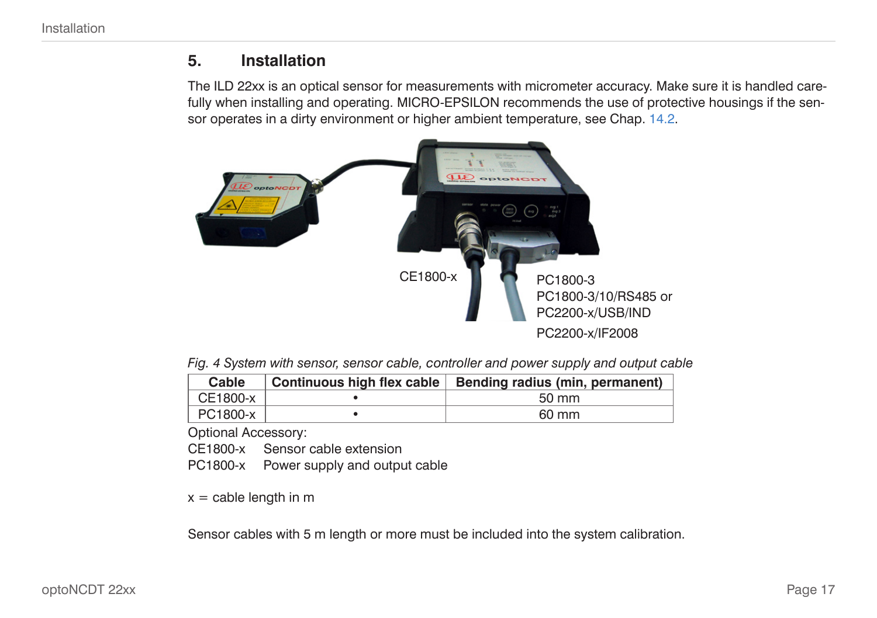# 5. Installation

The ILD 22xx is an optical sensor for measurements with micrometer accuracy. Make sure it is handled carefully when installing and operating. MICRO-EPSILON recommends the use of protective housings if the sensor operates in a dirty environment or higher ambient temperature, see Chap. 14.2.

CE1800-x

PC1800-3
PC1800-3/10/RS485 or
PC2200-x/USB/IND

PC2200-x/IF2008

*Fig. 4 System with sensor, sensor cable, controller and power supply and output cable*

| Cable | Continuous high flex cable | Bending radius (min, permanent) |
|---|---|---|
| CE1800-x | • | 50 mm |
| PC1800-x | • | 60 mm |

Optional Accessory:
CE1800-x  Sensor cable extension
PC1800-x  Power supply and output cable

x = cable length in m

Sensor cables with 5 m length or more must be included into the system calibration.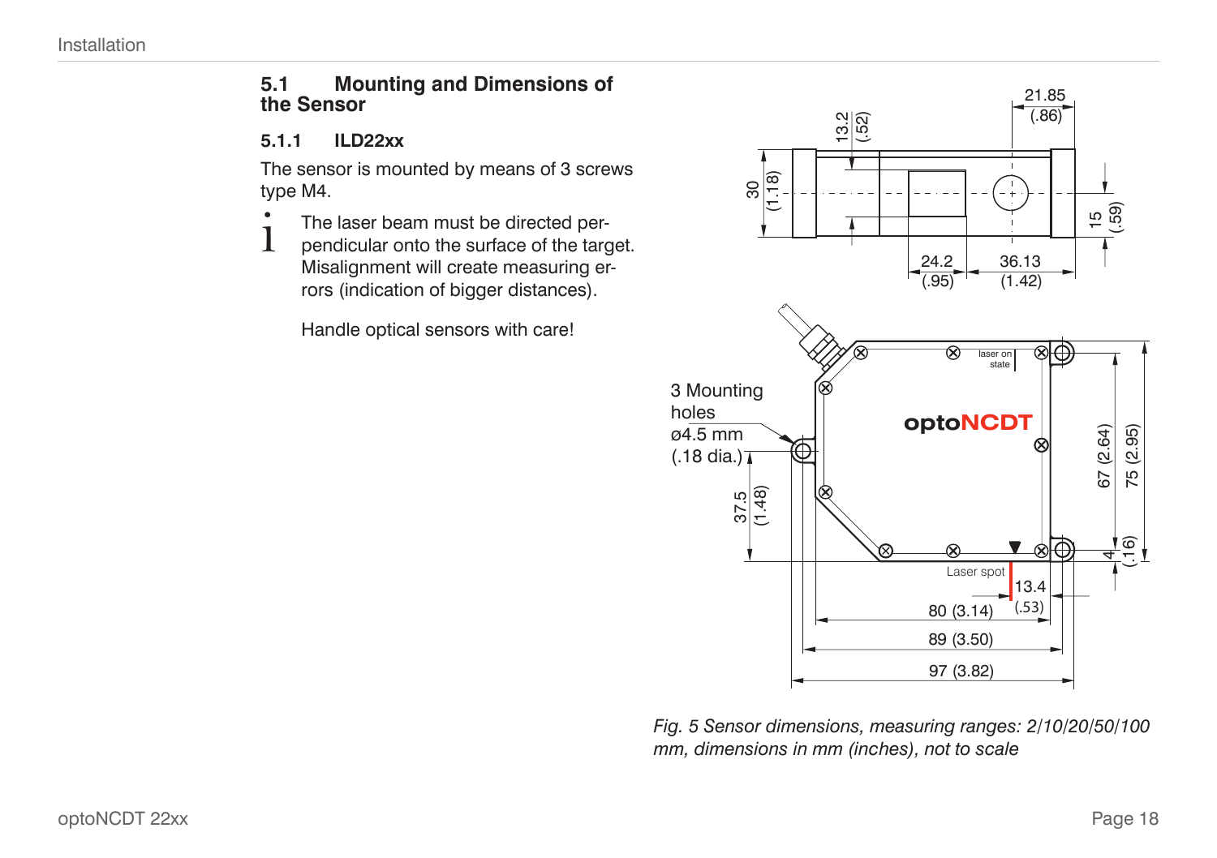## 5.1 Mounting and Dimensions of the Sensor

### 5.1.1 ILD22xx

The sensor is mounted by means of 3 screws type M4.

> **i** The laser beam must be directed perpendicular onto the surface of the target. Misalignment will create measuring errors (indication of bigger distances).
>
> Handle optical sensors with care!

*Fig. 5 Sensor dimensions, measuring ranges: 2/10/20/50/100 mm, dimensions in mm (inches), not to scale*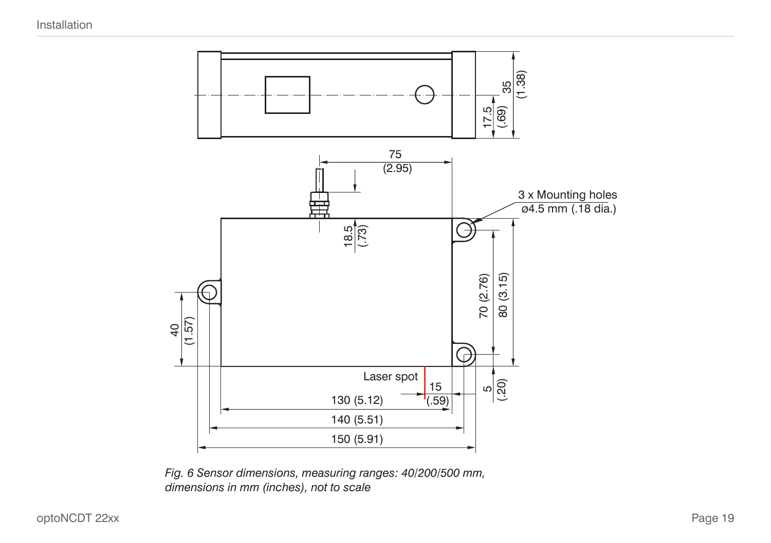*Fig. 6 Sensor dimensions, measuring ranges: 40/200/500 mm, dimensions in mm (inches), not to scale*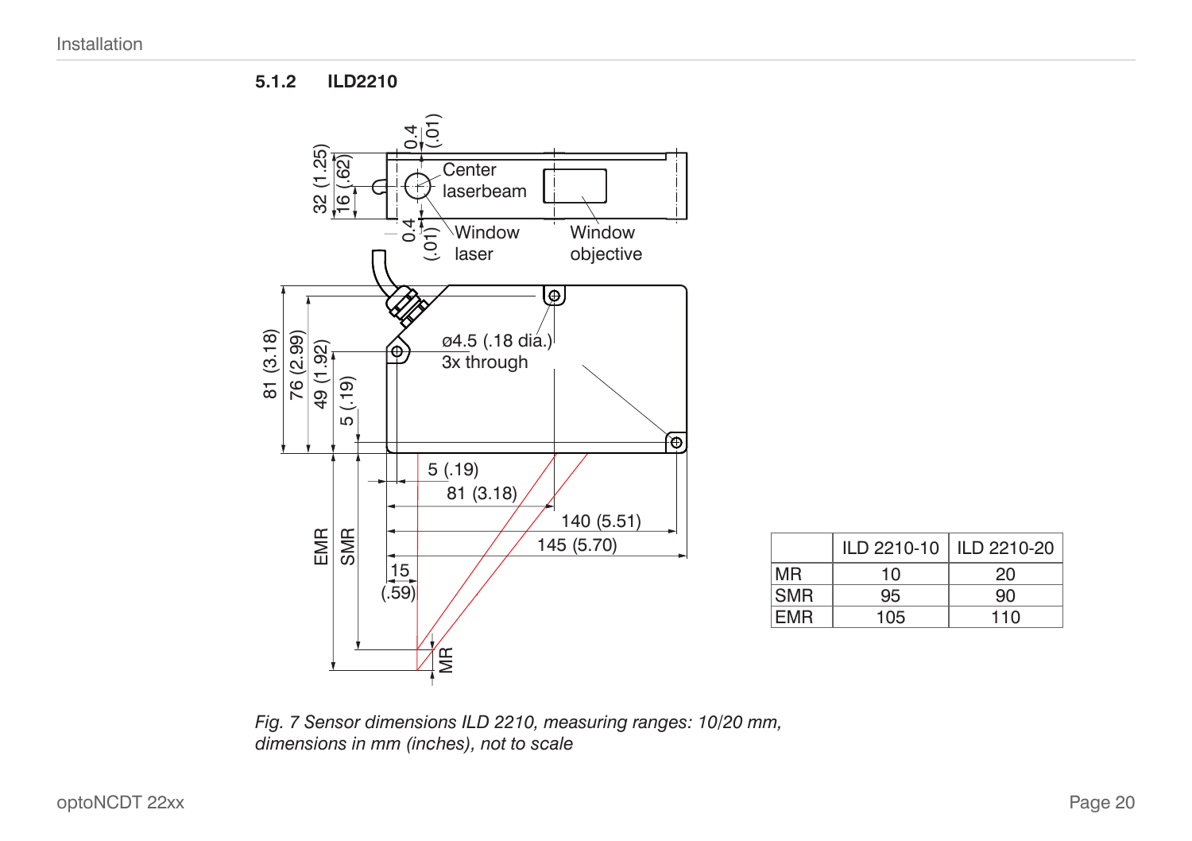### 5.1.2 ILD2210

|  | ILD 2210-10 | ILD 2210-20 |
|---|---|---|
| MR | 10 | 20 |
| SMR | 95 | 90 |
| EMR | 105 | 110 |

*Fig. 7 Sensor dimensions ILD 2210, measuring ranges: 10/20 mm, dimensions in mm (inches), not to scale*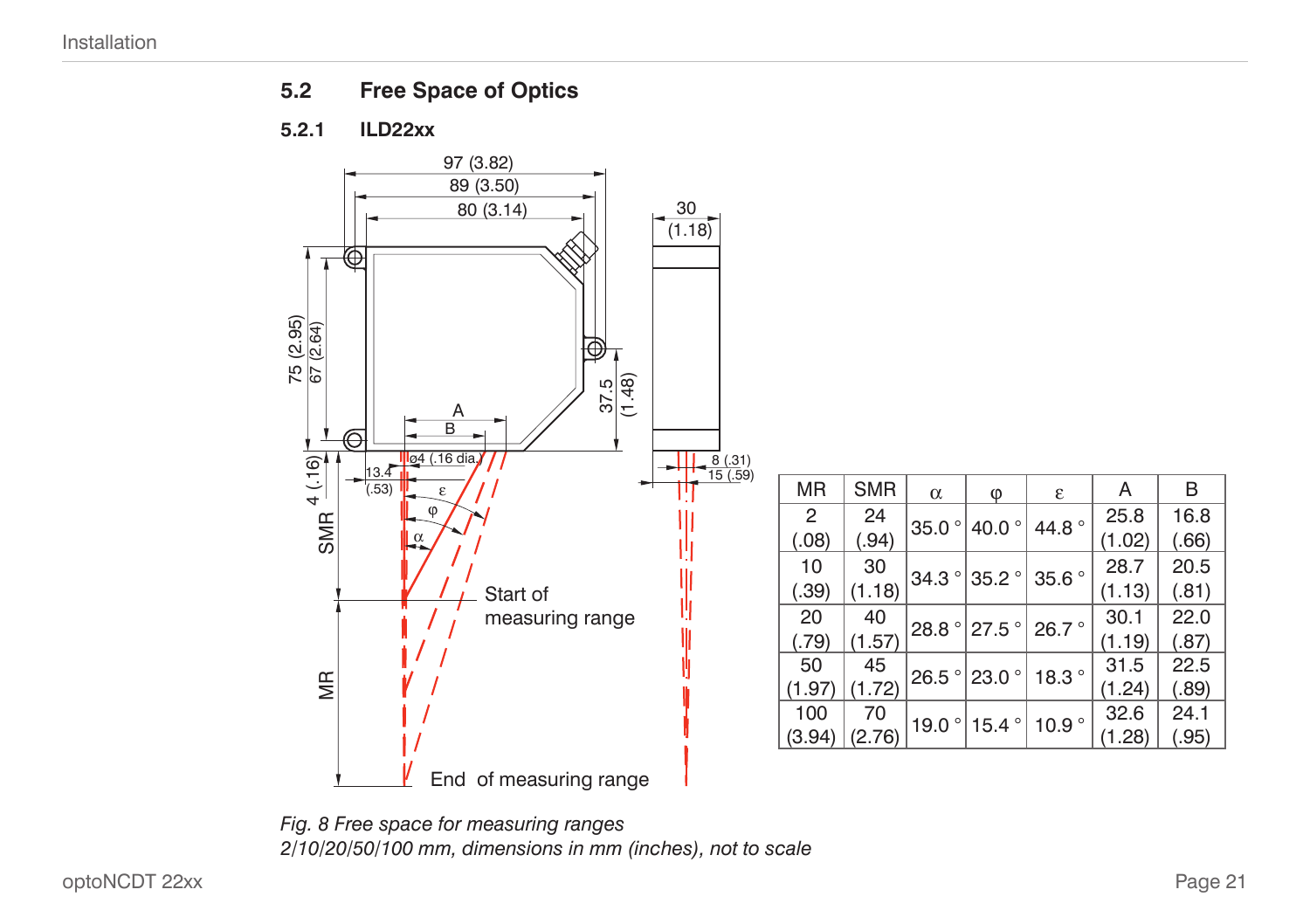## 5.2 Free Space of Optics

### 5.2.1 ILD22xx

| MR | SMR | α | φ | ε | A | B |
|---|---|---|---|---|---|---|
| 2 (.08) | 24 (.94) | 35.0 ° | 40.0 ° | 44.8 ° | 25.8 (1.02) | 16.8 (.66) |
| 10 (.39) | 30 (1.18) | 34.3 ° | 35.2 ° | 35.6 ° | 28.7 (1.13) | 20.5 (.81) |
| 20 (.79) | 40 (1.57) | 28.8 ° | 27.5 ° | 26.7 ° | 30.1 (1.19) | 22.0 (.87) |
| 50 (1.97) | 45 (1.72) | 26.5 ° | 23.0 ° | 18.3 ° | 31.5 (1.24) | 22.5 (.89) |
| 100 (3.94) | 70 (2.76) | 19.0 ° | 15.4 ° | 10.9 ° | 32.6 (1.28) | 24.1 (.95) |

*Fig. 8 Free space for measuring ranges 2/10/20/50/100 mm, dimensions in mm (inches), not to scale*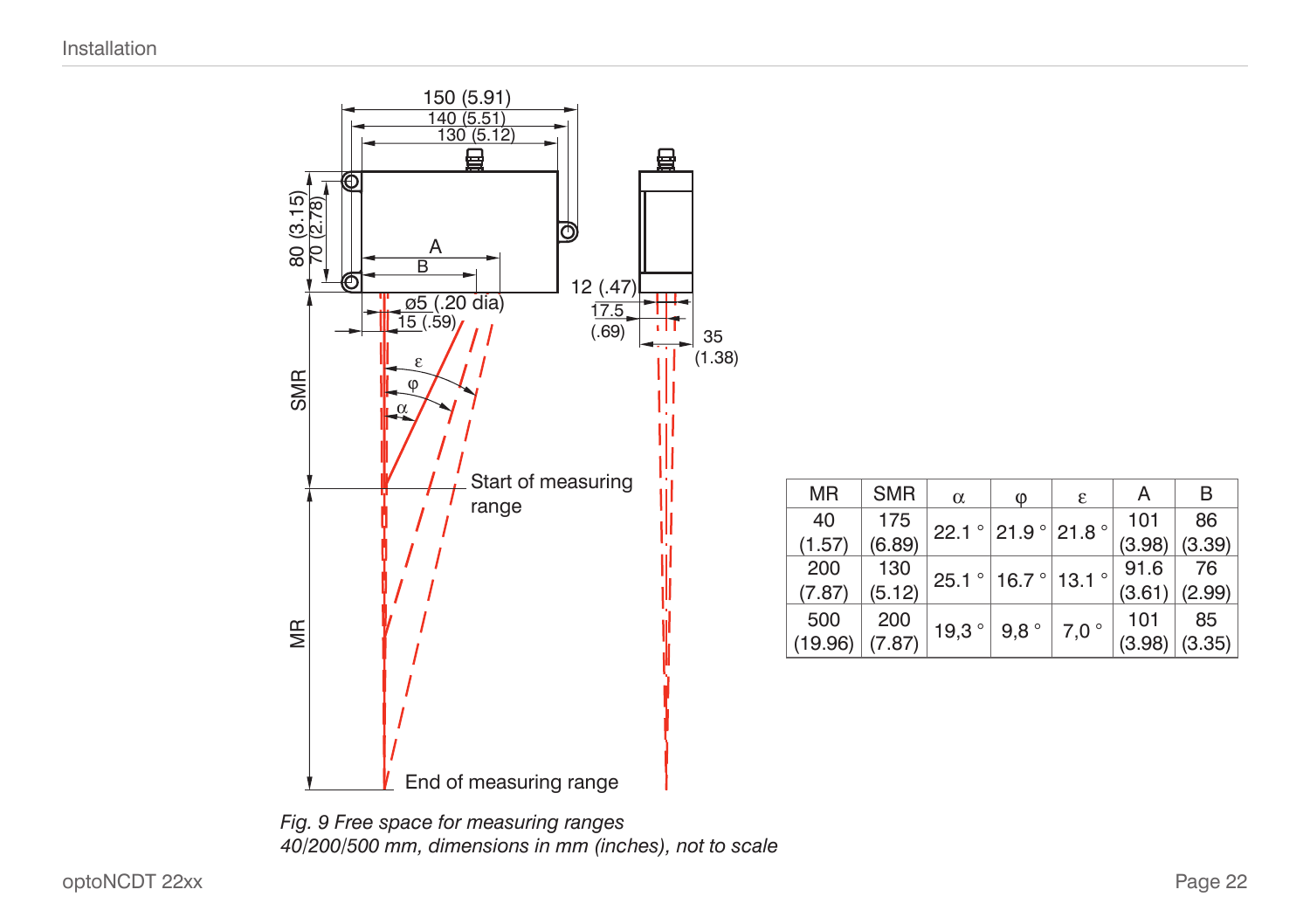| MR | SMR | α | φ | ε | A | B |
|---|---|---|---|---|---|---|
| 40 (1.57) | 175 (6.89) | 22.1 ° | 21.9 ° | 21.8 ° | 101 (3.98) | 86 (3.39) |
| 200 (7.87) | 130 (5.12) | 25.1 ° | 16.7 ° | 13.1 ° | 91.6 (3.61) | 76 (2.99) |
| 500 (19.96) | 200 (7.87) | 19,3 ° | 9,8 ° | 7,0 ° | 101 (3.98) | 85 (3.35) |

*Fig. 9 Free space for measuring ranges 40/200/500 mm, dimensions in mm (inches), not to scale*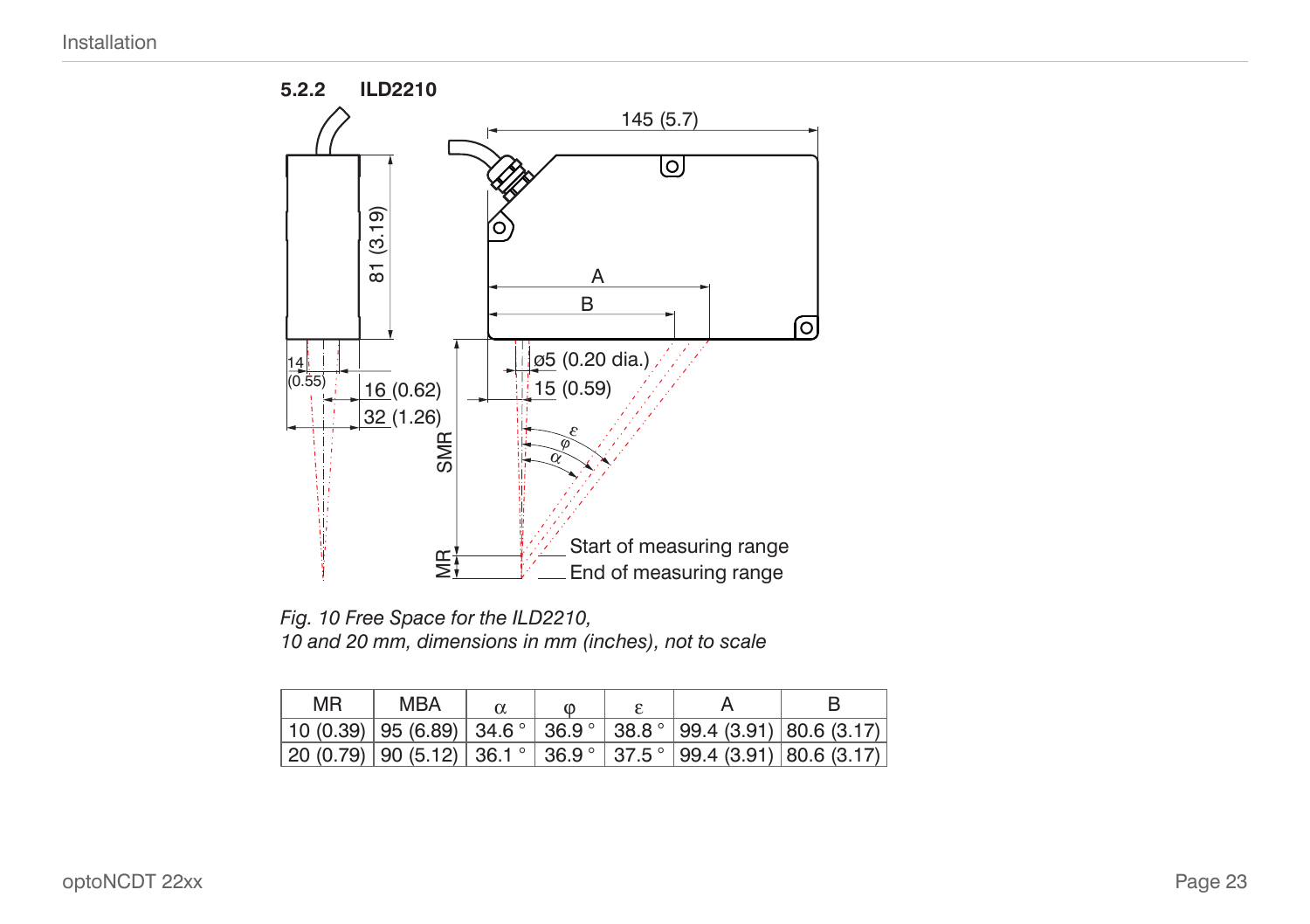### 5.2.2 ILD2210

*Fig. 10 Free Space for the ILD2210,*
*10 and 20 mm, dimensions in mm (inches), not to scale*

| MR | MBA | α | φ | ε | A | B |
|---|---|---|---|---|---|---|
| 10 (0.39) | 95 (6.89) | 34.6 ° | 36.9 ° | 38.8 ° | 99.4 (3.91) | 80.6 (3.17) |
| 20 (0.79) | 90 (5.12) | 36.1 ° | 36.9 ° | 37.5 ° | 99.4 (3.91) | 80.6 (3.17) |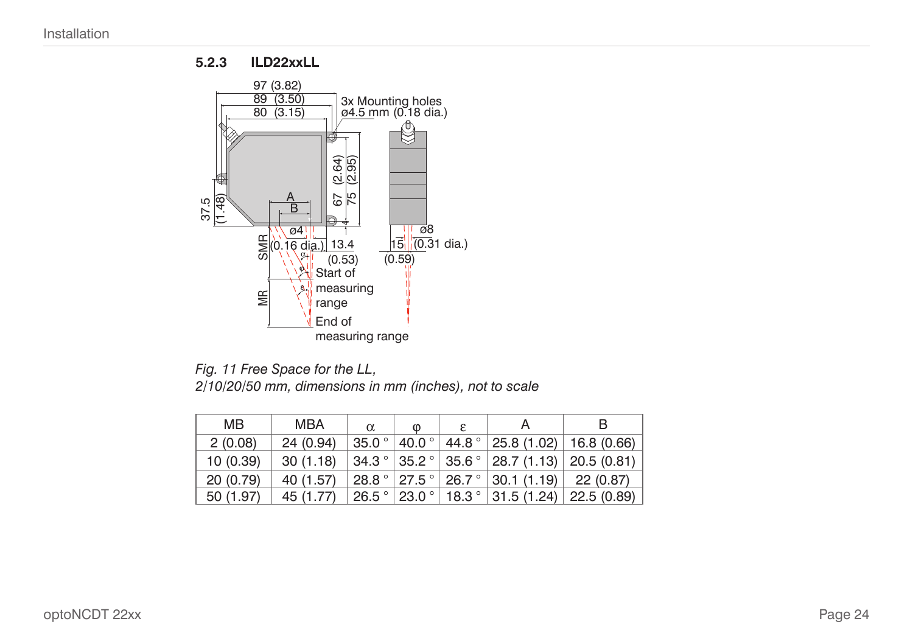### 5.2.3 ILD22xxLL

*Fig. 11 Free Space for the LL,*
*2/10/20/50 mm, dimensions in mm (inches), not to scale*

| MB | MBA | α | φ | ε | A | B |
|---|---|---|---|---|---|---|
| 2 (0.08) | 24 (0.94) | 35.0 ° | 40.0 ° | 44.8 ° | 25.8 (1.02) | 16.8 (0.66) |
| 10 (0.39) | 30 (1.18) | 34.3 ° | 35.2 ° | 35.6 ° | 28.7 (1.13) | 20.5 (0.81) |
| 20 (0.79) | 40 (1.57) | 28.8 ° | 27.5 ° | 26.7 ° | 30.1 (1.19) | 22 (0.87) |
| 50 (1.97) | 45 (1.77) | 26.5 ° | 23.0 ° | 18.3 ° | 31.5 (1.24) | 22.5 (0.89) |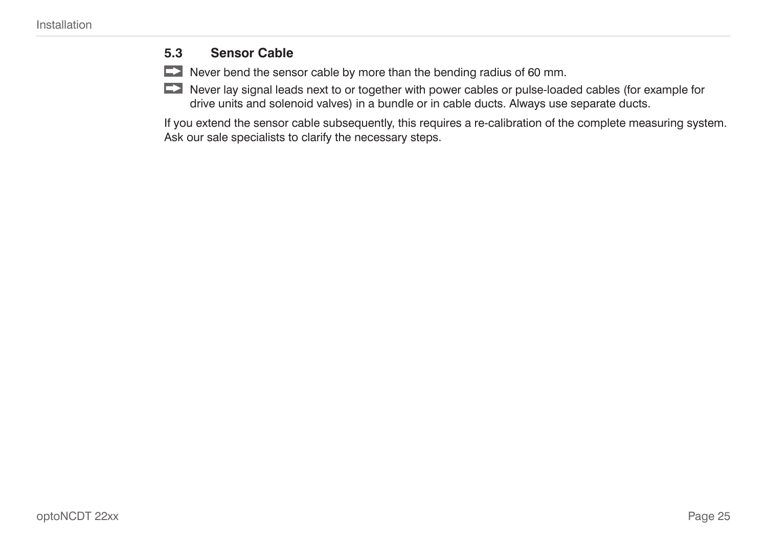## 5.3 Sensor Cable

- Never bend the sensor cable by more than the bending radius of 60 mm.
- Never lay signal leads next to or together with power cables or pulse-loaded cables (for example for drive units and solenoid valves) in a bundle or in cable ducts. Always use separate ducts.

If you extend the sensor cable subsequently, this requires a re-calibration of the complete measuring system. Ask our sale specialists to clarify the necessary steps.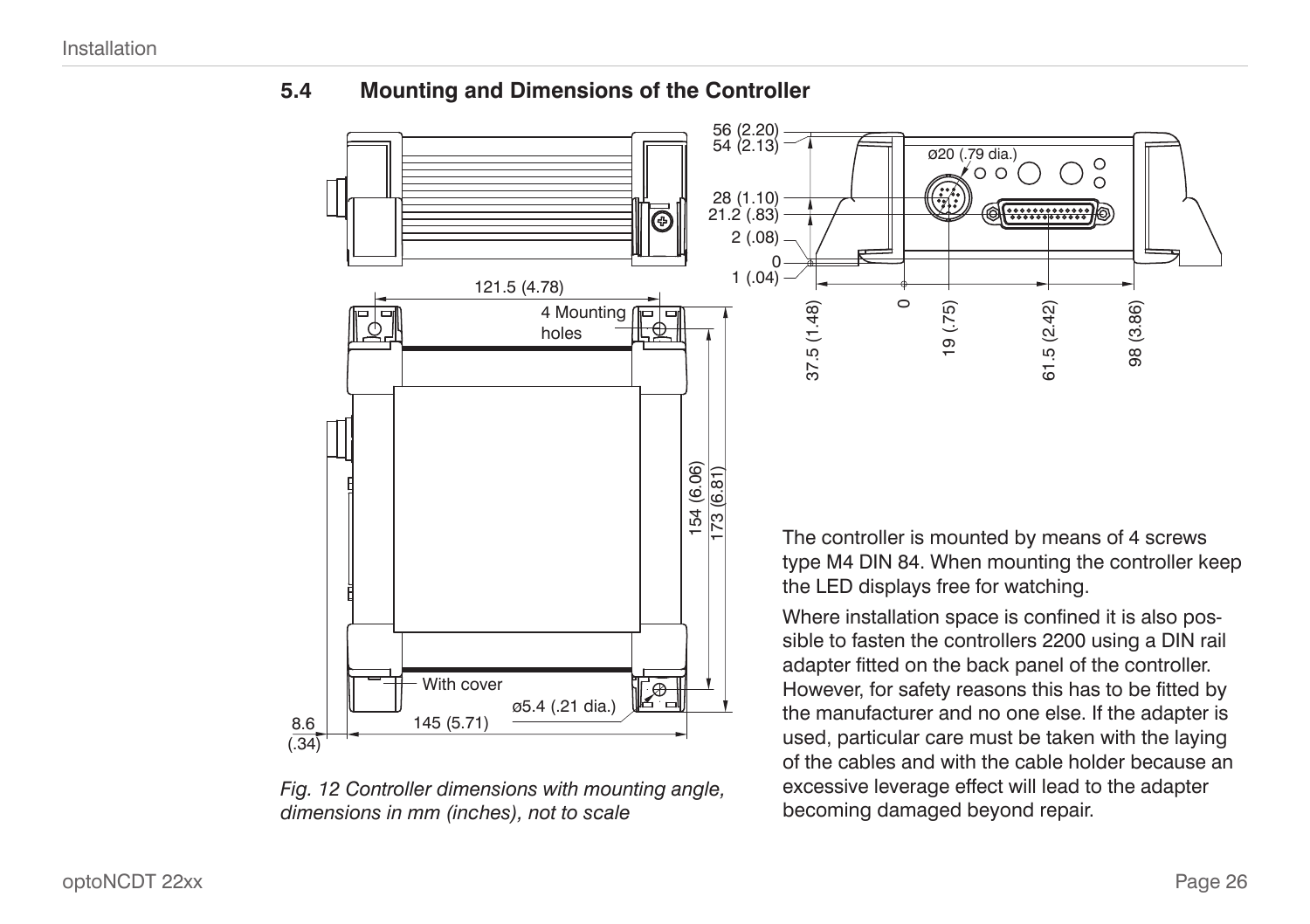## 5.4 Mounting and Dimensions of the Controller

*Fig. 12 Controller dimensions with mounting angle, dimensions in mm (inches), not to scale*

The controller is mounted by means of 4 screws type M4 DIN 84. When mounting the controller keep the LED displays free for watching.

Where installation space is confined it is also possible to fasten the controllers 2200 using a DIN rail adapter fitted on the back panel of the controller. However, for safety reasons this has to be fitted by the manufacturer and no one else. If the adapter is used, particular care must be taken with the laying of the cables and with the cable holder because an excessive leverage effect will lead to the adapter becoming damaged beyond repair.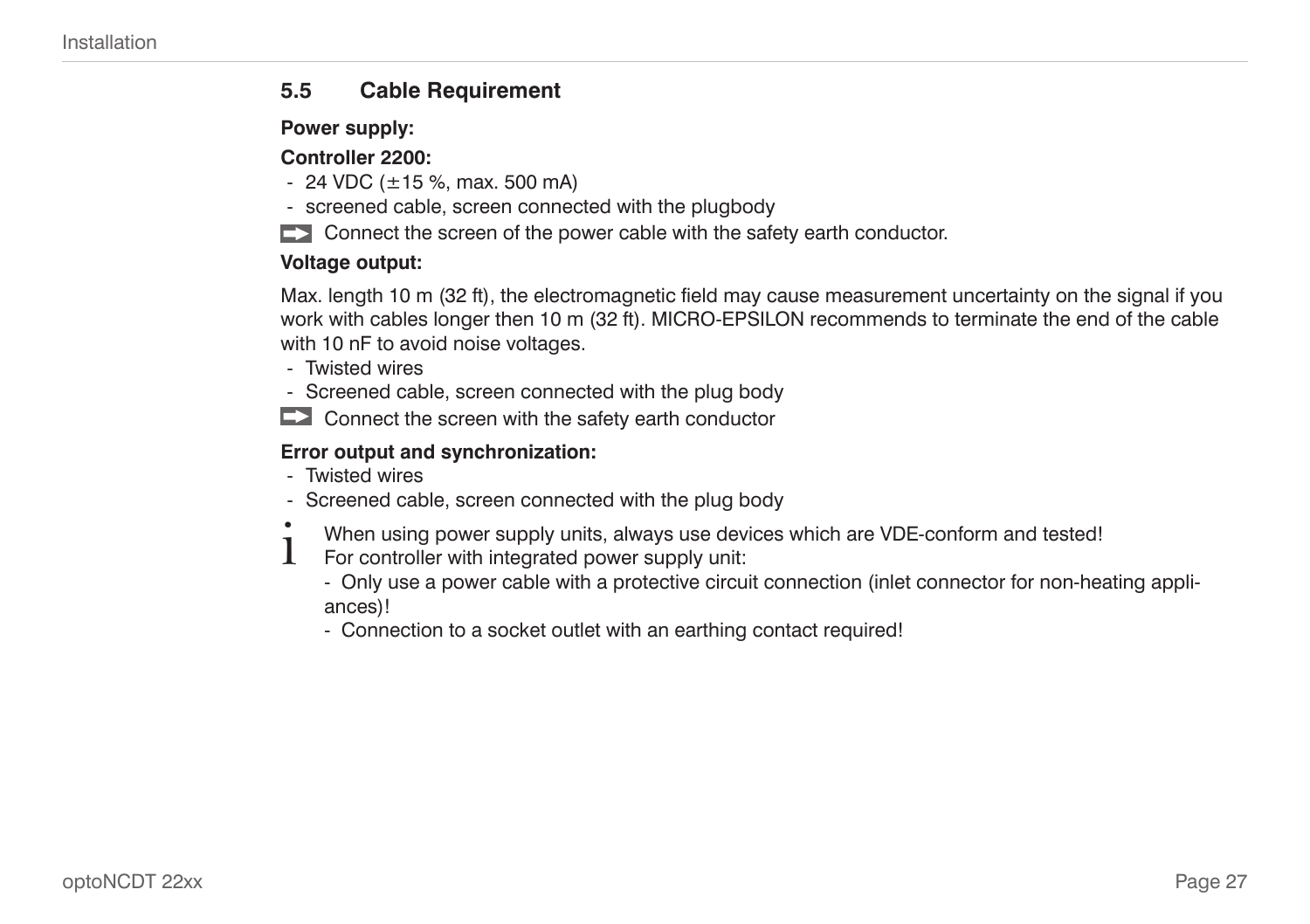## 5.5 Cable Requirement

**Power supply:**

**Controller 2200:**

- 24 VDC (±15 %, max. 500 mA)
- screened cable, screen connected with the plugbody

➡ Connect the screen of the power cable with the safety earth conductor.

**Voltage output:**

Max. length 10 m (32 ft), the electromagnetic field may cause measurement uncertainty on the signal if you work with cables longer then 10 m (32 ft). MICRO-EPSILON recommends to terminate the end of the cable with 10 nF to avoid noise voltages.

- Twisted wires
- Screened cable, screen connected with the plug body

➡ Connect the screen with the safety earth conductor

**Error output and synchronization:**

- Twisted wires
- Screened cable, screen connected with the plug body

i When using power supply units, always use devices which are VDE-conform and tested!
For controller with integrated power supply unit:
- Only use a power cable with a protective circuit connection (inlet connector for non-heating appliances)!
- Connection to a socket outlet with an earthing contact required!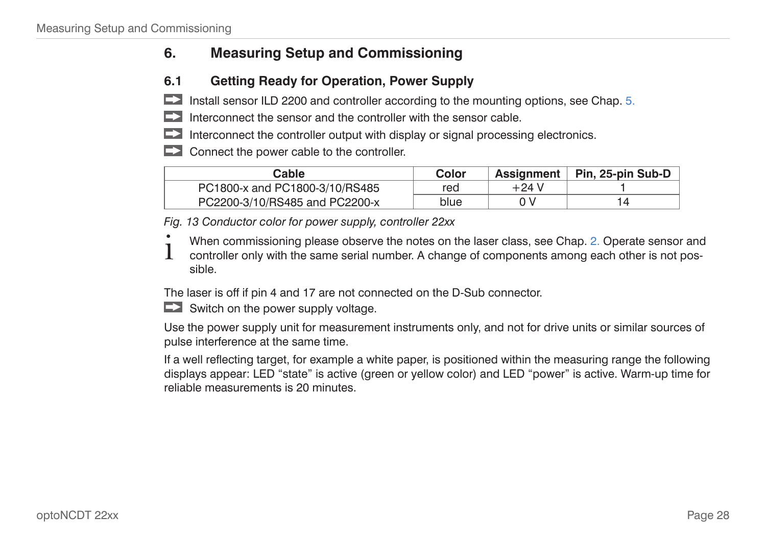# 6. Measuring Setup and Commissioning

## 6.1 Getting Ready for Operation, Power Supply

- Install sensor ILD 2200 and controller according to the mounting options, see Chap. 5.
- Interconnect the sensor and the controller with the sensor cable.
- Interconnect the controller output with display or signal processing electronics.
- Connect the power cable to the controller.

| Cable | Color | Assignment | Pin, 25-pin Sub-D |
|---|---|---|---|
| PC1800-x and PC1800-3/10/RS485 | red | +24 V | 1 |
| PC2200-3/10/RS485 and PC2200-x | blue | 0 V | 14 |

*Fig. 13 Conductor color for power supply, controller 22xx*

i When commissioning please observe the notes on the laser class, see Chap. 2. Operate sensor and controller only with the same serial number. A change of components among each other is not possible.

The laser is off if pin 4 and 17 are not connected on the D-Sub connector.

- Switch on the power supply voltage.

Use the power supply unit for measurement instruments only, and not for drive units or similar sources of pulse interference at the same time.

If a well reflecting target, for example a white paper, is positioned within the measuring range the following displays appear: LED “state” is active (green or yellow color) and LED “power” is active. Warm-up time for reliable measurements is 20 minutes.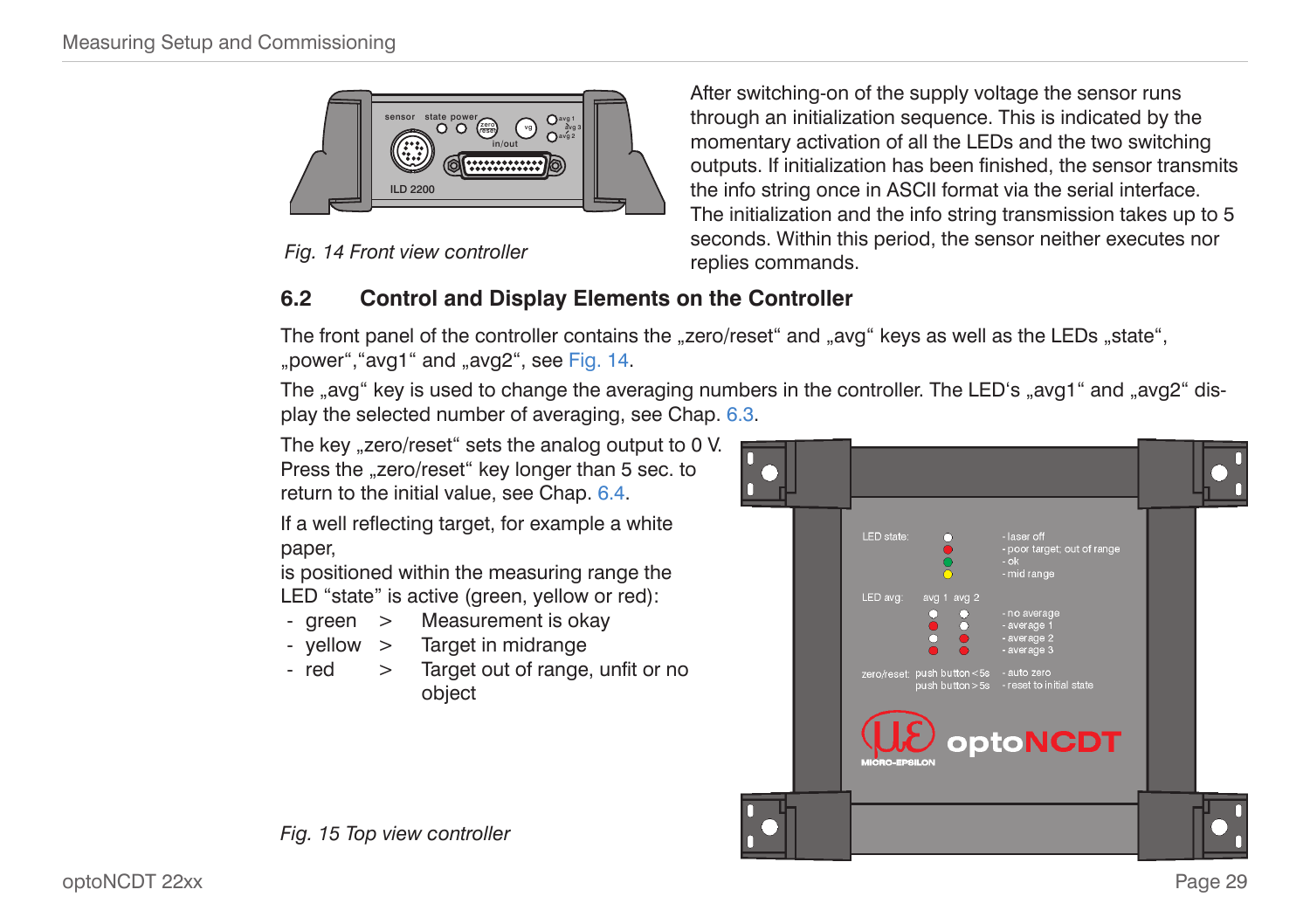Fig. 14 Front view controller

After switching-on of the supply voltage the sensor runs through an initialization sequence. This is indicated by the momentary activation of all the LEDs and the two switching outputs. If initialization has been finished, the sensor transmits the info string once in ASCII format via the serial interface. The initialization and the info string transmission takes up to 5 seconds. Within this period, the sensor neither executes nor replies commands.

## 6.2 Control and Display Elements on the Controller

The front panel of the controller contains the „zero/reset“ and „avg“ keys as well as the LEDs „state“, „power“,“avg1“ and „avg2“, see Fig. 14.

The „avg“ key is used to change the averaging numbers in the controller. The LED‘s „avg1“ and „avg2“ display the selected number of averaging, see Chap. 6.3.

The key „zero/reset“ sets the analog output to 0 V. Press the „zero/reset“ key longer than 5 sec. to return to the initial value, see Chap. 6.4.

If a well reflecting target, for example a white paper,
is positioned within the measuring range the LED “state” is active (green, yellow or red):

- green > Measurement is okay
- yellow > Target in midrange
- red > Target out of range, unfit or no object

Fig. 15 Top view controller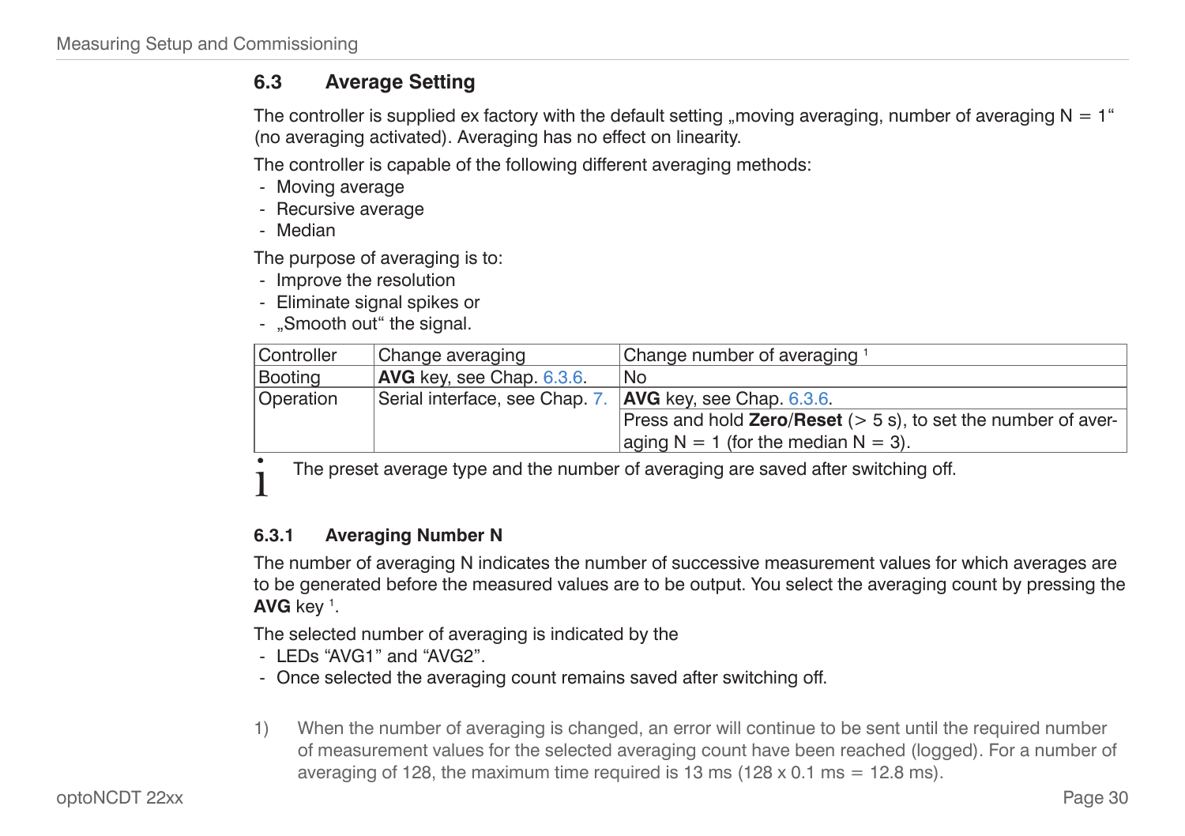## 6.3 Average Setting

The controller is supplied ex factory with the default setting „moving averaging, number of averaging N = 1“ (no averaging activated). Averaging has no effect on linearity.

The controller is capable of the following different averaging methods:

- Moving average
- Recursive average
- Median

The purpose of averaging is to:

- Improve the resolution
- Eliminate signal spikes or
- „Smooth out“ the signal.

| Controller | Change averaging | Change number of averaging [1] |
|---|---|---|
| Booting | **AVG** key, see Chap. 6.3.6. | No |
| Operation | Serial interface, see Chap. 7. | **AVG** key, see Chap. 6.3.6. |
| | | Press and hold **Zero**/**Reset** (> 5 s), to set the number of averaging N = 1 (for the median N = 3). |

i The preset average type and the number of averaging are saved after switching off.

### 6.3.1 Averaging Number N

The number of averaging N indicates the number of successive measurement values for which averages are to be generated before the measured values are to be output. You select the averaging count by pressing the **AVG** key [1].

The selected number of averaging is indicated by the

- LEDs “AVG1” and “AVG2”.
- Once selected the averaging count remains saved after switching off.

1) When the number of averaging is changed, an error will continue to be sent until the required number of measurement values for the selected averaging count have been reached (logged). For a number of averaging of 128, the maximum time required is 13 ms (128 x 0.1 ms = 12.8 ms).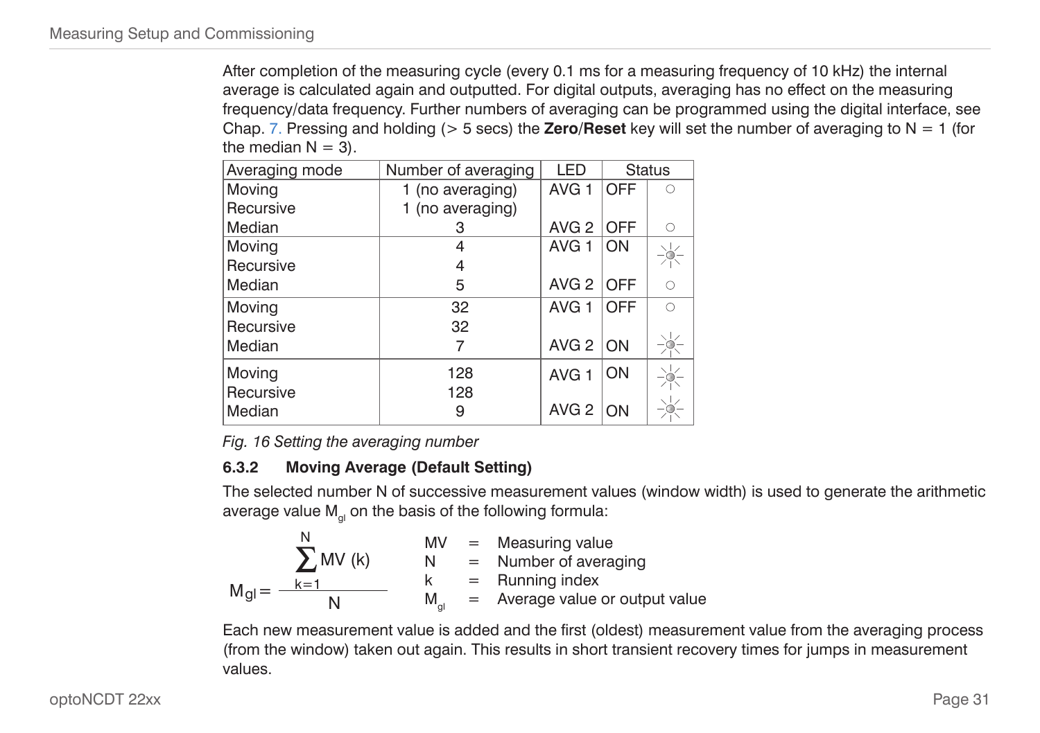After completion of the measuring cycle (every 0.1 ms for a measuring frequency of 10 kHz) the internal average is calculated again and outputted. For digital outputs, averaging has no effect on the measuring frequency/data frequency. Further numbers of averaging can be programmed using the digital interface, see Chap. 7. Pressing and holding (> 5 secs) the **Zero**/**Reset** key will set the number of averaging to N = 1 (for the median N = 3).

| Averaging mode | Number of averaging | LED | Status | |
|---|---|---|---|---|
| Moving<br>Recursive<br>Median | 1 (no averaging)<br>1 (no averaging)<br>3 | AVG 1<br><br>AVG 2 | OFF<br><br>OFF | ○<br><br>○ |
| Moving<br>Recursive<br>Median | 4<br>4<br>5 | AVG 1<br><br>AVG 2 | ON<br><br>OFF | ☼<br><br>○ |
| Moving<br>Recursive<br>Median | 32<br>32<br>7 | AVG 1<br><br>AVG 2 | OFF<br><br>ON | ○<br><br>☼ |
| Moving<br>Recursive<br>Median | 128<br>128<br>9 | AVG 1<br><br>AVG 2 | ON<br><br>ON | ☼<br><br>☼ |

*Fig. 16 Setting the averaging number*

### 6.3.2 Moving Average (Default Setting)

The selected number N of successive measurement values (window width) is used to generate the arithmetic average value $M_{gl}$ on the basis of the following formula:

$$M_{gl} = \frac{\sum_{k=1}^{N} MV(k)}{N}$$

MV = Measuring value
N = Number of averaging
k = Running index
$M_{gl}$ = Average value or output value

Each new measurement value is added and the first (oldest) measurement value from the averaging process (from the window) taken out again. This results in short transient recovery times for jumps in measurement values.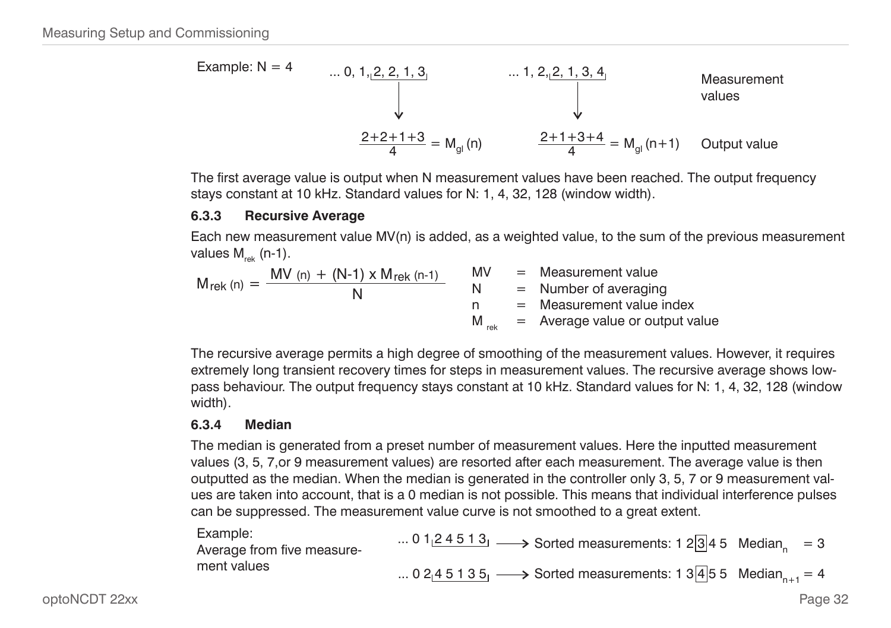Example: N = 4

| ... 0, 1, 2, 2, 1, 3 | ... 1, 2, 2, 1, 3, 4 | Measurement values |
|---|---|---|
| $\frac{2+2+1+3}{4} = M_{gl}(n)$ | $\frac{2+1+3+4}{4} = M_{gl}(n+1)$ | Output value |

The first average value is output when N measurement values have been reached. The output frequency stays constant at 10 kHz. Standard values for N: 1, 4, 32, 128 (window width).

### 6.3.3 Recursive Average

Each new measurement value MV(n) is added, as a weighted value, to the sum of the previous measurement values $M_{rek}$ (n-1).

$$M_{rek\,(n)} = \frac{MV_{(n)} + (N-1) \times M_{rek\,(n-1)}}{N}$$

MV = Measurement value
N = Number of averaging
n = Measurement value index
$M_{rek}$ = Average value or output value

The recursive average permits a high degree of smoothing of the measurement values. However, it requires extremely long transient recovery times for steps in measurement values. The recursive average shows low-pass behaviour. The output frequency stays constant at 10 kHz. Standard values for N: 1, 4, 32, 128 (window width).

### 6.3.4 Median

The median is generated from a preset number of measurement values. Here the inputted measurement values (3, 5, 7,or 9 measurement values) are resorted after each measurement. The average value is then outputted as the median. When the median is generated in the controller only 3, 5, 7 or 9 measurement values are taken into account, that is a 0 median is not possible. This means that individual interference pulses can be suppressed. The measurement value curve is not smoothed to a great extent.

Example:
Average from five measurement values

... 0 1 2 4 5 1 3 ⟶ Sorted measurements: 1 2 [3] 4 5 $\text{Median}_n = 3$

... 0 2 4 5 1 3 5 ⟶ Sorted measurements: 1 3 [4] 5 5 $\text{Median}_{n+1} = 4$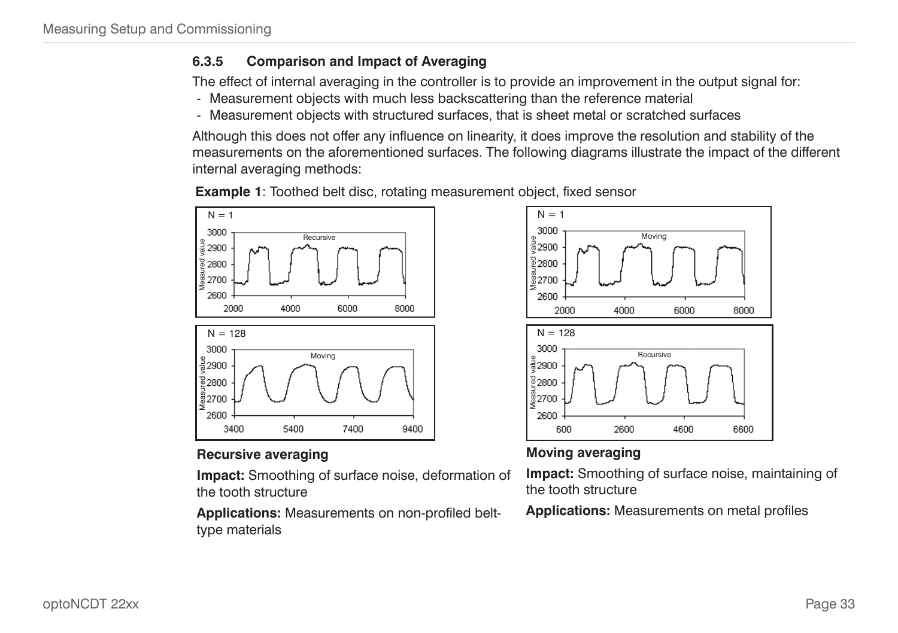### 6.3.5 Comparison and Impact of Averaging

The effect of internal averaging in the controller is to provide an improvement in the output signal for:

- Measurement objects with much less backscattering than the reference material
- Measurement objects with structured surfaces, that is sheet metal or scratched surfaces

Although this does not offer any influence on linearity, it does improve the resolution and stability of the measurements on the aforementioned surfaces. The following diagrams illustrate the impact of the different internal averaging methods:

**Example 1**: Toothed belt disc, rotating measurement object, fixed sensor

**Recursive averaging**

**Impact:** Smoothing of surface noise, deformation of the tooth structure

**Applications:** Measurements on non-profiled belt-type materials

**Moving averaging**

**Impact:** Smoothing of surface noise, maintaining of the tooth structure

**Applications:** Measurements on metal profiles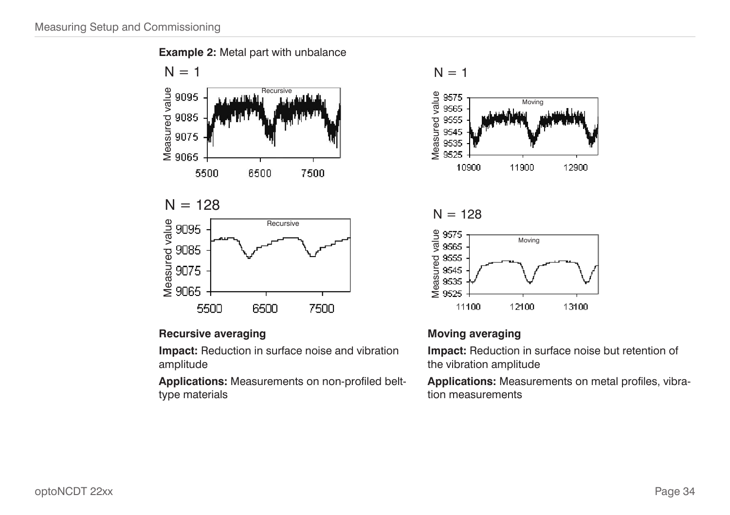**Example 2:** Metal part with unbalance

N = 1

N = 1

N = 128

N = 128

**Recursive averaging**

**Impact:** Reduction in surface noise and vibration amplitude

**Applications:** Measurements on non-profiled belt-type materials

**Moving averaging**

**Impact:** Reduction in surface noise but retention of the vibration amplitude

**Applications:** Measurements on metal profiles, vibration measurements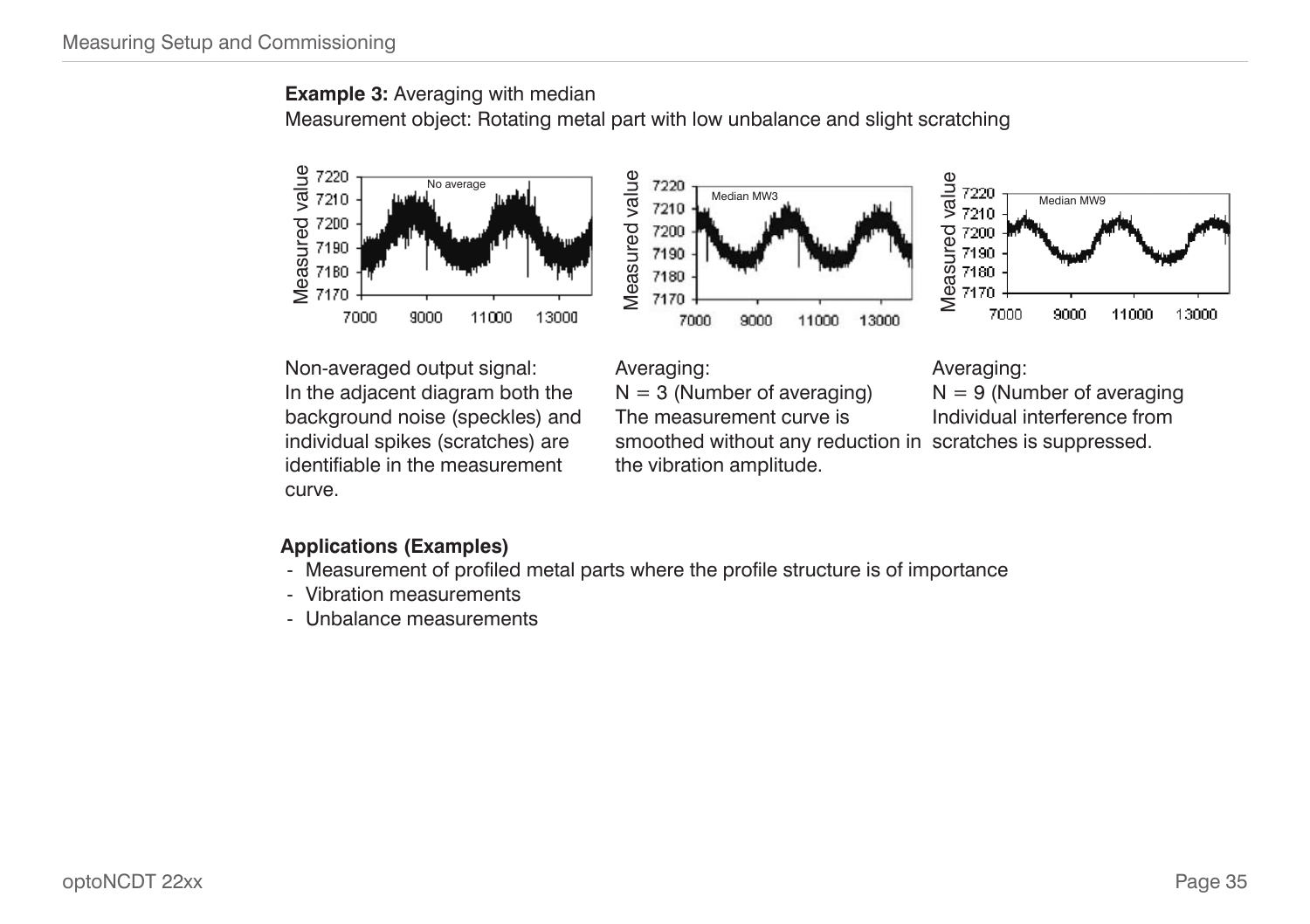**Example 3:** Averaging with median

Measurement object: Rotating metal part with low unbalance and slight scratching

Non-averaged output signal:
In the adjacent diagram both the background noise (speckles) and individual spikes (scratches) are identifiable in the measurement curve.

Averaging:
N = 3 (Number of averaging)
The measurement curve is smoothed without any reduction in the vibration amplitude.

Averaging:
N = 9 (Number of averaging
Individual interference from scratches is suppressed.

**Applications (Examples)**

- Measurement of profiled metal parts where the profile structure is of importance
- Vibration measurements
- Unbalance measurements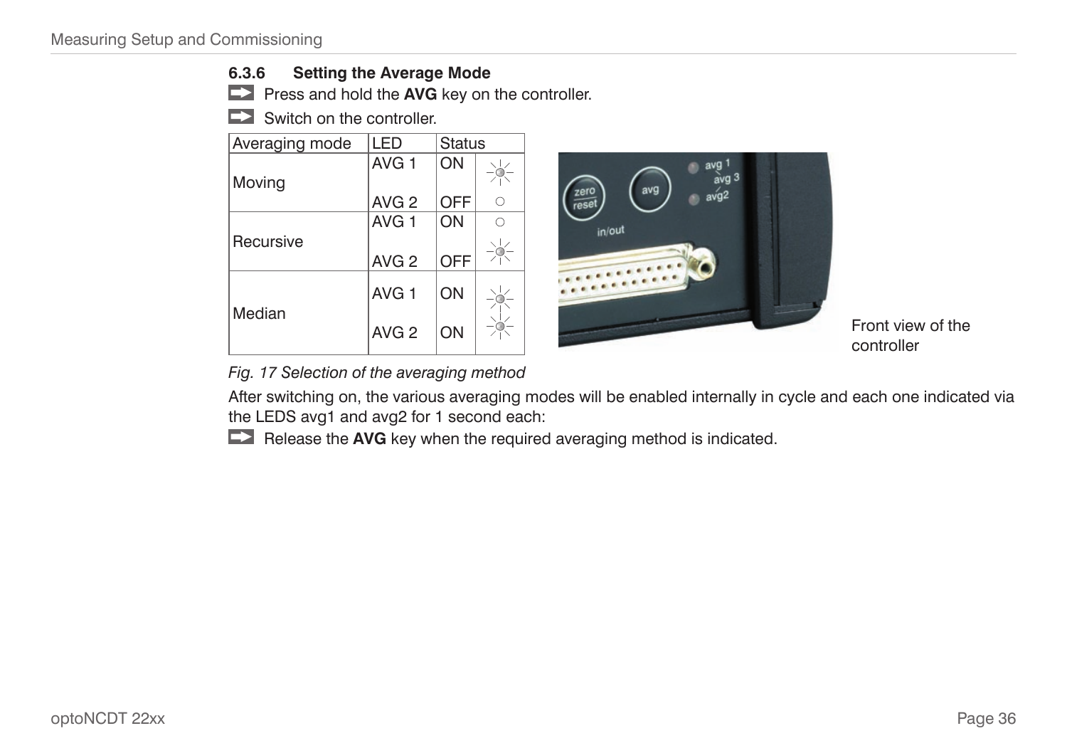### 6.3.6 Setting the Average Mode

➡ Press and hold the **AVG** key on the controller.

➡ Switch on the controller.

| Averaging mode | LED | Status | |
|---|---|---|---|
| Moving | AVG 1 | ON | ☼ |
| | AVG 2 | OFF | ○ |
| Recursive | AVG 1 | ON | ○ |
| | AVG 2 | OFF | ☼ |
| Median | AVG 1 | ON | ☼ |
| | AVG 2 | ON | ☼ |

Front view of the controller

*Fig. 17 Selection of the averaging method*

After switching on, the various averaging modes will be enabled internally in cycle and each one indicated via the LEDS avg1 and avg2 for 1 second each:

➡ Release the **AVG** key when the required averaging method is indicated.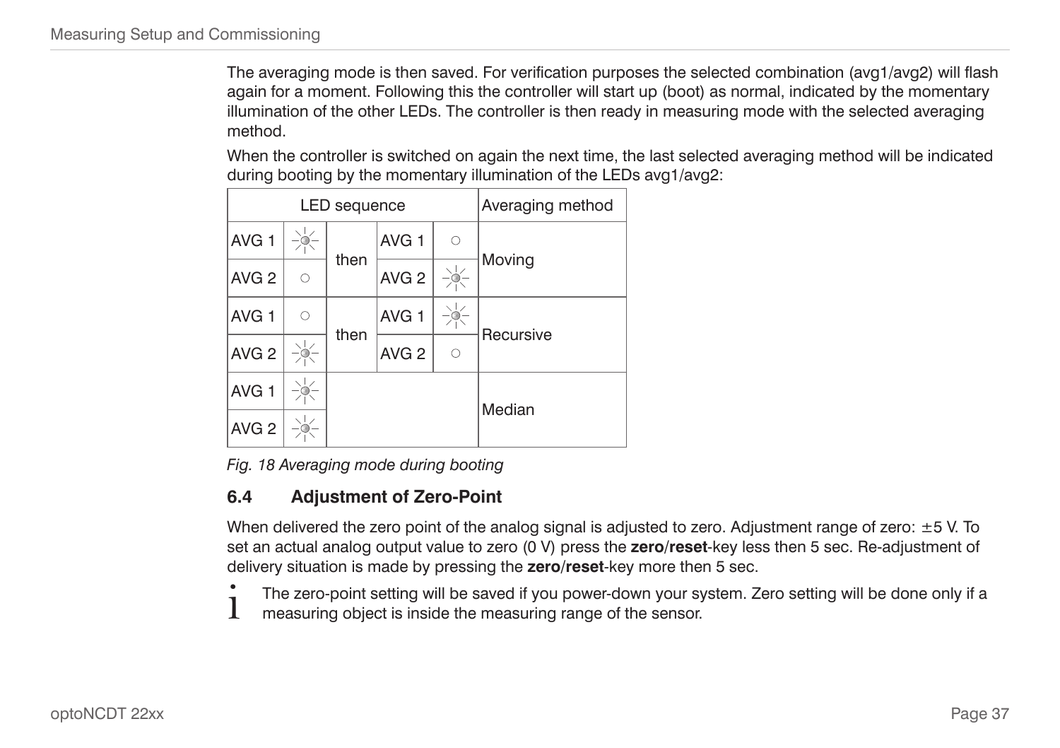The averaging mode is then saved. For verification purposes the selected combination (avg1/avg2) will flash again for a moment. Following this the controller will start up (boot) as normal, indicated by the momentary illumination of the other LEDs. The controller is then ready in measuring mode with the selected averaging method.

When the controller is switched on again the next time, the last selected averaging method will be indicated during booting by the momentary illumination of the LEDs avg1/avg2:

| LED sequence | | | | | Averaging method |
|---|---|---|---|---|---|
| AVG 1 | ☼ | then | AVG 1 | ○ | Moving |
| AVG 2 | ○ | | AVG 2 | ☼ | |
| AVG 1 | ○ | then | AVG 1 | ☼ | Recursive |
| AVG 2 | ☼ | | AVG 2 | ○ | |
| AVG 1 | ☼ | | | | Median |
| AVG 2 | ☼ | | | | |

*Fig. 18 Averaging mode during booting*

### 6.4 Adjustment of Zero-Point

When delivered the zero point of the analog signal is adjusted to zero. Adjustment range of zero: ±5 V. To set an actual analog output value to zero (0 V) press the **zero**/**reset**-key less then 5 sec. Re-adjustment of delivery situation is made by pressing the **zero**/**reset**-key more then 5 sec.

i The zero-point setting will be saved if you power-down your system. Zero setting will be done only if a measuring object is inside the measuring range of the sensor.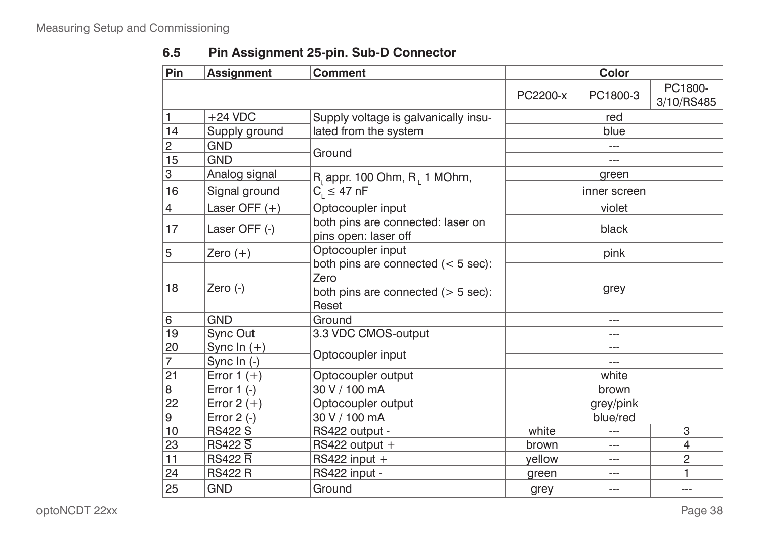### 6.5 Pin Assignment 25-pin. Sub-D Connector

| Pin | Assignment | Comment | Color | | |
|---|---|---|---|---|---|
| | | | PC2200-x | PC1800-3 | PC1800-3/10/RS485 |
| 1 | +24 VDC | Supply voltage is galvanically insulated from the system | red | | |
| 14 | Supply ground | | blue | | |
| 2 | GND | Ground | --- | | |
| 15 | GND | | --- | | |
| 3 | Analog signal | $R_i$ appr. 100 Ohm, $R_L$ 1 MOhm, $C_L \leq$ 47 nF | green | | |
| 16 | Signal ground | | inner screen | | |
| 4 | Laser OFF (+) | Optocoupler input both pins are connected: laser on pins open: laser off | violet | | |
| 17 | Laser OFF (-) | | black | | |
| 5 | Zero (+) | Optocoupler input both pins are connected (< 5 sec): Zero both pins are connected (> 5 sec): Reset | pink | | |
| 18 | Zero (-) | | grey | | |
| 6 | GND | Ground | --- | | |
| 19 | Sync Out | 3.3 VDC CMOS-output | --- | | |
| 20 | Sync In (+) | Optocoupler input | --- | | |
| 7 | Sync In (-) | | --- | | |
| 21 | Error 1 (+) | Optocoupler output 30 V / 100 mA | white | | |
| 8 | Error 1 (-) | | brown | | |
| 22 | Error 2 (+) | Optocoupler output 30 V / 100 mA | grey/pink | | |
| 9 | Error 2 (-) | | blue/red | | |
| 10 | RS422 S | RS422 output - | white | --- | 3 |
| 23 | RS422 $\overline{S}$ | RS422 output + | brown | --- | 4 |
| 11 | RS422 $\overline{R}$ | RS422 input + | yellow | --- | 2 |
| 24 | RS422 R | RS422 input - | green | --- | 1 |
| 25 | GND | Ground | grey | --- | --- |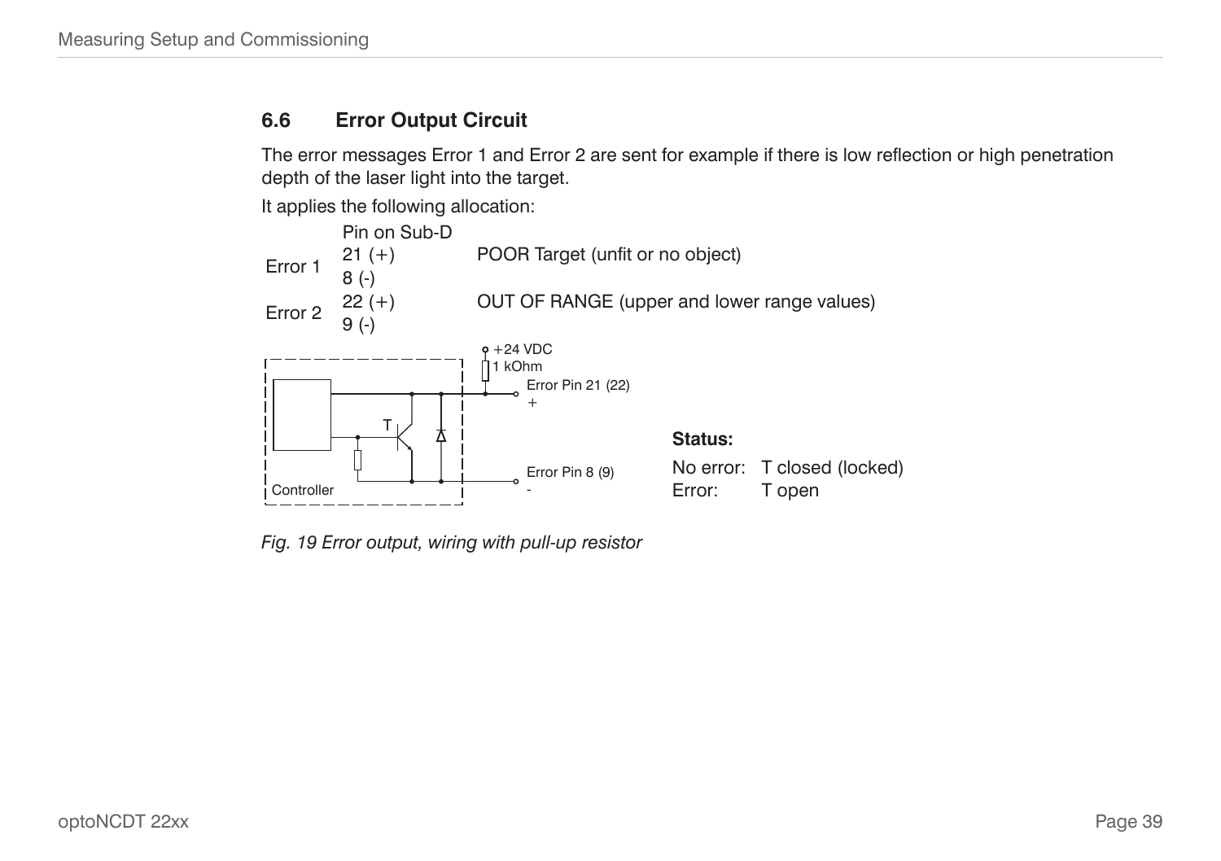## 6.6 Error Output Circuit

The error messages Error 1 and Error 2 are sent for example if there is low reflection or high penetration depth of the laser light into the target.

It applies the following allocation:

| | Pin on Sub-D | |
|---|---|---|
| Error 1 | 21 (+)<br>8 (-) | POOR Target (unfit or no object) |
| Error 2 | 22 (+)<br>9 (-) | OUT OF RANGE (upper and lower range values) |

+24 VDC
1 kOhm
Error Pin 21 (22)
+
T
Error Pin 8 (9)
-
Controller

**Status:**

No error: T closed (locked)
Error: T open

*Fig. 19 Error output, wiring with pull-up resistor*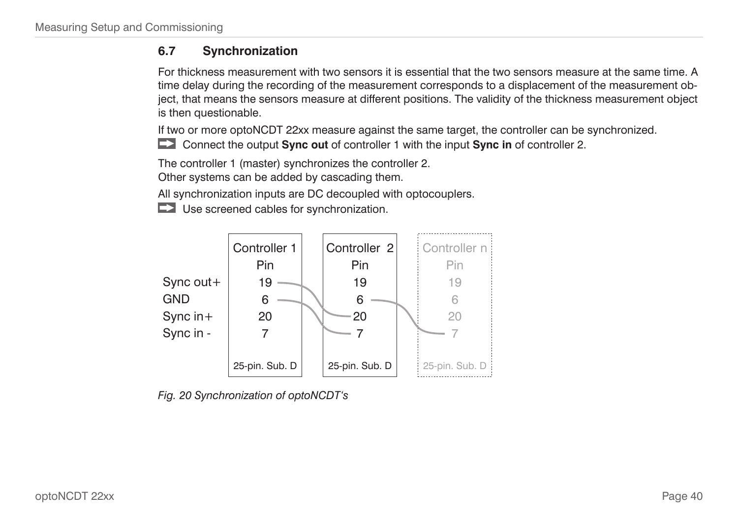## 6.7 Synchronization

For thickness measurement with two sensors it is essential that the two sensors measure at the same time. A time delay during the recording of the measurement corresponds to a displacement of the measurement object, that means the sensors measure at different positions. The validity of the thickness measurement object is then questionable.

If two or more optoNCDT 22xx measure against the same target, the controller can be synchronized.

➡ Connect the output **Sync out** of controller 1 with the input **Sync in** of controller 2.

The controller 1 (master) synchronizes the controller 2.
Other systems can be added by cascading them.

All synchronization inputs are DC decoupled with optocouplers.

➡ Use screened cables for synchronization.

| | Controller 1 Pin | Controller 2 Pin | Controller n Pin |
|---|---|---|---|
| Sync out+ | 19 | 19 | 19 |
| GND | 6 | 6 | 6 |
| Sync in+ | 20 | 20 | 20 |
| Sync in - | 7 | 7 | 7 |
| | 25-pin. Sub. D | 25-pin. Sub. D | 25-pin. Sub. D |

*Fig. 20 Synchronization of optoNCDT's*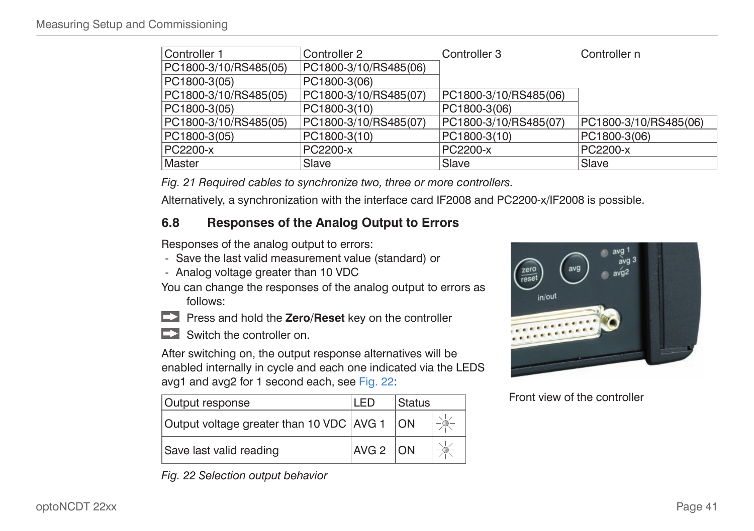| Controller 1 | Controller 2 | Controller 3 | Controller n |
|---|---|---|---|
| PC1800-3/10/RS485(05) | PC1800-3/10/RS485(06) | | |
| PC1800-3(05) | PC1800-3(06) | | |
| PC1800-3/10/RS485(05) | PC1800-3/10/RS485(07) | PC1800-3/10/RS485(06) | |
| PC1800-3(05) | PC1800-3(10) | PC1800-3(06) | |
| PC1800-3/10/RS485(05) | PC1800-3/10/RS485(07) | PC1800-3/10/RS485(07) | PC1800-3/10/RS485(06) |
| PC1800-3(05) | PC1800-3(10) | PC1800-3(10) | PC1800-3(06) |
| PC2200-x | PC2200-x | PC2200-x | PC2200-x |
| Master | Slave | Slave | Slave |

*Fig. 21 Required cables to synchronize two, three or more controllers.*

Alternatively, a synchronization with the interface card IF2008 and PC2200-x/IF2008 is possible.

## 6.8 Responses of the Analog Output to Errors

Responses of the analog output to errors:

- Save the last valid measurement value (standard) or
- Analog voltage greater than 10 VDC

You can change the responses of the analog output to errors as follows:

➡ Press and hold the **Zero**/**Reset** key on the controller

➡ Switch the controller on.

After switching on, the output response alternatives will be enabled internally in cycle and each one indicated via the LEDS avg1 and avg2 for 1 second each, see Fig. 22:

| Output response | LED | Status | |
|---|---|---|---|
| Output voltage greater than 10 VDC | AVG 1 | ON | ☼ |
| Save last valid reading | AVG 2 | ON | ☼ |

*Fig. 22 Selection output behavior*

Front view of the controller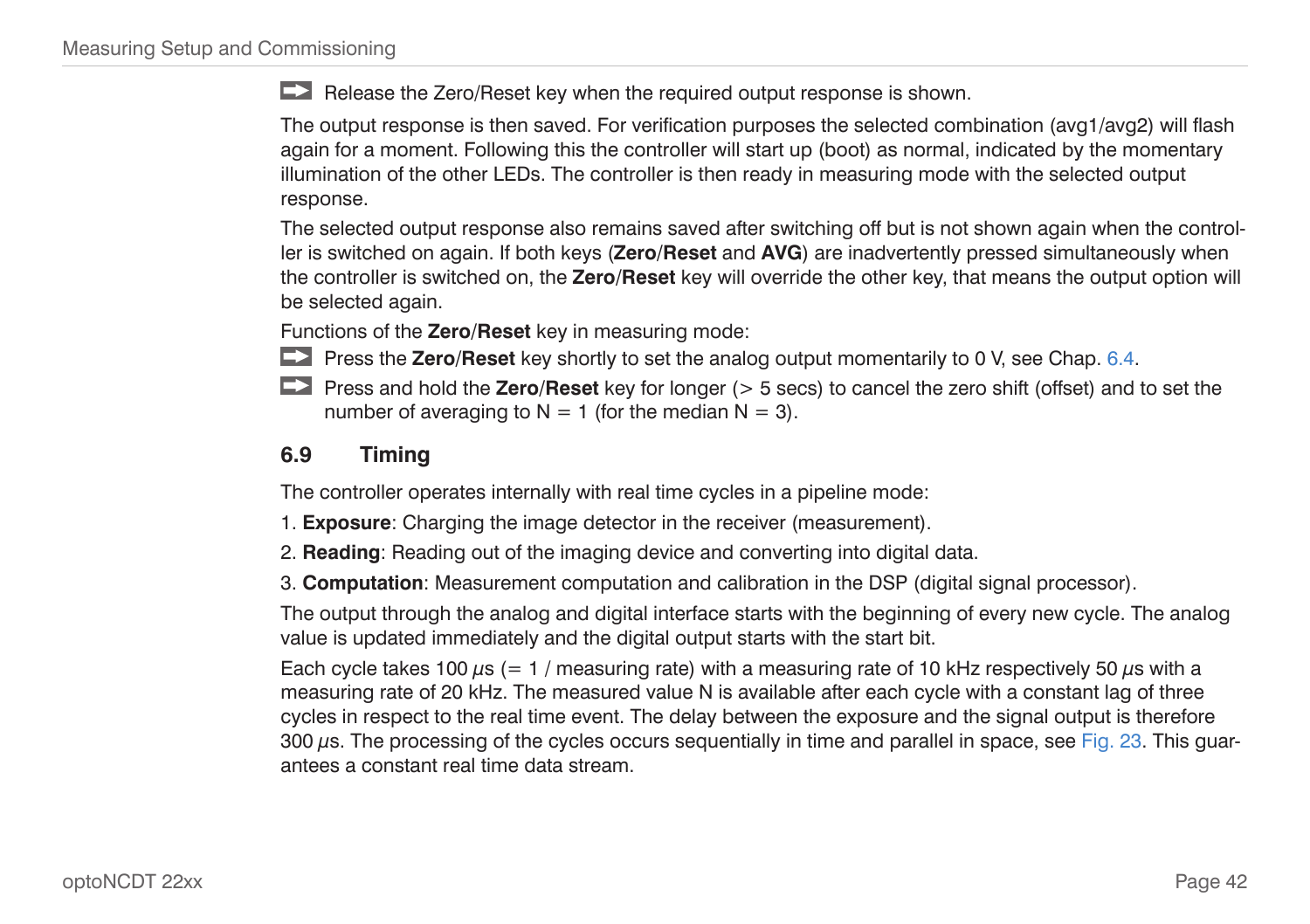➡ Release the Zero/Reset key when the required output response is shown.

The output response is then saved. For verification purposes the selected combination (avg1/avg2) will flash again for a moment. Following this the controller will start up (boot) as normal, indicated by the momentary illumination of the other LEDs. The controller is then ready in measuring mode with the selected output response.

The selected output response also remains saved after switching off but is not shown again when the controller is switched on again. If both keys (**Zero**/**Reset** and **AVG**) are inadvertently pressed simultaneously when the controller is switched on, the **Zero**/**Reset** key will override the other key, that means the output option will be selected again.

Functions of the **Zero**/**Reset** key in measuring mode:

➡ Press the **Zero**/**Reset** key shortly to set the analog output momentarily to 0 V, see Chap. 6.4.

➡ Press and hold the **Zero**/**Reset** key for longer (> 5 secs) to cancel the zero shift (offset) and to set the number of averaging to N = 1 (for the median N = 3).

## 6.9 Timing

The controller operates internally with real time cycles in a pipeline mode:

1. **Exposure**: Charging the image detector in the receiver (measurement).
2. **Reading**: Reading out of the imaging device and converting into digital data.
3. **Computation**: Measurement computation and calibration in the DSP (digital signal processor).

The output through the analog and digital interface starts with the beginning of every new cycle. The analog value is updated immediately and the digital output starts with the start bit.

Each cycle takes 100 $\mu$s (= 1 / measuring rate) with a measuring rate of 10 kHz respectively 50 $\mu$s with a measuring rate of 20 kHz. The measured value N is available after each cycle with a constant lag of three cycles in respect to the real time event. The delay between the exposure and the signal output is therefore 300 $\mu$s. The processing of the cycles occurs sequentially in time and parallel in space, see Fig. 23. This guarantees a constant real time data stream.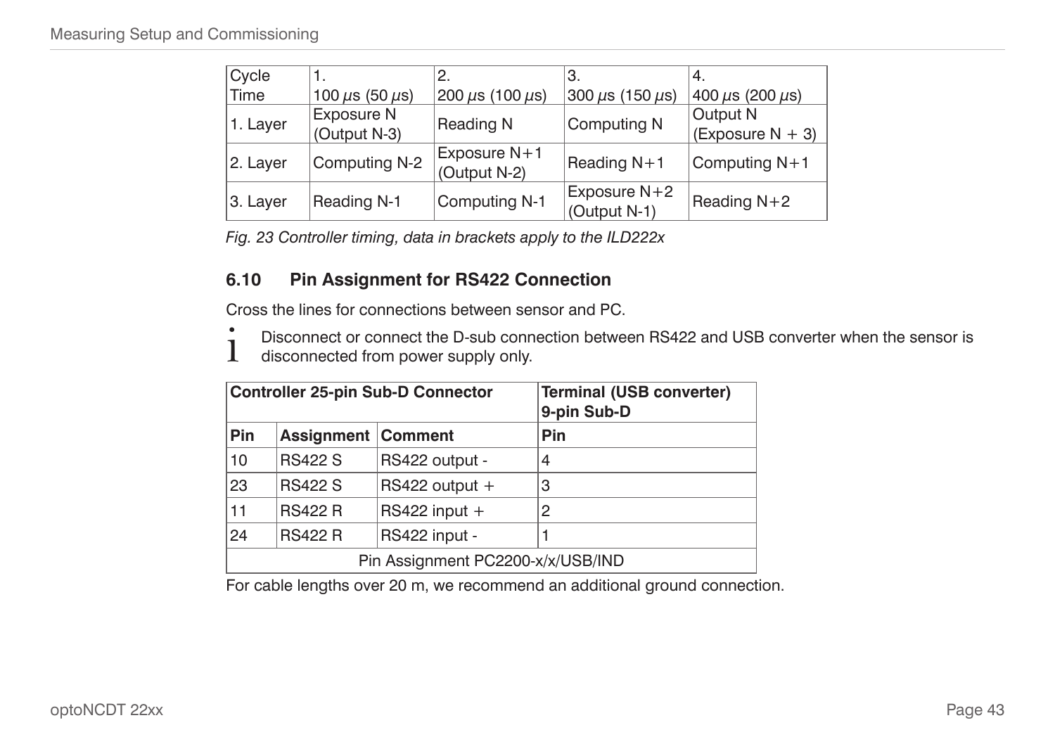| Cycle Time | 1. 100 µs (50 µs) | 2. 200 µs (100 µs) | 3. 300 µs (150 µs) | 4. 400 µs (200 µs) |
|---|---|---|---|---|
| 1. Layer | Exposure N (Output N-3) | Reading N | Computing N | Output N (Exposure N + 3) |
| 2. Layer | Computing N-2 | Exposure N+1 (Output N-2) | Reading N+1 | Computing N+1 |
| 3. Layer | Reading N-1 | Computing N-1 | Exposure N+2 (Output N-1) | Reading N+2 |

*Fig. 23 Controller timing, data in brackets apply to the ILD222x*

## 6.10 Pin Assignment for RS422 Connection

Cross the lines for connections between sensor and PC.

i Disconnect or connect the D-sub connection between RS422 and USB converter when the sensor is disconnected from power supply only.

| **Controller 25-pin Sub-D Connector** | | | **Terminal (USB converter) 9-pin Sub-D** |
|---|---|---|---|
| **Pin** | **Assignment** | **Comment** | **Pin** |
| 10 | RS422 S | RS422 output - | 4 |
| 23 | RS422 S | RS422 output + | 3 |
| 11 | RS422 R | RS422 input + | 2 |
| 24 | RS422 R | RS422 input - | 1 |
| Pin Assignment PC2200-x/x/USB/IND | | | |

For cable lengths over 20 m, we recommend an additional ground connection.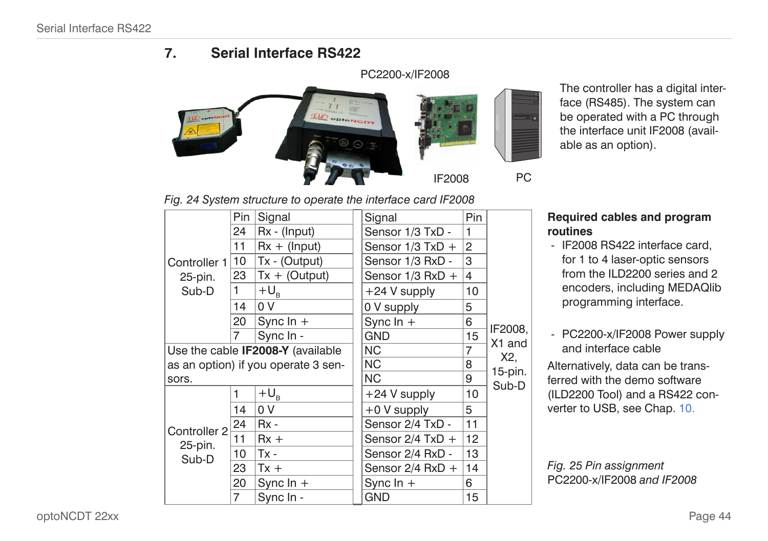# 7. Serial Interface RS422

PC2200-x/IF2008

IF2008 PC

The controller has a digital interface (RS485). The system can be operated with a PC through the interface unit IF2008 (available as an option).

*Fig. 24 System structure to operate the interface card IF2008*

| | Pin | Signal | Signal | Pin | |
|---|---|---|---|---|---|
| Controller 1 25-pin. Sub-D | 24 | Rx - (Input) | Sensor 1/3 TxD - | 1 | IF2008, X1 and X2, 15-pin. Sub-D |
| | 11 | Rx + (Input) | Sensor 1/3 TxD + | 2 | |
| | 10 | Tx - (Output) | Sensor 1/3 RxD - | 3 | |
| | 23 | Tx + (Output) | Sensor 1/3 RxD + | 4 | |
| | 1 | $+U_B$ | +24 V supply | 10 | |
| | 14 | 0 V | 0 V supply | 5 | |
| | 20 | Sync In + | Sync In + | 6 | |
| | 7 | Sync In - | GND | 15 | |
| Use the cable **IF2008-Y** (available as an option) if you operate 3 sensors. | | | NC | 7 | |
| | | | NC | 8 | |
| | | | NC | 9 | |
| Controller 2 25-pin. Sub-D | 1 | $+U_B$ | +24 V supply | 10 | |
| | 14 | 0 V | +0 V supply | 5 | |
| | 24 | Rx - | Sensor 2/4 TxD - | 11 | |
| | 11 | Rx + | Sensor 2/4 TxD + | 12 | |
| | 10 | Tx - | Sensor 2/4 RxD - | 13 | |
| | 23 | Tx + | Sensor 2/4 RxD + | 14 | |
| | 20 | Sync In + | Sync In + | 6 | |
| | 7 | Sync In - | GND | 15 | |

**Required cables and program routines**

- IF2008 RS422 interface card, for 1 to 4 laser-optic sensors from the ILD2200 series and 2 encoders, including MEDAQlib programming interface.
- PC2200-x/IF2008 Power supply and interface cable

Alternatively, data can be transferred with the demo software (ILD2200 Tool) and a RS422 converter to USB, see Chap. 10.

*Fig. 25 Pin assignment PC2200-x/IF2008 and IF2008*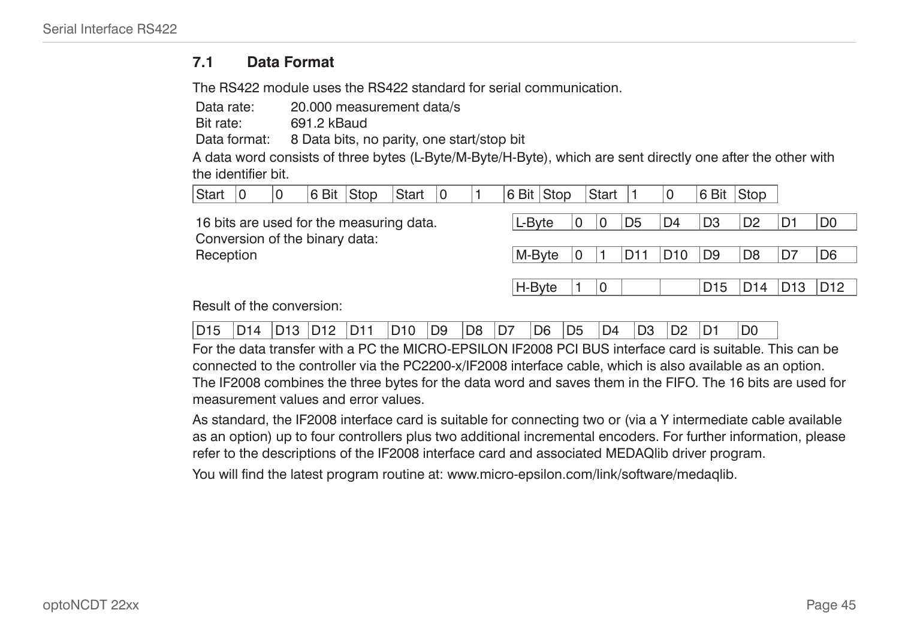## 7.1 Data Format

The RS422 module uses the RS422 standard for serial communication.

Data rate: 20.000 measurement data/s
Bit rate: 691.2 kBaud
Data format: 8 Data bits, no parity, one start/stop bit

A data word consists of three bytes (L-Byte/M-Byte/H-Byte), which are sent directly one after the other with the identifier bit.

| Start | 0 | 0 | 6 Bit | Stop | Start | 0 | 1 | 6 Bit | Stop | Start | 1 | 0 | 6 Bit | Stop |
|---|---|---|---|---|---|---|---|---|---|---|---|---|---|---|

16 bits are used for the measuring data.
Conversion of the binary data:
Reception

| L-Byte | 0 | 0 | D5 | D4 | D3 | D2 | D1 | D0 |
|---|---|---|---|---|---|---|---|---|
| M-Byte | 0 | 1 | D11 | D10 | D9 | D8 | D7 | D6 |
| H-Byte | 1 | 0 | | | D15 | D14 | D13 | D12 |

Result of the conversion:

| D15 | D14 | D13 | D12 | D11 | D10 | D9 | D8 | D7 | D6 | D5 | D4 | D3 | D2 | D1 | D0 |
|---|---|---|---|---|---|---|---|---|---|---|---|---|---|---|---|

For the data transfer with a PC the MICRO-EPSILON IF2008 PCI BUS interface card is suitable. This can be connected to the controller via the PC2200-x/IF2008 interface cable, which is also available as an option. The IF2008 combines the three bytes for the data word and saves them in the FIFO. The 16 bits are used for measurement values and error values.

As standard, the IF2008 interface card is suitable for connecting two or (via a Y intermediate cable available as an option) up to four controllers plus two additional incremental encoders. For further information, please refer to the descriptions of the IF2008 interface card and associated MEDAQlib driver program.

You will find the latest program routine at: www.micro-epsilon.com/link/software/medaqlib.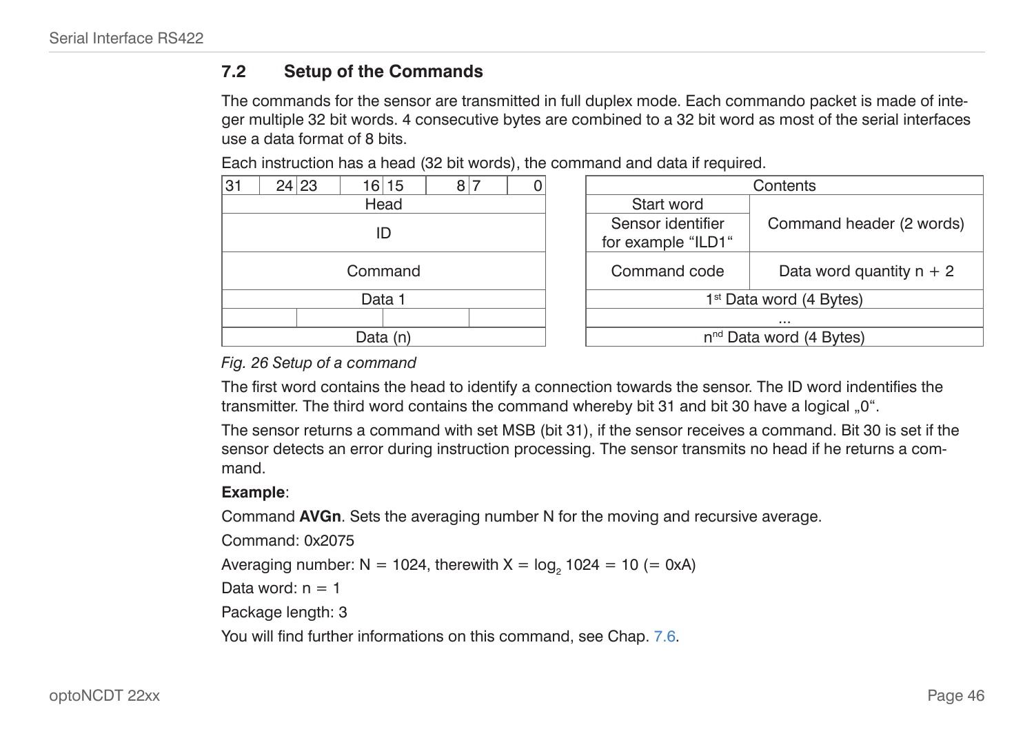## 7.2 Setup of the Commands

The commands for the sensor are transmitted in full duplex mode. Each commando packet is made of integer multiple 32 bit words. 4 consecutive bytes are combined to a 32 bit word as most of the serial interfaces use a data format of 8 bits.

Each instruction has a head (32 bit words), the command and data if required.

| 31 ... 24 | 23 ... 16 | 15 ... 8 | 7 ... 0 | Contents | |
|---|---|---|---|---|---|
| Head | | | | Start word | Command header (2 words) |
| ID | | | | Sensor identifier for example "ILD1" | |
| Command | | | | Command code | Data word quantity n + 2 |
| Data 1 | | | | 1st Data word (4 Bytes) | |
| | | | | ... | |
| Data (n) | | | | nnd Data word (4 Bytes) | |

*Fig. 26 Setup of a command*

The first word contains the head to identify a connection towards the sensor. The ID word indentifies the transmitter. The third word contains the command whereby bit 31 and bit 30 have a logical „0".

The sensor returns a command with set MSB (bit 31), if the sensor receives a command. Bit 30 is set if the sensor detects an error during instruction processing. The sensor transmits no head if he returns a command.

**Example**:

Command **AVGn**. Sets the averaging number N for the moving and recursive average.

Command: 0x2075

Averaging number: N = 1024, therewith $X = \log_2 1024 = 10$ (= 0xA)

Data word: n = 1

Package length: 3

You will find further informations on this command, see Chap. 7.6.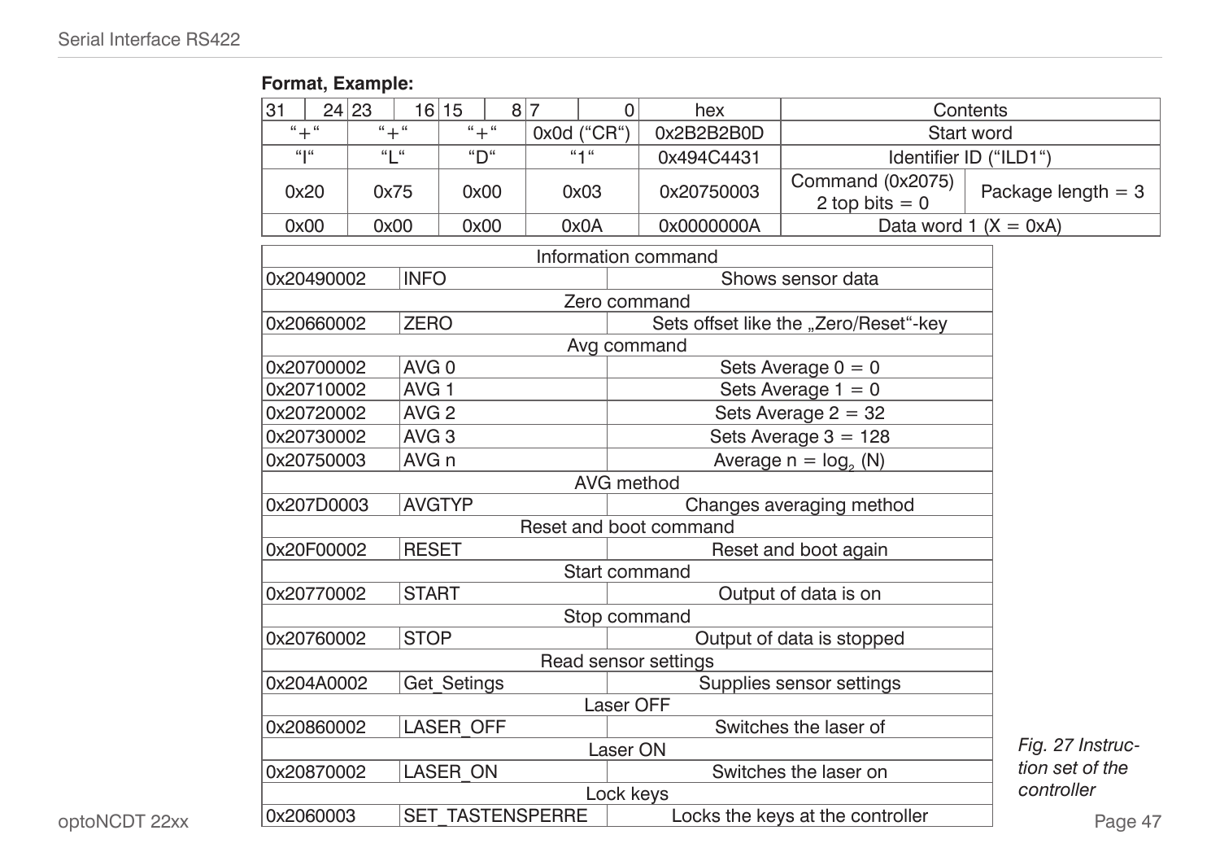**Format, Example:**

| 31 … 24 | 23 … 16 | 15 … 8 | 7 … 0 | hex | Contents | |
|---|---|---|---|---|---|---|
| "+" | "+" | "+" | 0x0d ("CR") | 0x2B2B2B0D | Start word | |
| "I" | "L" | "D" | "1" | 0x494C4431 | Identifier ID ("ILD1") | |
| 0x20 | 0x75 | 0x00 | 0x03 | 0x20750003 | Command (0x2075) 2 top bits = 0 | Package length = 3 |
| 0x00 | 0x00 | 0x00 | 0x0A | 0x0000000A | Data word 1 (X = 0xA) | |

| Information command | | |
|---|---|---|
| 0x20490002 | INFO | Shows sensor data |
| **Zero command** | | |
| 0x20660002 | ZERO | Sets offset like the „Zero/Reset"-key |
| **Avg command** | | |
| 0x20700002 | AVG 0 | Sets Average 0 = 0 |
| 0x20710002 | AVG 1 | Sets Average 1 = 0 |
| 0x20720002 | AVG 2 | Sets Average 2 = 32 |
| 0x20730002 | AVG 3 | Sets Average 3 = 128 |
| 0x20750003 | AVG n | Average n = $\log_2$ (N) |
| **AVG method** | | |
| 0x207D0003 | AVGTYP | Changes averaging method |
| **Reset and boot command** | | |
| 0x20F00002 | RESET | Reset and boot again |
| **Start command** | | |
| 0x20770002 | START | Output of data is on |
| **Stop command** | | |
| 0x20760002 | STOP | Output of data is stopped |
| **Read sensor settings** | | |
| 0x204A0002 | Get_Setings | Supplies sensor settings |
| **Laser OFF** | | |
| 0x20860002 | LASER_OFF | Switches the laser of |
| **Laser ON** | | |
| 0x20870002 | LASER_ON | Switches the laser on |
| **Lock keys** | | |
| 0x2060003 | SET_TASTENSPERRE | Locks the keys at the controller |

*Fig. 27 Instruction set of the controller*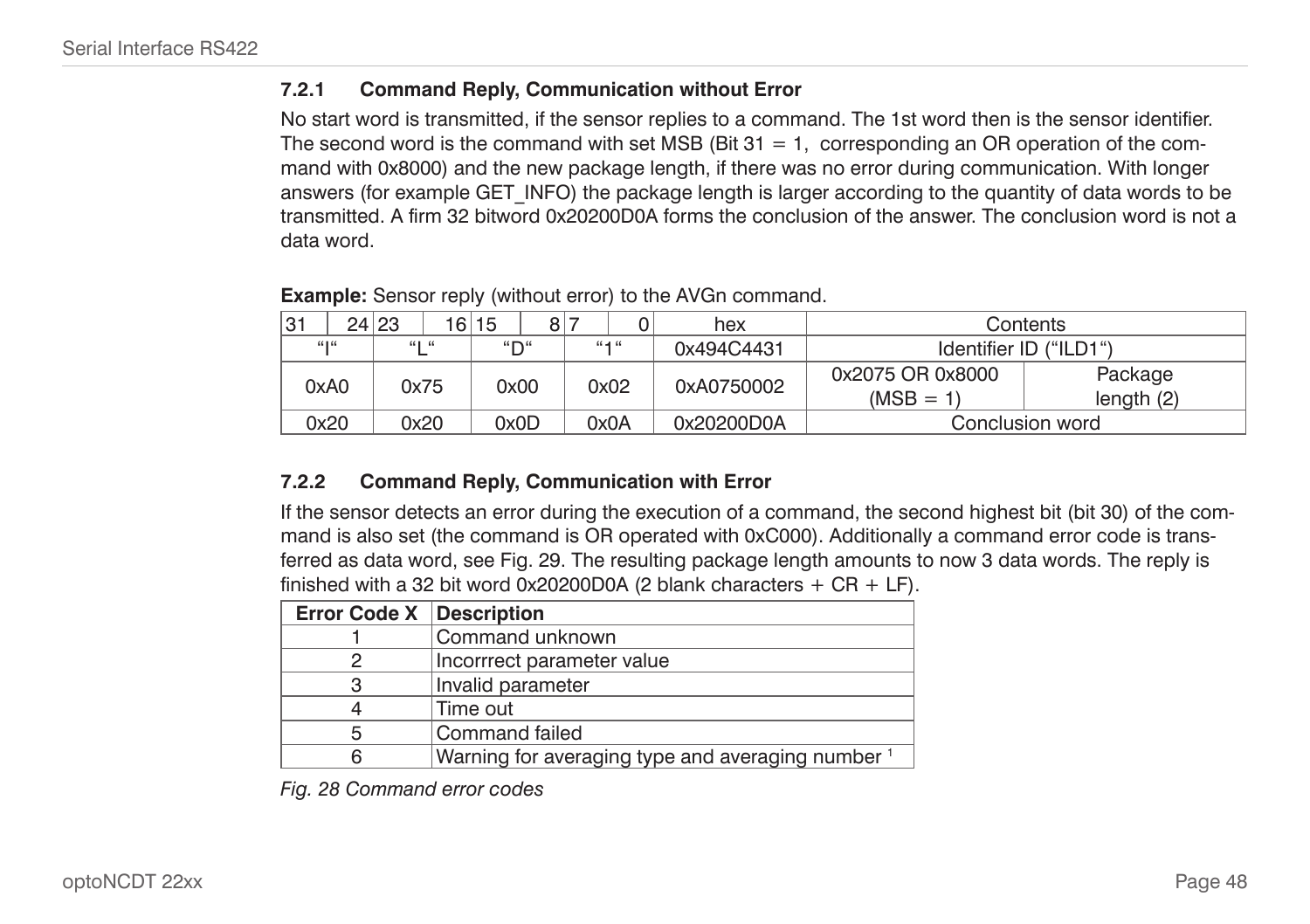### 7.2.1 Command Reply, Communication without Error

No start word is transmitted, if the sensor replies to a command. The 1st word then is the sensor identifier. The second word is the command with set MSB (Bit 31 = 1, corresponding an OR operation of the command with 0x8000) and the new package length, if there was no error during communication. With longer answers (for example GET_INFO) the package length is larger according to the quantity of data words to be transmitted. A firm 32 bitword 0x20200D0A forms the conclusion of the answer. The conclusion word is not a data word.

**Example:** Sensor reply (without error) to the AVGn command.

| 31 24 | 23 16 | 15 8 | 7 0 | hex | Contents | |
|---|---|---|---|---|---|---|
| "I" | "L" | "D" | "1" | 0x494C4431 | Identifier ID ("ILD1") | |
| 0xA0 | 0x75 | 0x00 | 0x02 | 0xA0750002 | 0x2075 OR 0x8000 (MSB = 1) | Package length (2) |
| 0x20 | 0x20 | 0x0D | 0x0A | 0x20200D0A | Conclusion word | |

### 7.2.2 Command Reply, Communication with Error

If the sensor detects an error during the execution of a command, the second highest bit (bit 30) of the command is also set (the command is OR operated with 0xC000). Additionally a command error code is transferred as data word, see Fig. 29. The resulting package length amounts to now 3 data words. The reply is finished with a 32 bit word 0x20200D0A (2 blank characters + CR + LF).

| Error Code X | Description |
|---|---|
| 1 | Command unknown |
| 2 | Incorrrect parameter value |
| 3 | Invalid parameter |
| 4 | Time out |
| 5 | Command failed |
| 6 | Warning for averaging type and averaging number [1] |

*Fig. 28 Command error codes*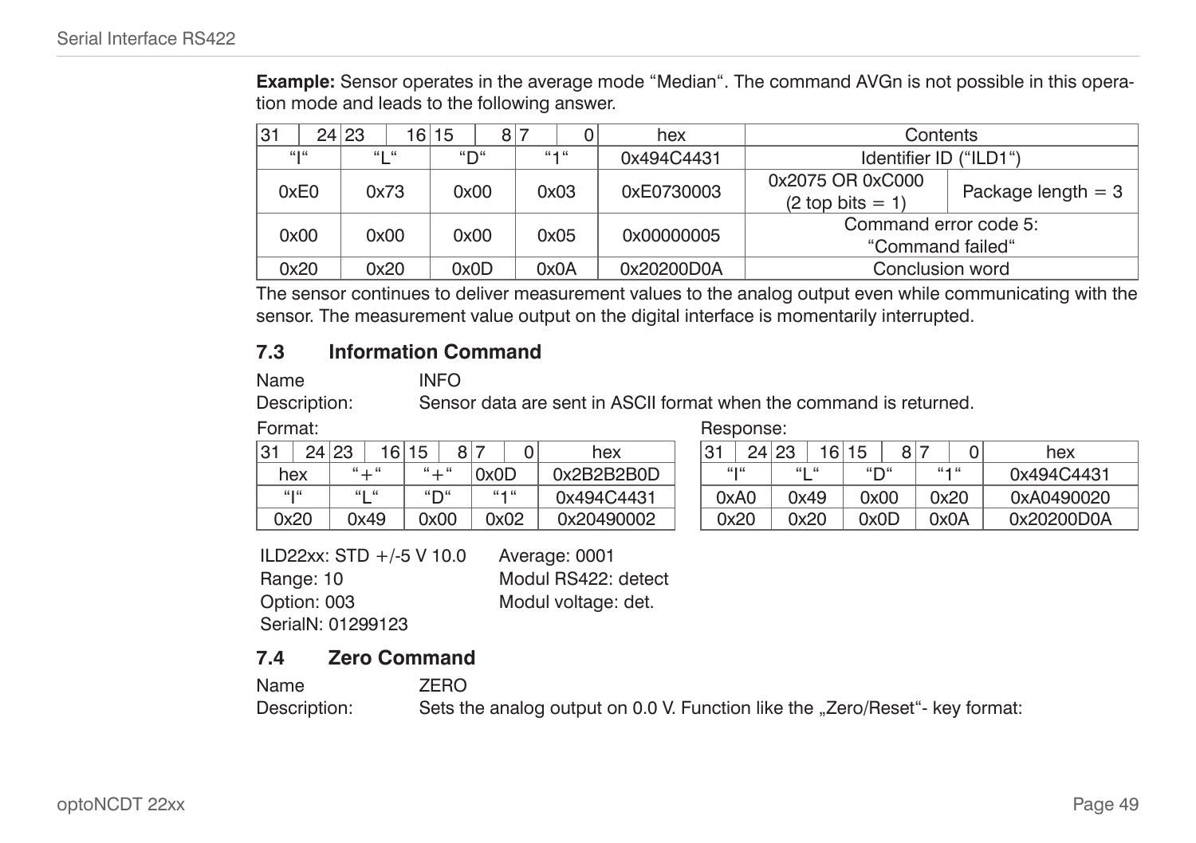**Example:** Sensor operates in the average mode “Median“. The command AVGn is not possible in this operation mode and leads to the following answer.

| 31 24 | 23 16 | 15 8 | 7 0 | hex | Contents | |
|---|---|---|---|---|---|---|
| “I“ | “L“ | “D“ | “1“ | 0x494C4431 | Identifier ID (“ILD1“) | |
| 0xE0 | 0x73 | 0x00 | 0x03 | 0xE0730003 | 0x2075 OR 0xC000 (2 top bits = 1) | Package length = 3 |
| 0x00 | 0x00 | 0x00 | 0x05 | 0x00000005 | Command error code 5: “Command failed“ | |
| 0x20 | 0x20 | 0x0D | 0x0A | 0x20200D0A | Conclusion word | |

The sensor continues to deliver measurement values to the analog output even while communicating with the sensor. The measurement value output on the digital interface is momentarily interrupted.

## 7.3 Information Command

Name: INFO

Description: Sensor data are sent in ASCII format when the command is returned.

Format:

| 31 24 | 23 16 | 15 8 | 7 0 | hex |
|---|---|---|---|---|
| hex | “+“ | “+“ | 0x0D | 0x2B2B2B0D |
| “I“ | “L“ | “D“ | “1“ | 0x494C4431 |
| 0x20 | 0x49 | 0x00 | 0x02 | 0x20490002 |

Response:

| 31 24 | 23 16 | 15 8 | 7 0 | hex |
|---|---|---|---|---|
| “I“ | “L“ | “D“ | “1“ | 0x494C4431 |
| 0xA0 | 0x49 | 0x00 | 0x20 | 0xA0490020 |
| 0x20 | 0x20 | 0x0D | 0x0A | 0x20200D0A |

ILD22xx: STD +/-5 V 10.0
Range: 10
Option: 003
SerialN: 01299123
Average: 0001
Modul RS422: detect
Modul voltage: det.

## 7.4 Zero Command

Name: ZERO

Description: Sets the analog output on 0.0 V. Function like the „Zero/Reset“- key format: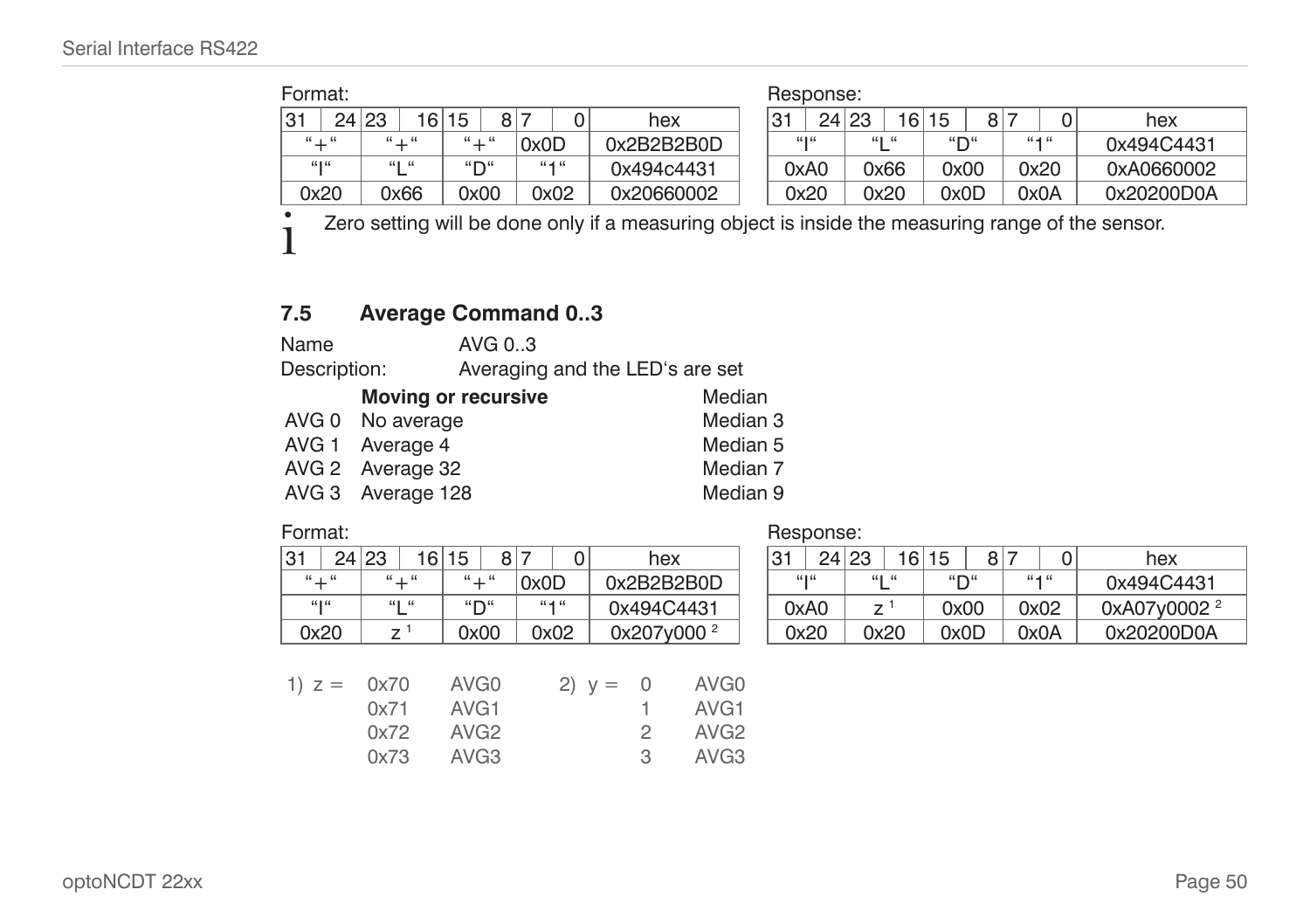Format:

| 31 24 | 23 16 | 15 8 | 7 0 | hex |
|---|---|---|---|---|
| "+" | "+" | "+" | 0x0D | 0x2B2B2B0D |
| "I" | "L" | "D" | "1" | 0x494c4431 |
| 0x20 | 0x66 | 0x00 | 0x02 | 0x20660002 |

Response:

| 31 24 | 23 16 | 15 8 | 7 0 | hex |
|---|---|---|---|---|
| "I" | "L" | "D" | "1" | 0x494C4431 |
| 0xA0 | 0x66 | 0x00 | 0x20 | 0xA0660002 |
| 0x20 | 0x20 | 0x0D | 0x0A | 0x20200D0A |

i Zero setting will be done only if a measuring object is inside the measuring range of the sensor.

## 7.5 Average Command 0..3

Name: AVG 0..3

Description: Averaging and the LED's are set

| | **Moving or recursive** | Median |
|---|---|---|
| AVG 0 | No average | Median 3 |
| AVG 1 | Average 4 | Median 5 |
| AVG 2 | Average 32 | Median 7 |
| AVG 3 | Average 128 | Median 9 |

Format:

| 31 24 | 23 16 | 15 8 | 7 0 | hex |
|---|---|---|---|---|
| "+" | "+" | "+" | 0x0D | 0x2B2B2B0D |
| "I" | "L" | "D" | "1" | 0x494C4431 |
| 0x20 | z [1] | 0x00 | 0x02 | 0x207y000 [2] |

Response:

| 31 24 | 23 16 | 15 8 | 7 0 | hex |
|---|---|---|---|---|
| "I" | "L" | "D" | "1" | 0x494C4431 |
| 0xA0 | z [1] | 0x00 | 0x02 | 0xA07y0002 [2] |
| 0x20 | 0x20 | 0x0D | 0x0A | 0x20200D0A |

1) z =

| z | |
|---|---|
| 0x70 | AVG0 |
| 0x71 | AVG1 |
| 0x72 | AVG2 |
| 0x73 | AVG3 |

2) y =

| y | |
|---|---|
| 0 | AVG0 |
| 1 | AVG1 |
| 2 | AVG2 |
| 3 | AVG3 |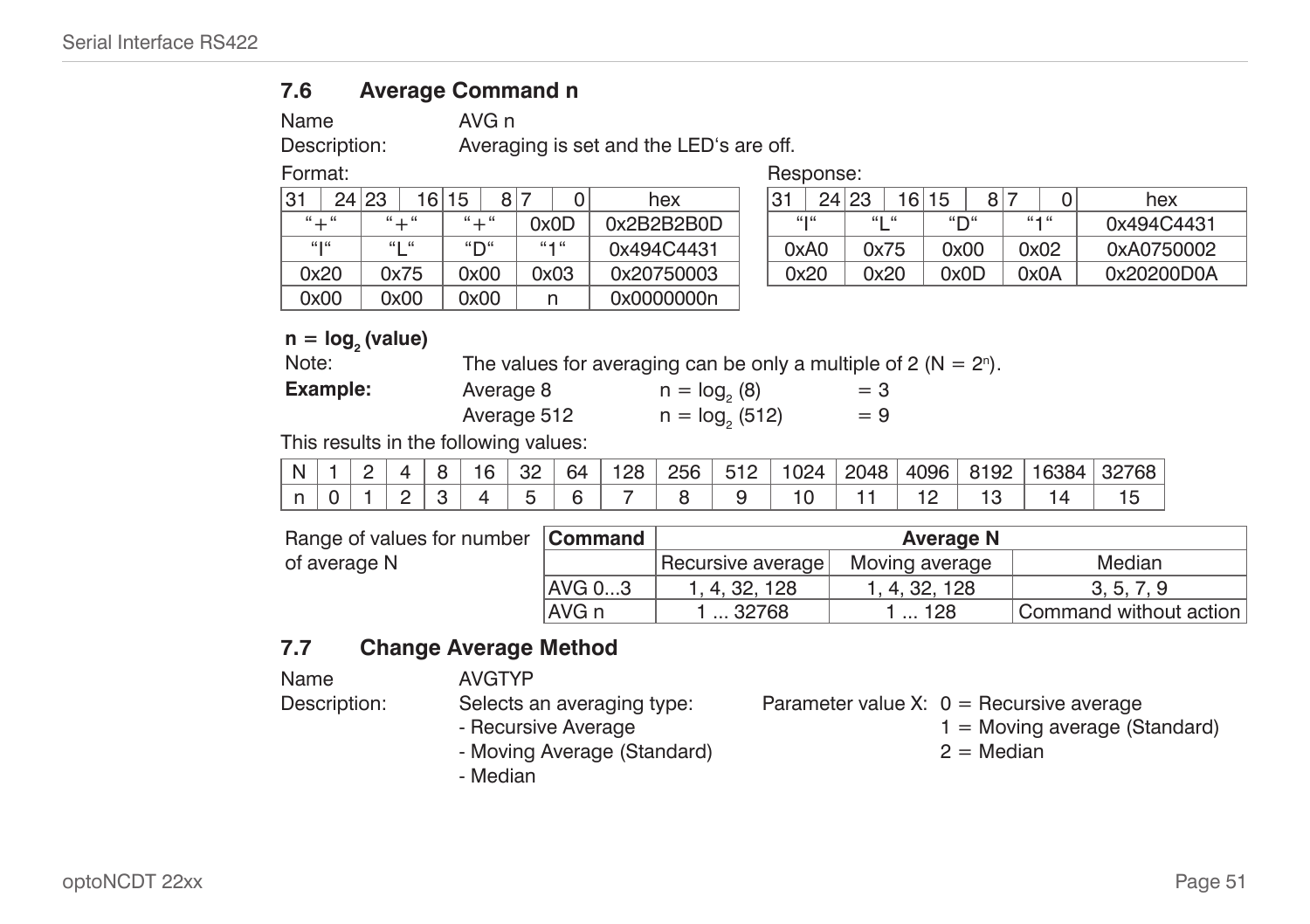## 7.6 Average Command n

Name: AVG n

Description: Averaging is set and the LED‘s are off.

Format:

| 31 24 | 23 16 | 15 8 | 7 0 | hex |
|---|---|---|---|---|
| “+“ | “+“ | “+“ | 0x0D | 0x2B2B2B0D |
| “I“ | “L“ | “D“ | “1“ | 0x494C4431 |
| 0x20 | 0x75 | 0x00 | 0x03 | 0x20750003 |
| 0x00 | 0x00 | 0x00 | n | 0x0000000n |

Response:

| 31 24 | 23 16 | 15 8 | 7 0 | hex |
|---|---|---|---|---|
| “I“ | “L“ | “D“ | “1“ | 0x494C4431 |
| 0xA0 | 0x75 | 0x00 | 0x02 | 0xA0750002 |
| 0x20 | 0x20 | 0x0D | 0x0A | 0x20200D0A |

**$n = \log_2$ (value)**

Note: The values for averaging can be only a multiple of 2 ($N = 2^n$).

**Example:**

Average 8 $n = \log_2 (8)$ = 3

Average 512 $n = \log_2 (512)$ = 9

This results in the following values:

| N | 1 | 2 | 4 | 8 | 16 | 32 | 64 | 128 | 256 | 512 | 1024 | 2048 | 4096 | 8192 | 16384 | 32768 |
|---|---|---|---|---|---|---|---|---|---|---|---|---|---|---|---|---|
| n | 0 | 1 | 2 | 3 | 4 | 5 | 6 | 7 | 8 | 9 | 10 | 11 | 12 | 13 | 14 | 15 |

Range of values for number of average N

| **Command** | **Average N** | | |
|---|---|---|---|
| | Recursive average | Moving average | Median |
| AVG 0...3 | 1, 4, 32, 128 | 1, 4, 32, 128 | 3, 5, 7, 9 |
| AVG n | 1 ... 32768 | 1 ... 128 | Command without action |

## 7.7 Change Average Method

Name: AVGTYP

Description: Selects an averaging type:

- Recursive Average
- Moving Average (Standard)
- Median

Parameter value X:
0 = Recursive average
1 = Moving average (Standard)
2 = Median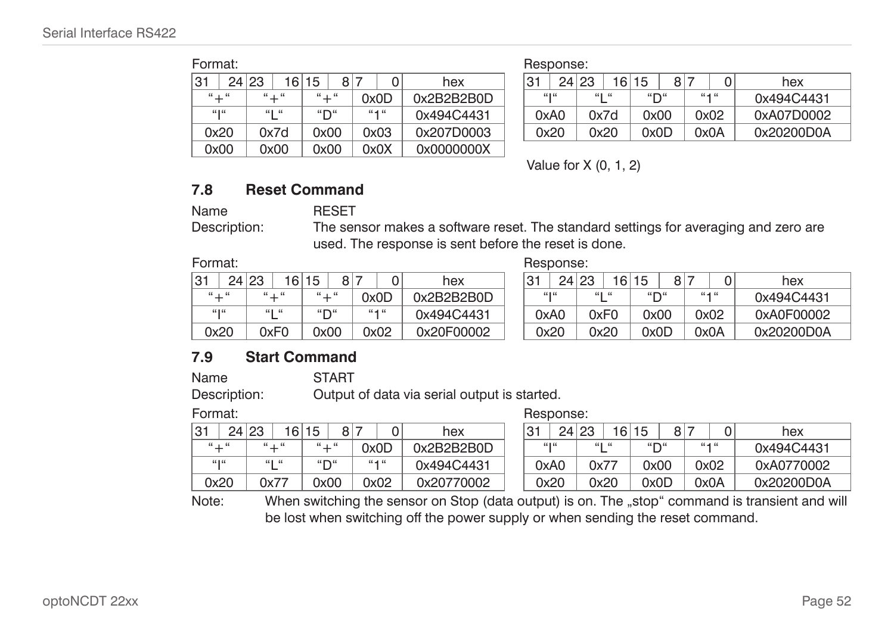Format:

| 31 24 | 23 16 | 15 8 | 7 0 | hex |
|---|---|---|---|---|
| "+" | "+" | "+" | 0x0D | 0x2B2B2B0D |
| "I" | "L" | "D" | "1" | 0x494C4431 |
| 0x20 | 0x7d | 0x00 | 0x03 | 0x207D0003 |
| 0x00 | 0x00 | 0x00 | 0x0X | 0x0000000X |

Response:

| 31 24 | 23 16 | 15 8 | 7 0 | hex |
|---|---|---|---|---|
| "I" | "L" | "D" | "1" | 0x494C4431 |
| 0xA0 | 0x7d | 0x00 | 0x02 | 0xA07D0002 |
| 0x20 | 0x20 | 0x0D | 0x0A | 0x20200D0A |

Value for X (0, 1, 2)

### 7.8 Reset Command

Name RESET

Description: The sensor makes a software reset. The standard settings for averaging and zero are used. The response is sent before the reset is done.

Format:

| 31 24 | 23 16 | 15 8 | 7 0 | hex |
|---|---|---|---|---|
| "+" | "+" | "+" | 0x0D | 0x2B2B2B0D |
| "I" | "L" | "D" | "1" | 0x494C4431 |
| 0x20 | 0xF0 | 0x00 | 0x02 | 0x20F00002 |

Response:

| 31 24 | 23 16 | 15 8 | 7 0 | hex |
|---|---|---|---|---|
| "I" | "L" | "D" | "1" | 0x494C4431 |
| 0xA0 | 0xF0 | 0x00 | 0x02 | 0xA0F00002 |
| 0x20 | 0x20 | 0x0D | 0x0A | 0x20200D0A |

### 7.9 Start Command

Name START

Description: Output of data via serial output is started.

Format:

| 31 24 | 23 16 | 15 8 | 7 0 | hex |
|---|---|---|---|---|
| "+" | "+" | "+" | 0x0D | 0x2B2B2B0D |
| "I" | "L" | "D" | "1" | 0x494C4431 |
| 0x20 | 0x77 | 0x00 | 0x02 | 0x20770002 |

Response:

| 31 24 | 23 16 | 15 8 | 7 0 | hex |
|---|---|---|---|---|
| "I" | "L" | "D" | "1" | 0x494C4431 |
| 0xA0 | 0x77 | 0x00 | 0x02 | 0xA0770002 |
| 0x20 | 0x20 | 0x0D | 0x0A | 0x20200D0A |

Note: When switching the sensor on Stop (data output) is on. The „stop“ command is transient and will be lost when switching off the power supply or when sending the reset command.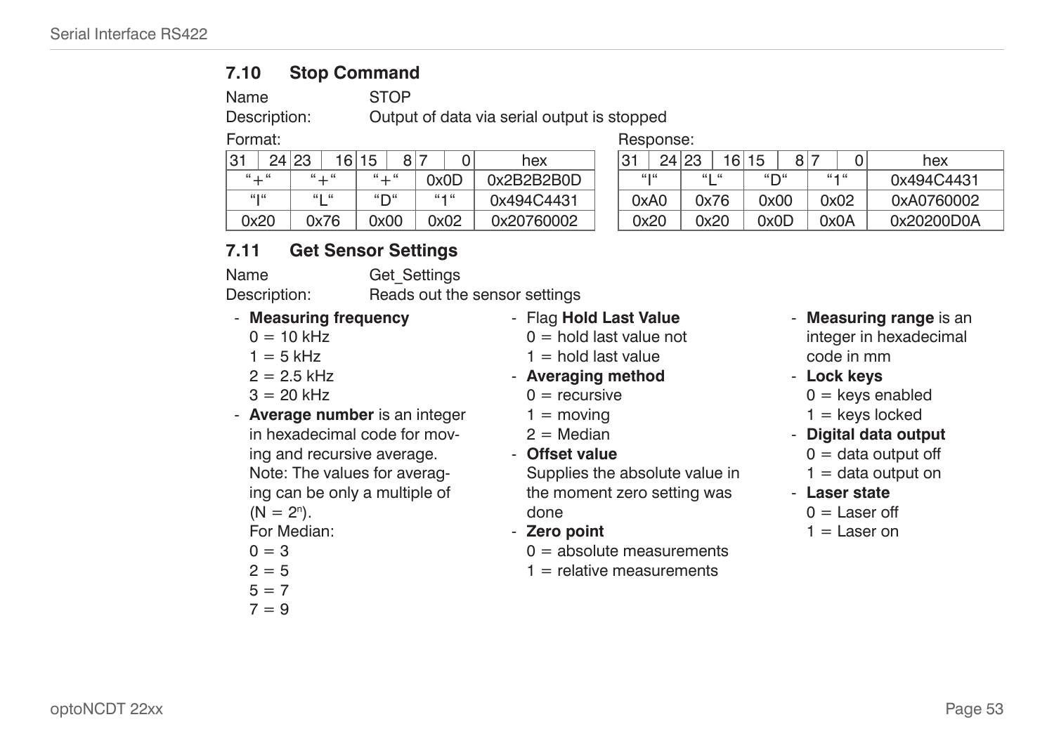## 7.10 Stop Command

Name STOP

Description: Output of data via serial output is stopped

Format:

| 31 | 24 | 23 | 16 | 15 | 8 | 7 | 0 | hex |
|---|---|---|---|---|---|---|---|---|
| "+" | | "+" | | "+" | | 0x0D | | 0x2B2B2B0D |
| "I" | | "L" | | "D" | | "1" | | 0x494C4431 |
| 0x20 | | 0x76 | | 0x00 | | 0x02 | | 0x20760002 |

Response:

| 31 | 24 | 23 | 16 | 15 | 8 | 7 | 0 | hex |
|---|---|---|---|---|---|---|---|---|
| "I" | | "L" | | "D" | | "1" | | 0x494C4431 |
| 0xA0 | | 0x76 | | 0x00 | | 0x02 | | 0xA0760002 |
| 0x20 | | 0x20 | | 0x0D | | 0x0A | | 0x20200D0A |

## 7.11 Get Sensor Settings

Name Get_Settings

Description: Reads out the sensor settings

- **Measuring frequency**
  0 = 10 kHz
  1 = 5 kHz
  2 = 2.5 kHz
  3 = 20 kHz
- **Average number** is an integer in hexadecimal code for moving and recursive average. Note: The values for averaging can be only a multiple of ($N = 2^n$).
  For Median:
  0 = 3
  2 = 5
  5 = 7
  7 = 9
- Flag **Hold Last Value**
  0 = hold last value not
  1 = hold last value
- **Averaging method**
  0 = recursive
  1 = moving
  2 = Median
- **Offset value**
  Supplies the absolute value in the moment zero setting was done
- **Zero point**
  0 = absolute measurements
  1 = relative measurements
- **Measuring range** is an integer in hexadecimal code in mm
- **Lock keys**
  0 = keys enabled
  1 = keys locked
- **Digital data output**
  0 = data output off
  1 = data output on
- **Laser state**
  0 = Laser off
  1 = Laser on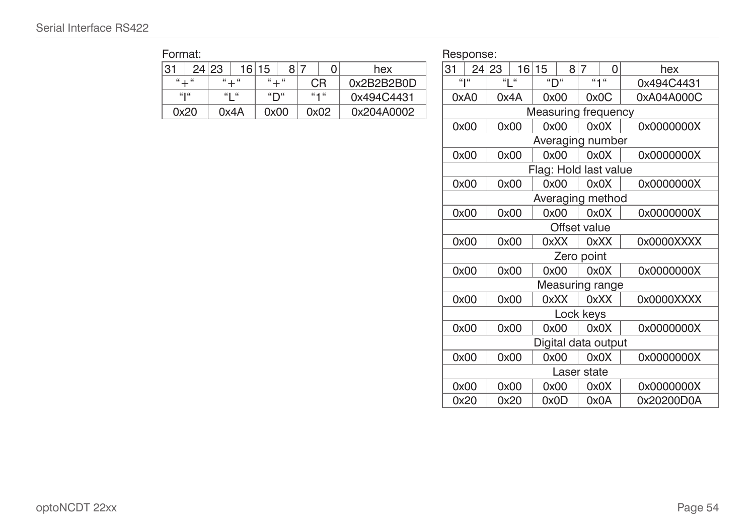Format:

| 31 … 24 | 23 … 16 | 15 … 8 | 7 … 0 | hex |
|---|---|---|---|---|
| “+“ | “+“ | “+“ | CR | 0x2B2B2B0D |
| “I“ | “L“ | “D“ | “1“ | 0x494C4431 |
| 0x20 | 0x4A | 0x00 | 0x02 | 0x204A0002 |

Response:

| 31 … 24 | 23 … 16 | 15 … 8 | 7 … 0 | hex |
|---|---|---|---|---|
| “I“ | “L“ | “D“ | “1“ | 0x494C4431 |
| 0xA0 | 0x4A | 0x00 | 0x0C | 0xA04A000C |
| Measuring frequency | | | | |
| 0x00 | 0x00 | 0x00 | 0x0X | 0x0000000X |
| Averaging number | | | | |
| 0x00 | 0x00 | 0x00 | 0x0X | 0x0000000X |
| Flag: Hold last value | | | | |
| 0x00 | 0x00 | 0x00 | 0x0X | 0x0000000X |
| Averaging method | | | | |
| 0x00 | 0x00 | 0x00 | 0x0X | 0x0000000X |
| Offset value | | | | |
| 0x00 | 0x00 | 0xXX | 0xXX | 0x0000XXXX |
| Zero point | | | | |
| 0x00 | 0x00 | 0x00 | 0x0X | 0x0000000X |
| Measuring range | | | | |
| 0x00 | 0x00 | 0xXX | 0xXX | 0x0000XXXX |
| Lock keys | | | | |
| 0x00 | 0x00 | 0x00 | 0x0X | 0x0000000X |
| Digital data output | | | | |
| 0x00 | 0x00 | 0x00 | 0x0X | 0x0000000X |
| Laser state | | | | |
| 0x00 | 0x00 | 0x00 | 0x0X | 0x0000000X |
| 0x20 | 0x20 | 0x0D | 0x0A | 0x20200D0A |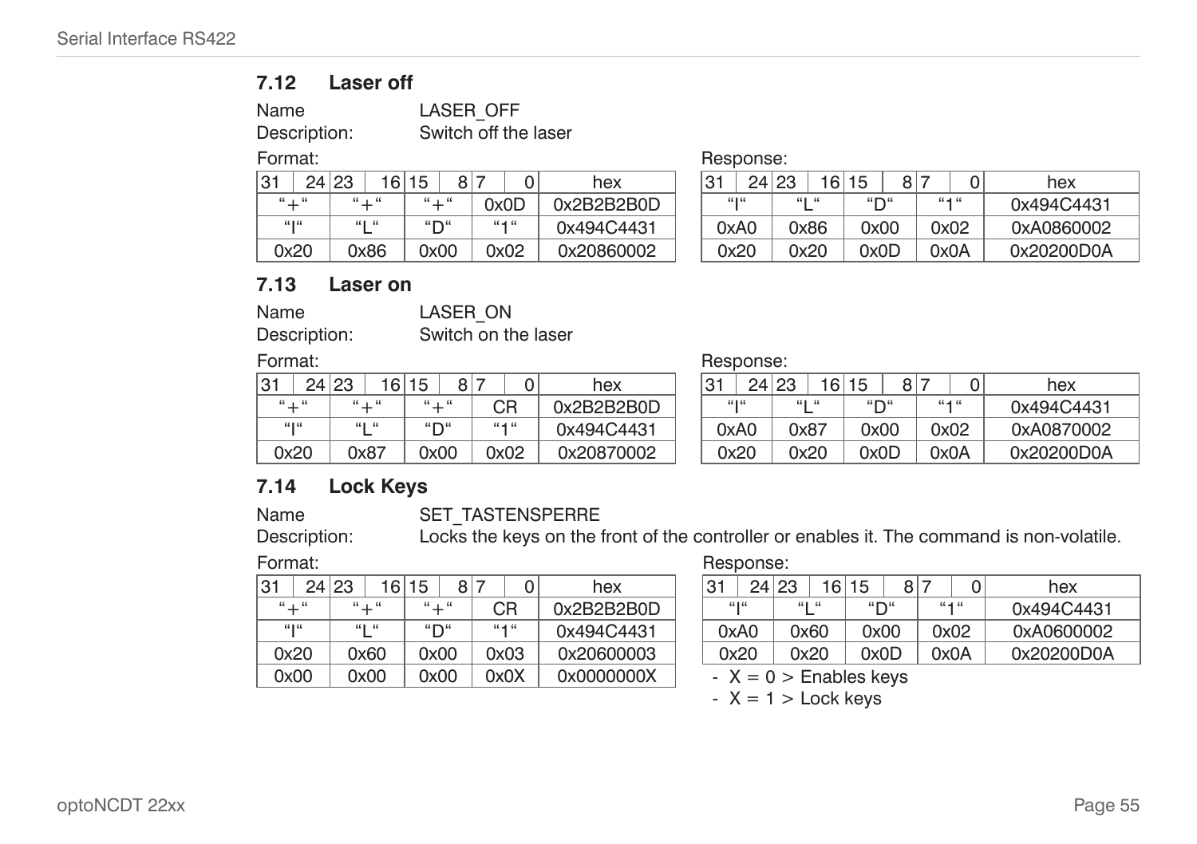## 7.12 Laser off

Name LASER_OFF

Description: Switch off the laser

Format:

| 31 24 | 23 16 | 15 8 | 7 0 | hex |
|---|---|---|---|---|
| "+" | "+" | "+" | 0x0D | 0x2B2B2B0D |
| "I" | "L" | "D" | "1" | 0x494C4431 |
| 0x20 | 0x86 | 0x00 | 0x02 | 0x20860002 |

Response:

| 31 24 | 23 16 | 15 8 | 7 0 | hex |
|---|---|---|---|---|
| "I" | "L" | "D" | "1" | 0x494C4431 |
| 0xA0 | 0x86 | 0x00 | 0x02 | 0xA0860002 |
| 0x20 | 0x20 | 0x0D | 0x0A | 0x20200D0A |

## 7.13 Laser on

Name LASER_ON

Description: Switch on the laser

Format:

| 31 24 | 23 16 | 15 8 | 7 0 | hex |
|---|---|---|---|---|
| "+" | "+" | "+" | CR | 0x2B2B2B0D |
| "I" | "L" | "D" | "1" | 0x494C4431 |
| 0x20 | 0x87 | 0x00 | 0x02 | 0x20870002 |

Response:

| 31 24 | 23 16 | 15 8 | 7 0 | hex |
|---|---|---|---|---|
| "I" | "L" | "D" | "1" | 0x494C4431 |
| 0xA0 | 0x87 | 0x00 | 0x02 | 0xA0870002 |
| 0x20 | 0x20 | 0x0D | 0x0A | 0x20200D0A |

## 7.14 Lock Keys

Name SET_TASTENSPERRE

Description: Locks the keys on the front of the controller or enables it. The command is non-volatile.

Format:

| 31 24 | 23 16 | 15 8 | 7 0 | hex |
|---|---|---|---|---|
| "+" | "+" | "+" | CR | 0x2B2B2B0D |
| "I" | "L" | "D" | "1" | 0x494C4431 |
| 0x20 | 0x60 | 0x00 | 0x03 | 0x20600003 |
| 0x00 | 0x00 | 0x00 | 0x0X | 0x0000000X |

Response:

| 31 24 | 23 16 | 15 8 | 7 0 | hex |
|---|---|---|---|---|
| "I" | "L" | "D" | "1" | 0x494C4431 |
| 0xA0 | 0x60 | 0x00 | 0x02 | 0xA0600002 |
| 0x20 | 0x20 | 0x0D | 0x0A | 0x20200D0A |

- X = 0 > Enables keys
- X = 1 > Lock keys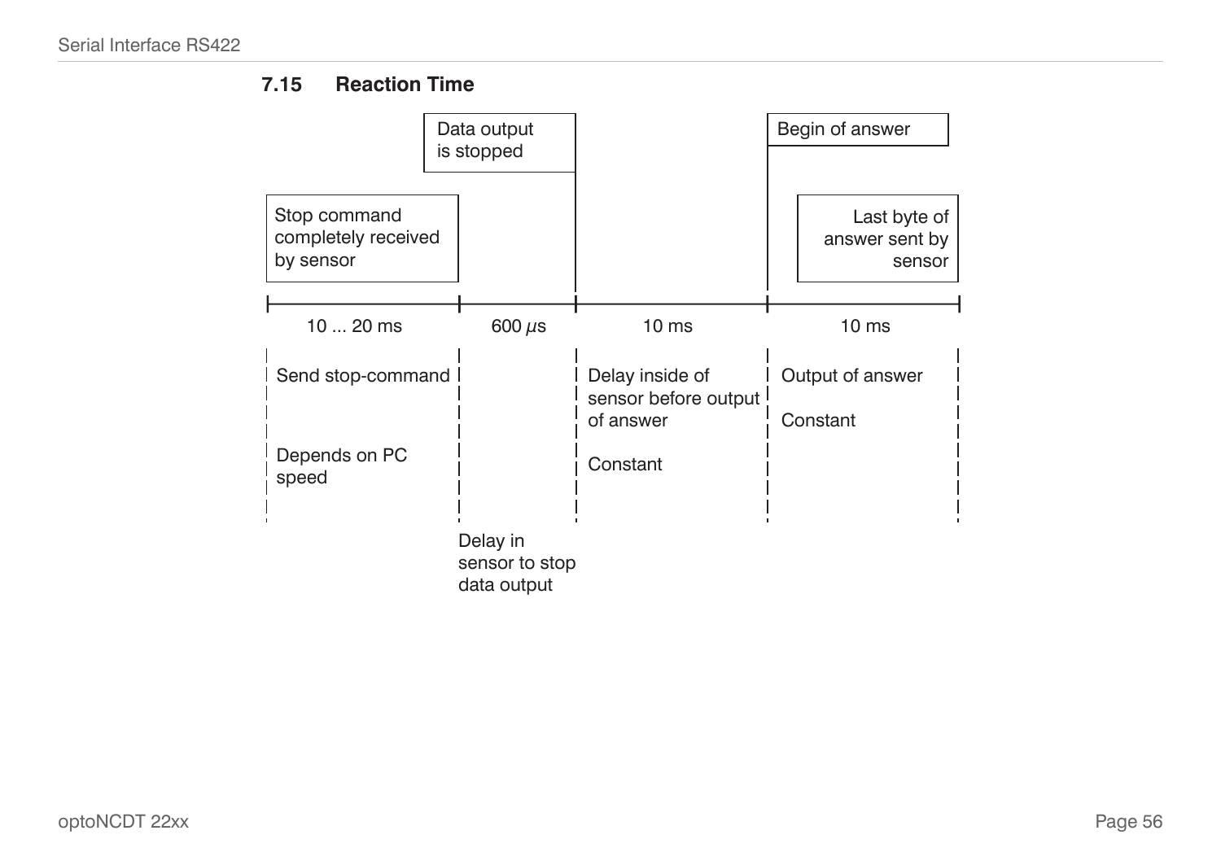## 7.15 Reaction Time

Data output is stopped

Begin of answer

Stop command completely received by sensor

Last byte of answer sent by sensor

| 10 ... 20 ms | 600 $\mu$s | 10 ms | 10 ms |
|---|---|---|---|
| Send stop-command<br><br>Depends on PC speed | Delay in sensor to stop data output | Delay inside of sensor before output of answer<br><br>Constant | Output of answer<br><br>Constant |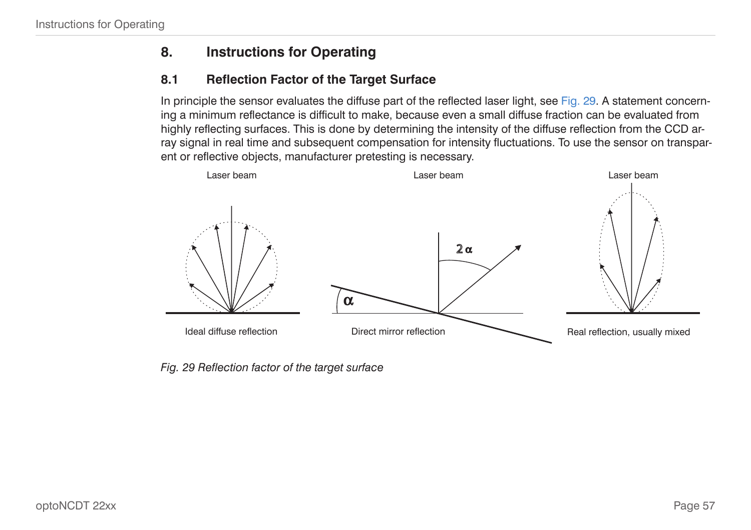# 8. Instructions for Operating

## 8.1 Reflection Factor of the Target Surface

In principle the sensor evaluates the diffuse part of the reflected laser light, see Fig. 29. A statement concerning a minimum reflectance is difficult to make, because even a small diffuse fraction can be evaluated from highly reflecting surfaces. This is done by determining the intensity of the diffuse reflection from the CCD array signal in real time and subsequent compensation for intensity fluctuations. To use the sensor on transparent or reflective objects, manufacturer pretesting is necessary.

Laser beam — Ideal diffuse reflection

Laser beam — Direct mirror reflection ($\alpha$, $2\alpha$)

Laser beam — Real reflection, usually mixed

*Fig. 29 Reflection factor of the target surface*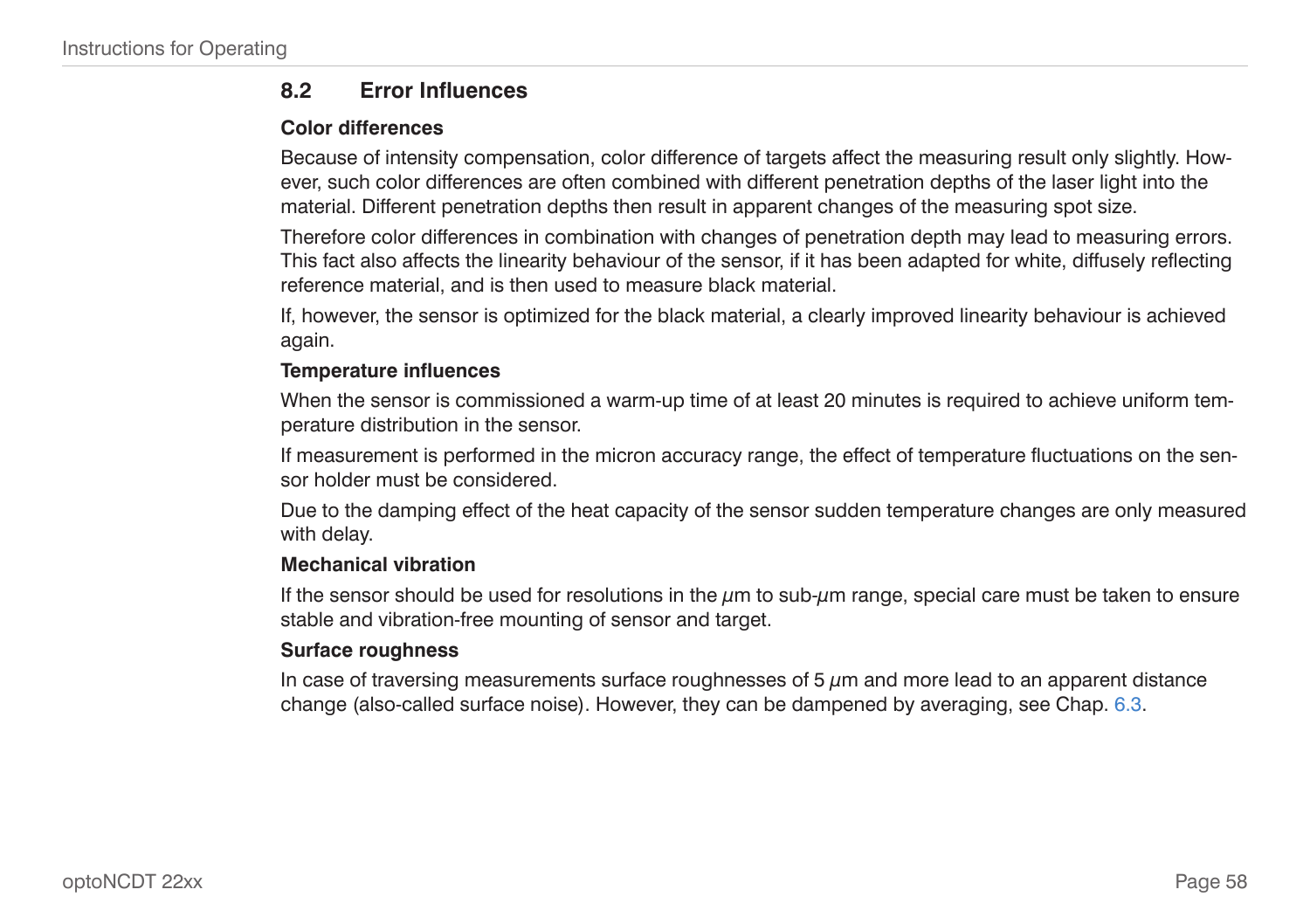## 8.2 Error Influences

**Color differences**

Because of intensity compensation, color difference of targets affect the measuring result only slightly. However, such color differences are often combined with different penetration depths of the laser light into the material. Different penetration depths then result in apparent changes of the measuring spot size.

Therefore color differences in combination with changes of penetration depth may lead to measuring errors. This fact also affects the linearity behaviour of the sensor, if it has been adapted for white, diffusely reflecting reference material, and is then used to measure black material.

If, however, the sensor is optimized for the black material, a clearly improved linearity behaviour is achieved again.

**Temperature influences**

When the sensor is commissioned a warm-up time of at least 20 minutes is required to achieve uniform temperature distribution in the sensor.

If measurement is performed in the micron accuracy range, the effect of temperature fluctuations on the sensor holder must be considered.

Due to the damping effect of the heat capacity of the sensor sudden temperature changes are only measured with delay.

**Mechanical vibration**

If the sensor should be used for resolutions in the $\mu$m to sub-$\mu$m range, special care must be taken to ensure stable and vibration-free mounting of sensor and target.

**Surface roughness**

In case of traversing measurements surface roughnesses of 5 $\mu$m and more lead to an apparent distance change (also-called surface noise). However, they can be dampened by averaging, see Chap. 6.3.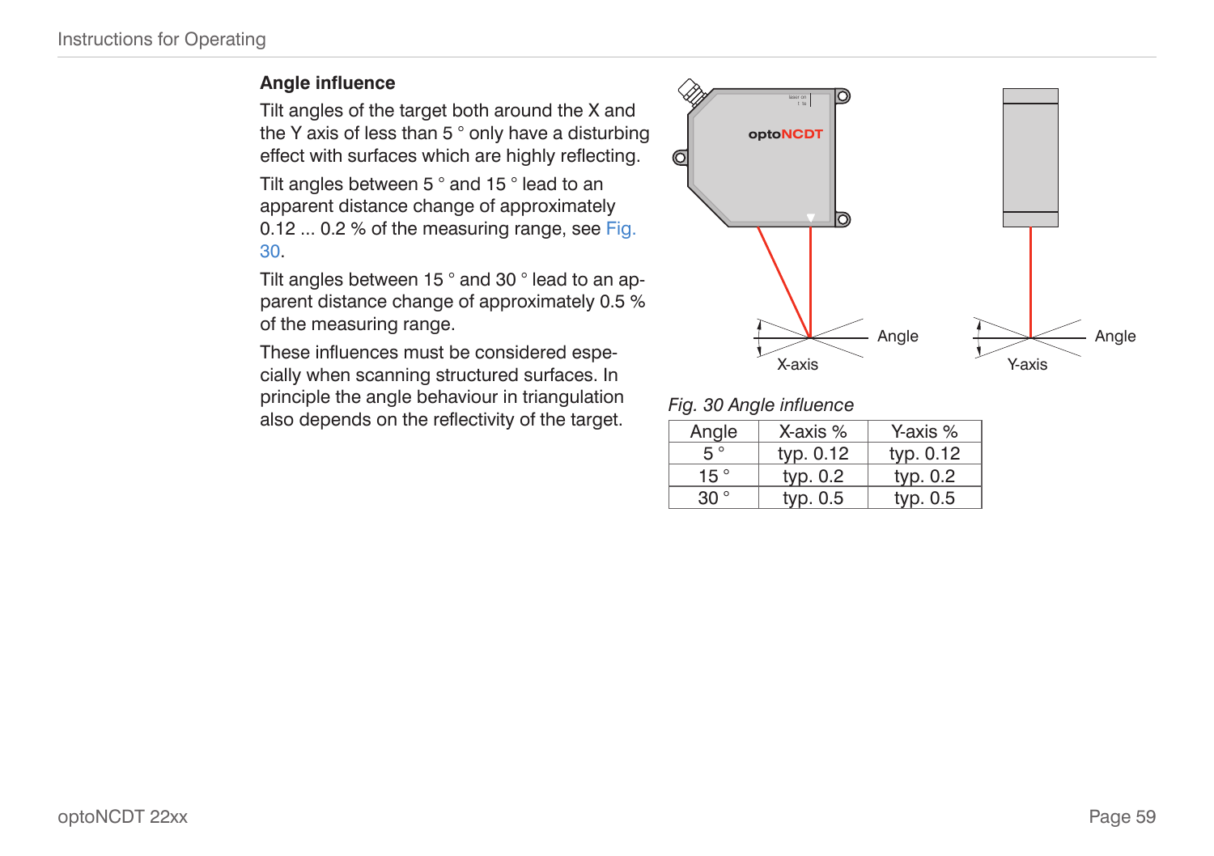### Angle influence

Tilt angles of the target both around the X and the Y axis of less than 5 ° only have a disturbing effect with surfaces which are highly reflecting.

Tilt angles between 5 ° and 15 ° lead to an apparent distance change of approximately 0.12 ... 0.2 % of the measuring range, see Fig. 30.

Tilt angles between 15 ° and 30 ° lead to an apparent distance change of approximately 0.5 % of the measuring range.

These influences must be considered especially when scanning structured surfaces. In principle the angle behaviour in triangulation also depends on the reflectivity of the target.

*Fig. 30 Angle influence*

| Angle | X-axis % | Y-axis % |
|---|---|---|
| 5 ° | typ. 0.12 | typ. 0.12 |
| 15 ° | typ. 0.2 | typ. 0.2 |
| 30 ° | typ. 0.5 | typ. 0.5 |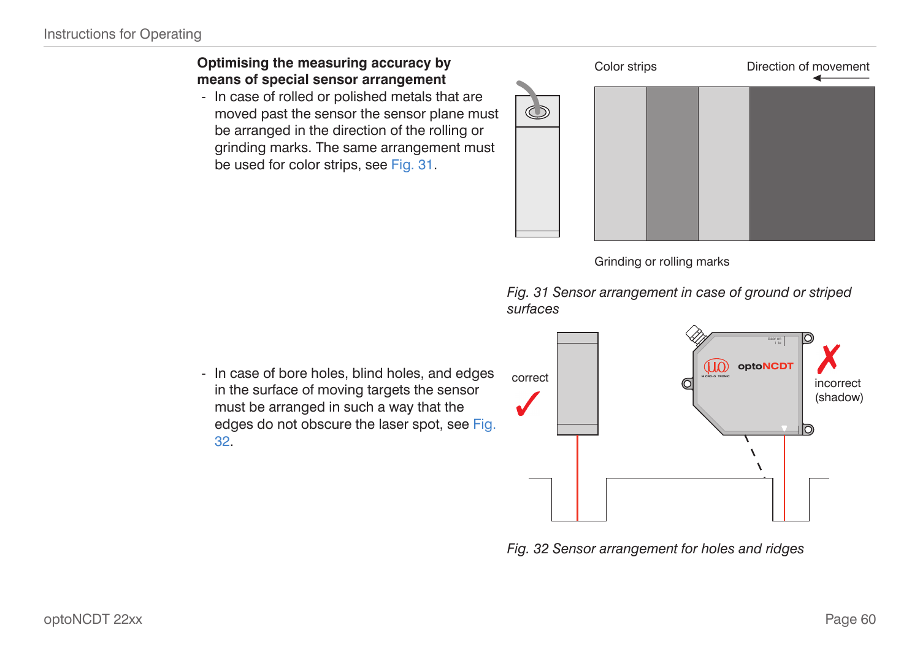### Optimising the measuring accuracy by means of special sensor arrangement

- In case of rolled or polished metals that are moved past the sensor the sensor plane must be arranged in the direction of the rolling or grinding marks. The same arrangement must be used for color strips, see Fig. 31.

Color strips

Direction of movement

Grinding or rolling marks

*Fig. 31 Sensor arrangement in case of ground or striped surfaces*

- In case of bore holes, blind holes, and edges in the surface of moving targets the sensor must be arranged in such a way that the edges do not obscure the laser spot, see Fig. 32.

correct

incorrect (shadow)

*Fig. 32 Sensor arrangement for holes and ridges*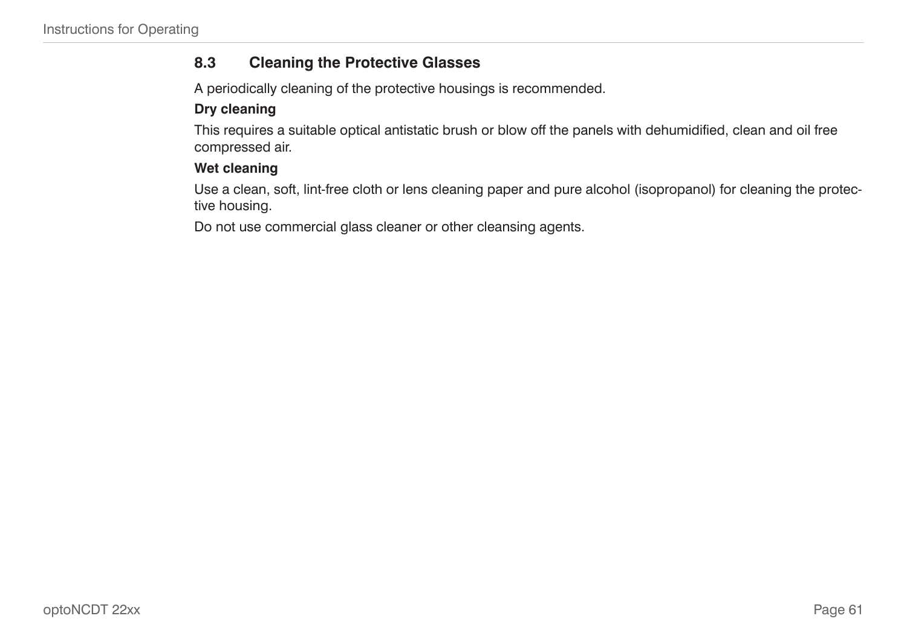## 8.3 Cleaning the Protective Glasses

A periodically cleaning of the protective housings is recommended.

**Dry cleaning**

This requires a suitable optical antistatic brush or blow off the panels with dehumidified, clean and oil free compressed air.

**Wet cleaning**

Use a clean, soft, lint-free cloth or lens cleaning paper and pure alcohol (isopropanol) for cleaning the protective housing.

Do not use commercial glass cleaner or other cleansing agents.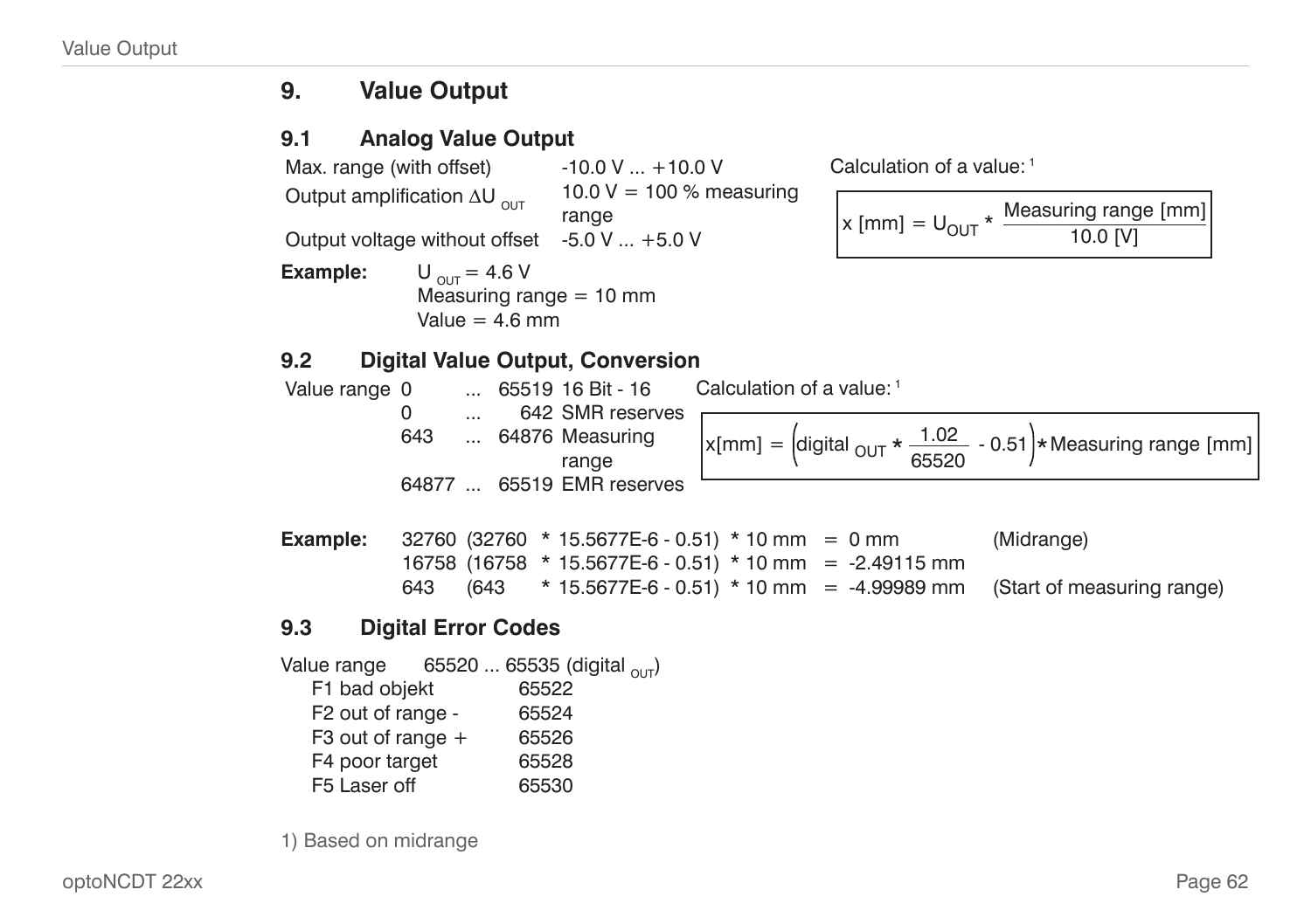# 9. Value Output

## 9.1 Analog Value Output

| | |
|---|---|
| Max. range (with offset) | -10.0 V ... +10.0 V |
| Output amplification $\Delta U_{OUT}$ | 10.0 V = 100 % measuring range |
| Output voltage without offset | -5.0 V ... +5.0 V |

Calculation of a value: [1]

$$x\ [mm] = U_{OUT} * \frac{\text{Measuring range [mm]}}{10.0\ [V]}$$

**Example:** $U_{OUT}$ = 4.6 V
Measuring range = 10 mm
Value = 4.6 mm

## 9.2 Digital Value Output, Conversion

| Value range | | | | |
|---|---|---|---|---|
| 0 | ... | 65519 | 16 Bit - 16 |
| 0 | ... | 642 | SMR reserves |
| 643 | ... | 64876 | Measuring range |
| 64877 | ... | 65519 | EMR reserves |

Calculation of a value: [1]

$$x[mm] = \left(\text{digital}_{OUT} * \frac{1.02}{65520} - 0.51\right) * \text{Measuring range [mm]}$$

**Example:**

| | | | |
|---|---|---|---|
| 32760 | (32760 * 15.5677E-6 - 0.51) * 10 mm | = 0 mm | (Midrange) |
| 16758 | (16758 * 15.5677E-6 - 0.51) * 10 mm | = -2.49115 mm | |
| 643 | (643 * 15.5677E-6 - 0.51) * 10 mm | = -4.99989 mm | (Start of measuring range) |

## 9.3 Digital Error Codes

Value range 65520 ... 65535 ($\text{digital}_{OUT}$)

| | |
|---|---|
| F1 bad objekt | 65522 |
| F2 out of range - | 65524 |
| F3 out of range + | 65526 |
| F4 poor target | 65528 |
| F5 Laser off | 65530 |

1) Based on midrange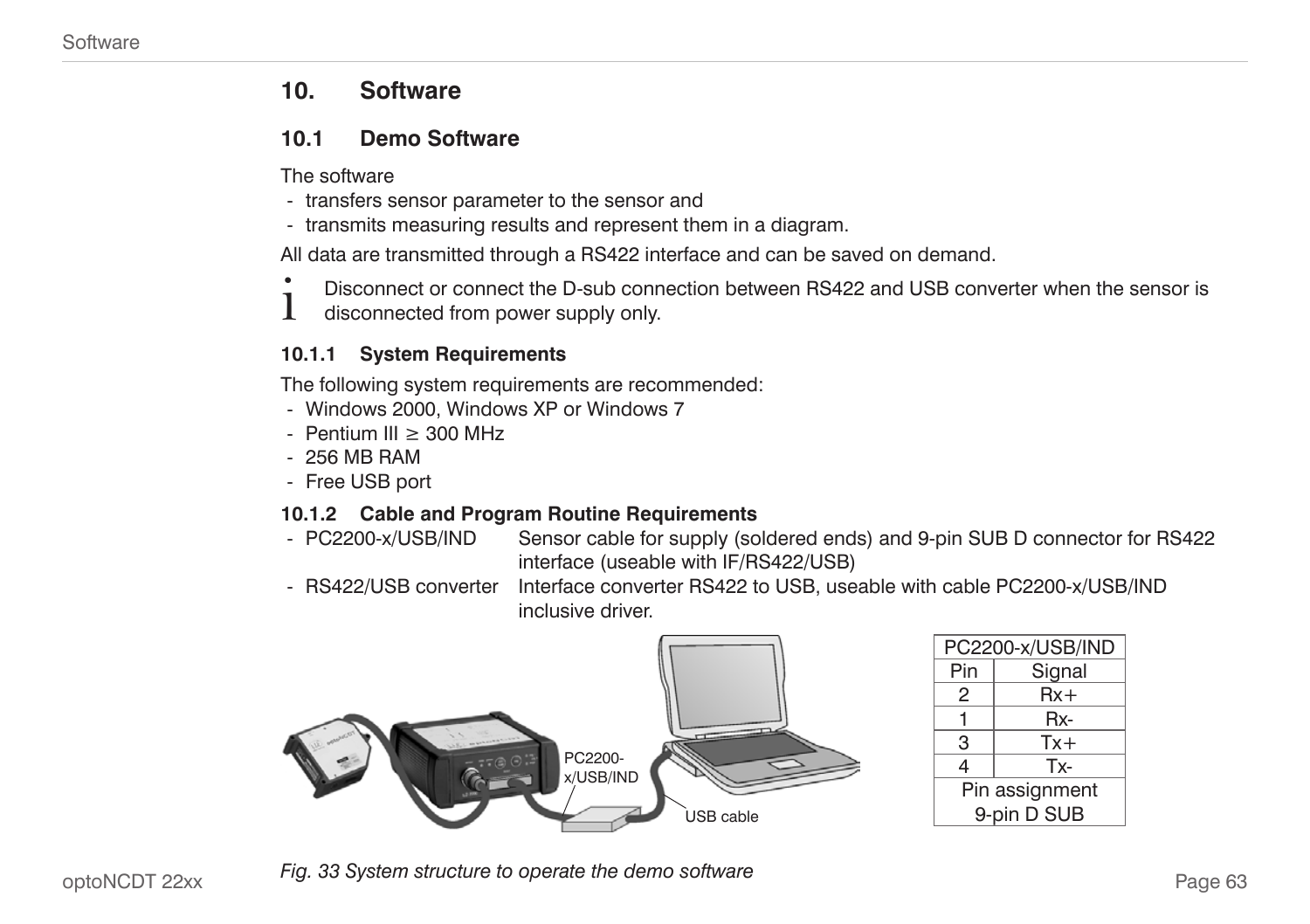# 10. Software

## 10.1 Demo Software

The software

- transfers sensor parameter to the sensor and
- transmits measuring results and represent them in a diagram.

All data are transmitted through a RS422 interface and can be saved on demand.

i Disconnect or connect the D-sub connection between RS422 and USB converter when the sensor is disconnected from power supply only.

### 10.1.1 System Requirements

The following system requirements are recommended:

- Windows 2000, Windows XP or Windows 7
- Pentium III ≥ 300 MHz
- 256 MB RAM
- Free USB port

### 10.1.2 Cable and Program Routine Requirements

- PC2200-x/USB/IND Sensor cable for supply (soldered ends) and 9-pin SUB D connector for RS422 interface (useable with IF/RS422/USB)
- RS422/USB converter Interface converter RS422 to USB, useable with cable PC2200-x/USB/IND inclusive driver.

PC2200-x/USB/IND

USB cable

| PC2200-x/USB/IND | |
|---|---|
| Pin | Signal |
| 2 | Rx+ |
| 1 | Rx- |
| 3 | Tx+ |
| 4 | Tx- |
| Pin assignment 9-pin D SUB | |

*Fig. 33 System structure to operate the demo software*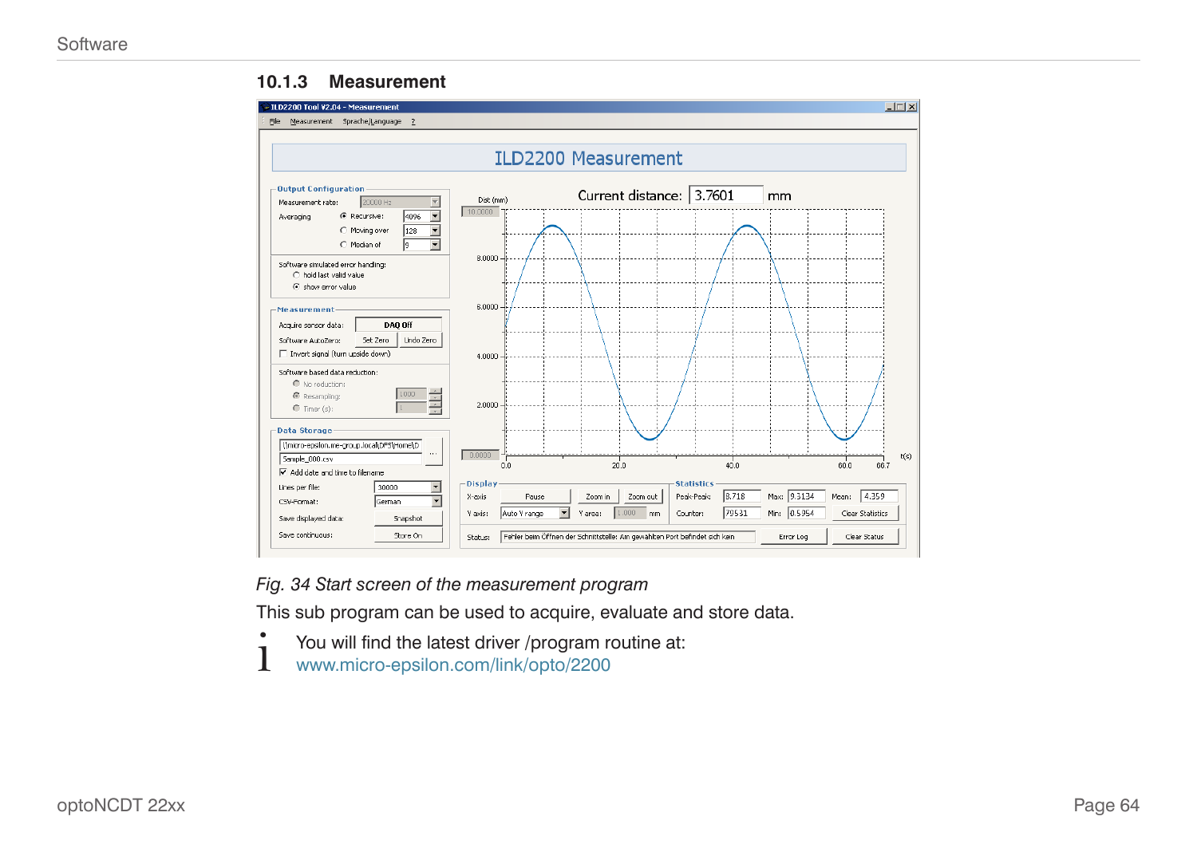### 10.1.3 Measurement

*Fig. 34 Start screen of the measurement program*

This sub program can be used to acquire, evaluate and store data.

i You will find the latest driver /program routine at:
www.micro-epsilon.com/link/opto/2200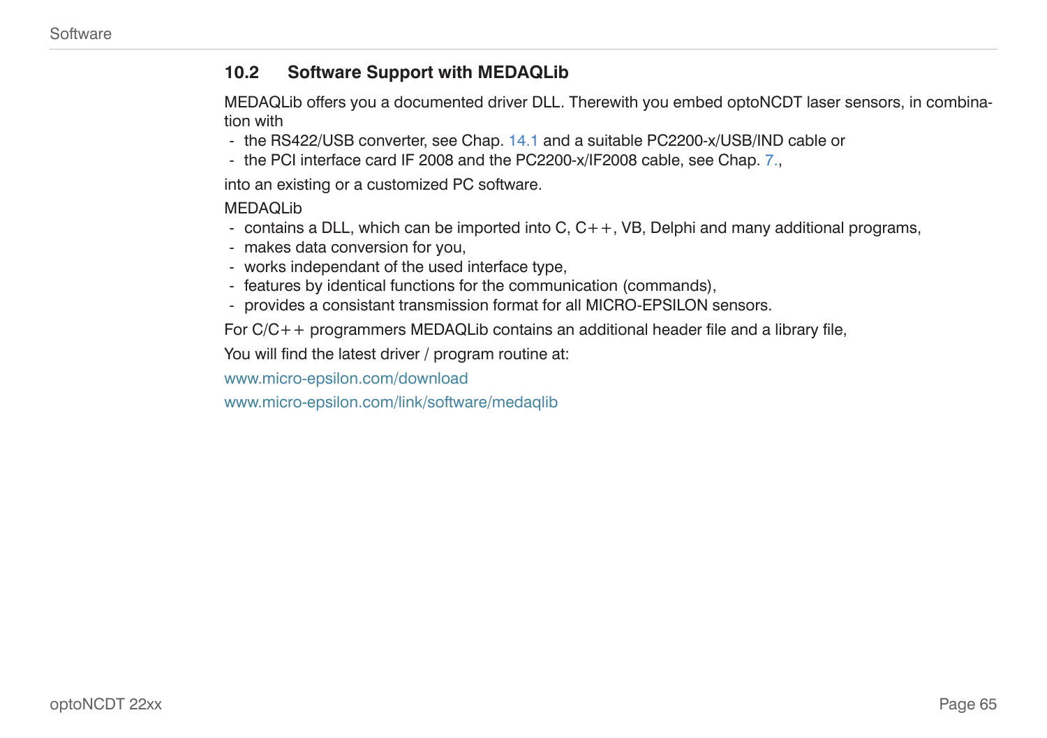## 10.2 Software Support with MEDAQLib

MEDAQLib offers you a documented driver DLL. Therewith you embed optoNCDT laser sensors, in combination with

- the RS422/USB converter, see Chap. 14.1 and a suitable PC2200-x/USB/IND cable or
- the PCI interface card IF 2008 and the PC2200-x/IF2008 cable, see Chap. 7.,

into an existing or a customized PC software.

MEDAQLib

- contains a DLL, which can be imported into C, C++, VB, Delphi and many additional programs,
- makes data conversion for you,
- works independant of the used interface type,
- features by identical functions for the communication (commands),
- provides a consistant transmission format for all MICRO-EPSILON sensors.

For C/C++ programmers MEDAQLib contains an additional header file and a library file,

You will find the latest driver / program routine at:

www.micro-epsilon.com/download

www.micro-epsilon.com/link/software/medaqlib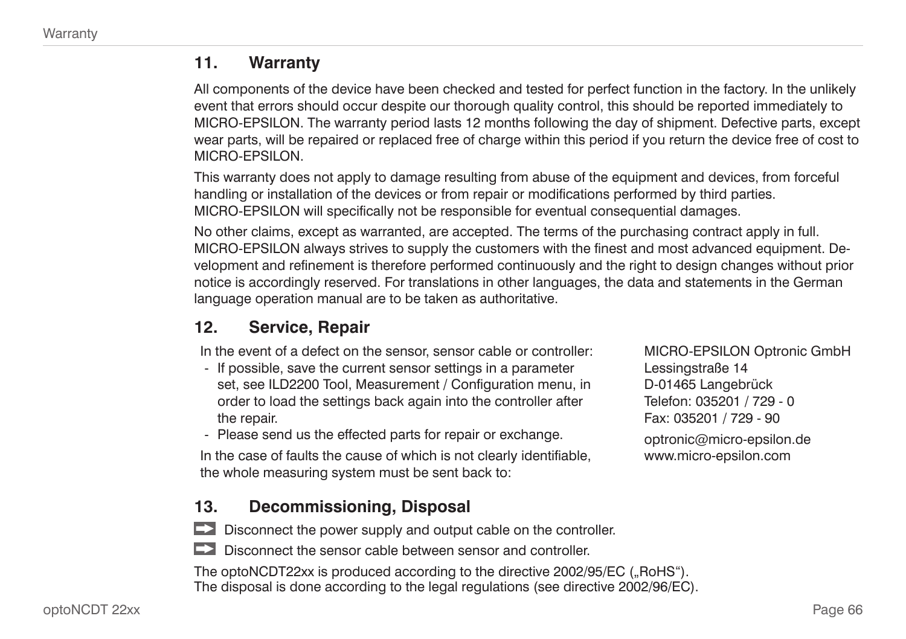## 11. Warranty

All components of the device have been checked and tested for perfect function in the factory. In the unlikely event that errors should occur despite our thorough quality control, this should be reported immediately to MICRO-EPSILON. The warranty period lasts 12 months following the day of shipment. Defective parts, except wear parts, will be repaired or replaced free of charge within this period if you return the device free of cost to MICRO-EPSILON.

This warranty does not apply to damage resulting from abuse of the equipment and devices, from forceful handling or installation of the devices or from repair or modifications performed by third parties.
MICRO-EPSILON will specifically not be responsible for eventual consequential damages.

No other claims, except as warranted, are accepted. The terms of the purchasing contract apply in full.
MICRO-EPSILON always strives to supply the customers with the finest and most advanced equipment. Development and refinement is therefore performed continuously and the right to design changes without prior notice is accordingly reserved. For translations in other languages, the data and statements in the German language operation manual are to be taken as authoritative.

## 12. Service, Repair

In the event of a defect on the sensor, sensor cable or controller:

- If possible, save the current sensor settings in a parameter set, see ILD2200 Tool, Measurement / Configuration menu, in order to load the settings back again into the controller after the repair.
- Please send us the effected parts for repair or exchange.

In the case of faults the cause of which is not clearly identifiable, the whole measuring system must be sent back to:

MICRO-EPSILON Optronic GmbH
Lessingstraße 14
D-01465 Langebrück
Telefon: 035201 / 729 - 0
Fax: 035201 / 729 - 90

optronic@micro-epsilon.de
www.micro-epsilon.com

## 13. Decommissioning, Disposal

➡ Disconnect the power supply and output cable on the controller.

➡ Disconnect the sensor cable between sensor and controller.

The optoNCDT22xx is produced according to the directive 2002/95/EC („RoHS").
The disposal is done according to the legal regulations (see directive 2002/96/EC).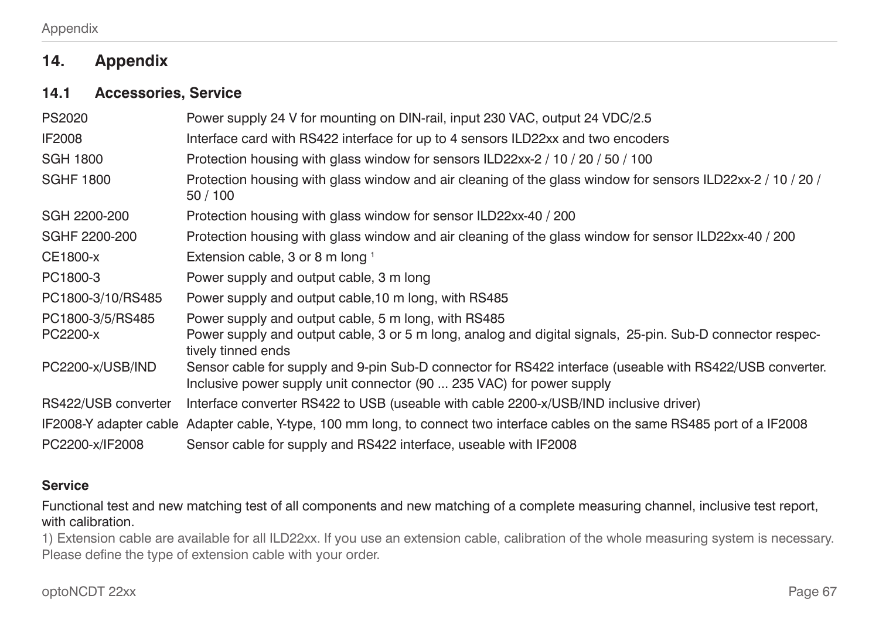# 14. Appendix

## 14.1 Accessories, Service

| | |
|---|---|
| PS2020 | Power supply 24 V for mounting on DIN-rail, input 230 VAC, output 24 VDC/2.5 |
| IF2008 | Interface card with RS422 interface for up to 4 sensors ILD22xx and two encoders |
| SGH 1800 | Protection housing with glass window for sensors ILD22xx-2 / 10 / 20 / 50 / 100 |
| SGHF 1800 | Protection housing with glass window and air cleaning of the glass window for sensors ILD22xx-2 / 10 / 20 / 50 / 100 |
| SGH 2200-200 | Protection housing with glass window for sensor ILD22xx-40 / 200 |
| SGHF 2200-200 | Protection housing with glass window and air cleaning of the glass window for sensor ILD22xx-40 / 200 |
| CE1800-x | Extension cable, 3 or 8 m long [1] |
| PC1800-3 | Power supply and output cable, 3 m long |
| PC1800-3/10/RS485 | Power supply and output cable,10 m long, with RS485 |
| PC1800-3/5/RS485 | Power supply and output cable, 5 m long, with RS485 |
| PC2200-x | Power supply and output cable, 3 or 5 m long, analog and digital signals, 25-pin. Sub-D connector respectively tinned ends |
| PC2200-x/USB/IND | Sensor cable for supply and 9-pin Sub-D connector for RS422 interface (useable with RS422/USB converter. Inclusive power supply unit connector (90 ... 235 VAC) for power supply |
| RS422/USB converter | Interface converter RS422 to USB (useable with cable 2200-x/USB/IND inclusive driver) |
| IF2008-Y adapter cable | Adapter cable, Y-type, 100 mm long, to connect two interface cables on the same RS485 port of a IF2008 |
| PC2200-x/IF2008 | Sensor cable for supply and RS422 interface, useable with IF2008 |

**Service**

Functional test and new matching test of all components and new matching of a complete measuring channel, inclusive test report, with calibration.

1) Extension cable are available for all ILD22xx. If you use an extension cable, calibration of the whole measuring system is necessary. Please define the type of extension cable with your order.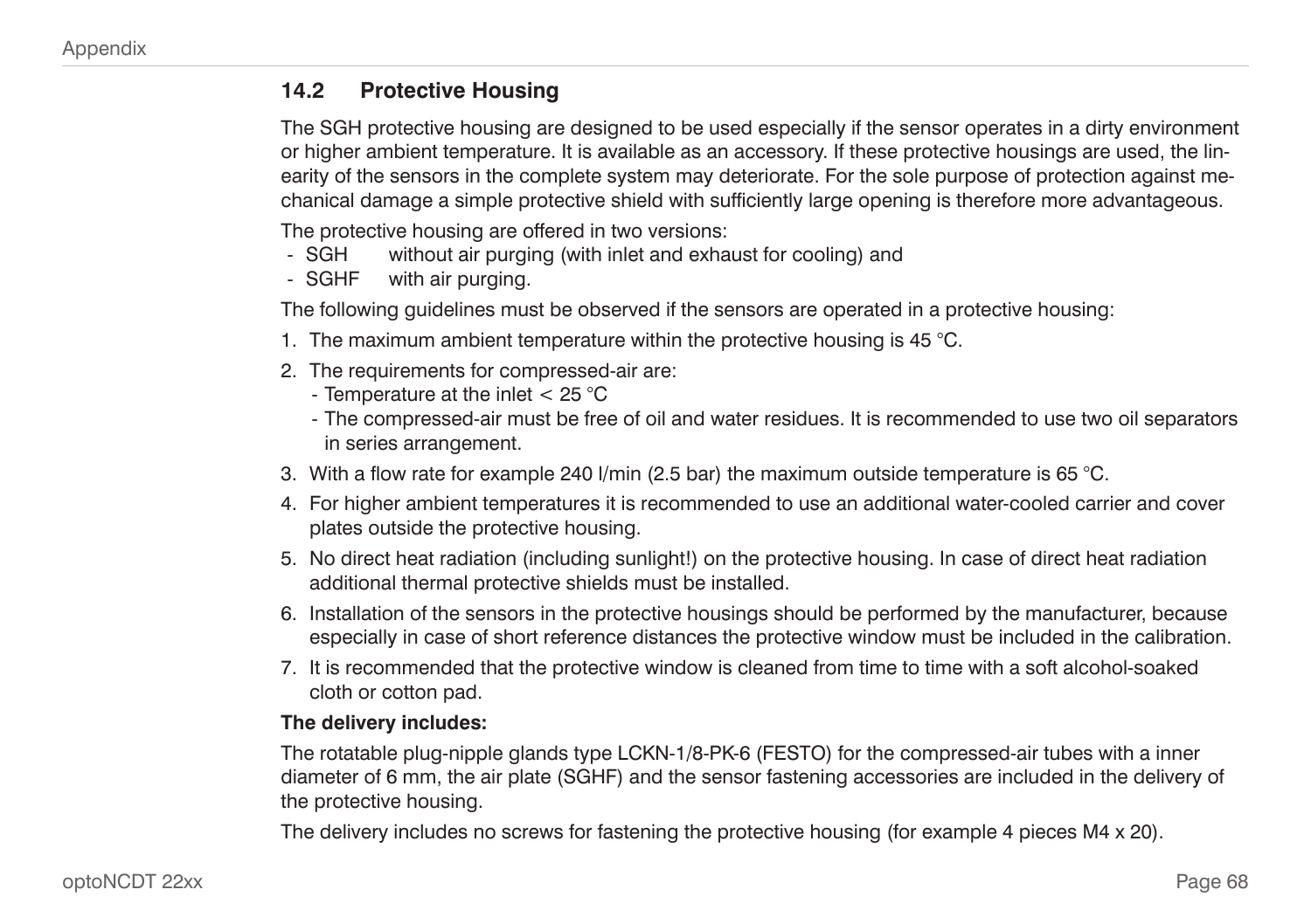## 14.2 Protective Housing

The SGH protective housing are designed to be used especially if the sensor operates in a dirty environment or higher ambient temperature. It is available as an accessory. If these protective housings are used, the linearity of the sensors in the complete system may deteriorate. For the sole purpose of protection against mechanical damage a simple protective shield with sufficiently large opening is therefore more advantageous.

The protective housing are offered in two versions:

- SGH without air purging (with inlet and exhaust for cooling) and
- SGHF with air purging.

The following guidelines must be observed if the sensors are operated in a protective housing:

1. The maximum ambient temperature within the protective housing is 45 °C.
2. The requirements for compressed-air are:
   - Temperature at the inlet < 25 °C
   - The compressed-air must be free of oil and water residues. It is recommended to use two oil separators in series arrangement.
3. With a flow rate for example 240 l/min (2.5 bar) the maximum outside temperature is 65 °C.
4. For higher ambient temperatures it is recommended to use an additional water-cooled carrier and cover plates outside the protective housing.
5. No direct heat radiation (including sunlight!) on the protective housing. In case of direct heat radiation additional thermal protective shields must be installed.
6. Installation of the sensors in the protective housings should be performed by the manufacturer, because especially in case of short reference distances the protective window must be included in the calibration.
7. It is recommended that the protective window is cleaned from time to time with a soft alcohol-soaked cloth or cotton pad.

**The delivery includes:**

The rotatable plug-nipple glands type LCKN-1/8-PK-6 (FESTO) for the compressed-air tubes with a inner diameter of 6 mm, the air plate (SGHF) and the sensor fastening accessories are included in the delivery of the protective housing.

The delivery includes no screws for fastening the protective housing (for example 4 pieces M4 x 20).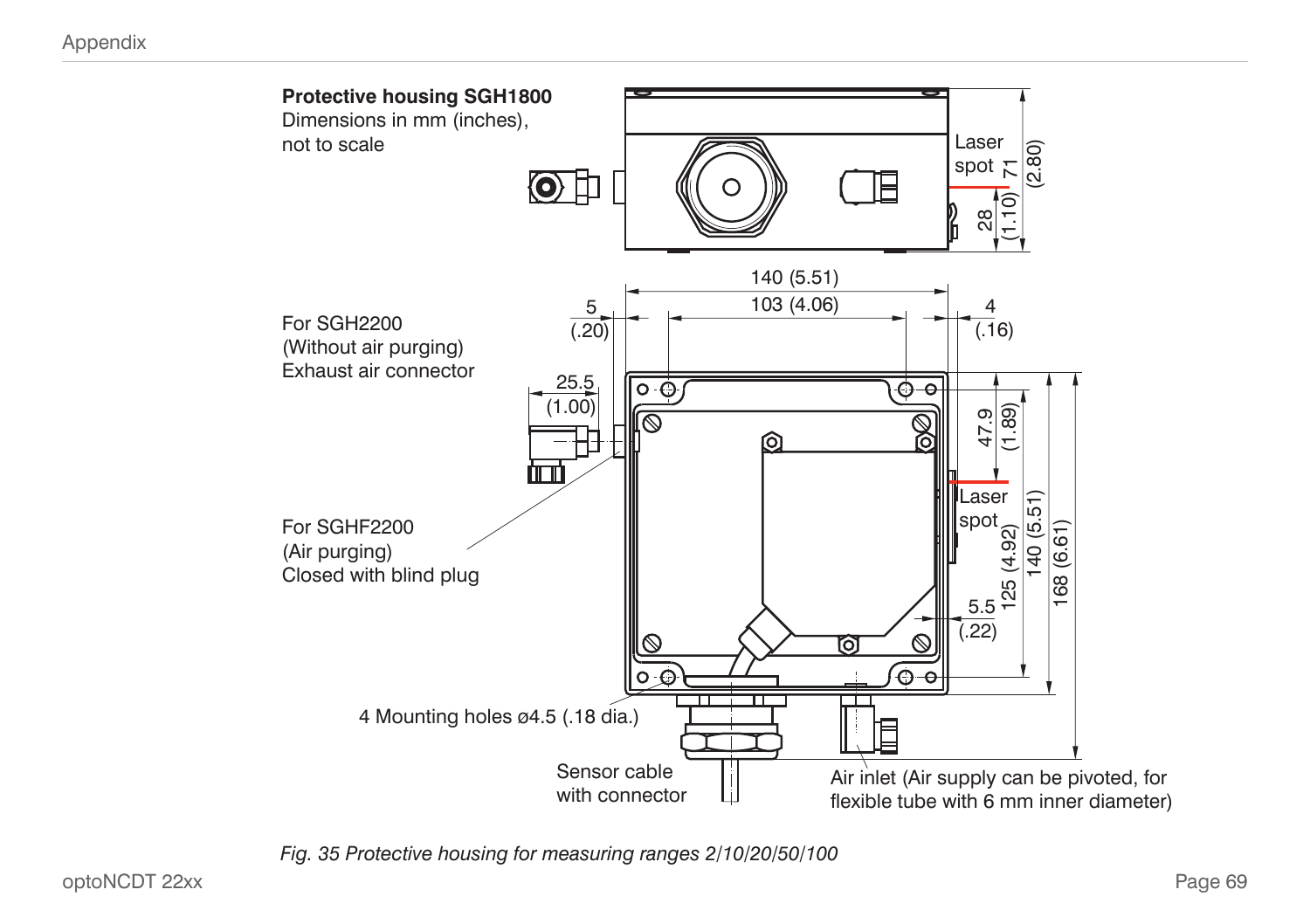**Protective housing SGH1800**
Dimensions in mm (inches),
not to scale

Laser spot

71 (2.80)

28 (1.10)

140 (5.51)

103 (4.06)

5 (.20)

4 (.16)

For SGH2200
(Without air purging)
Exhaust air connector

25.5 (1.00)

47.9 (1.89)

Laser spot

125 (4.92)

140 (5.51)

168 (6.61)

5.5 (.22)

For SGHF2200
(Air purging)
Closed with blind plug

4 Mounting holes ø4.5 (.18 dia.)

Sensor cable with connector

Air inlet (Air supply can be pivoted, for flexible tube with 6 mm inner diameter)

*Fig. 35 Protective housing for measuring ranges 2/10/20/50/100*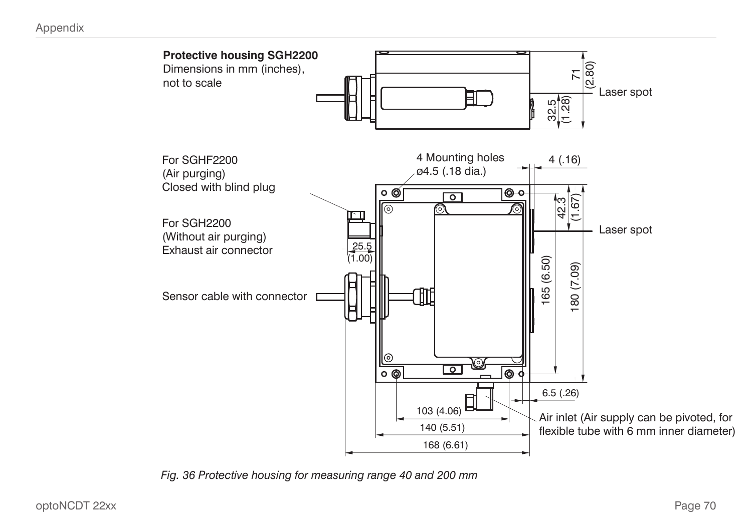**Protective housing SGH2200**
Dimensions in mm (inches),
not to scale

71 (2.80)

32.5 (1.28)

Laser spot

For SGHF2200
(Air purging)
Closed with blind plug

For SGH2200
(Without air purging)
Exhaust air connector

Sensor cable with connector

4 Mounting holes
ø4.5 (.18 dia.)

4 (.16)

42.3 (1.67)

Laser spot

25.5 (1.00)

165 (6.50)

180 (7.09)

6.5 (.26)

103 (4.06)

140 (5.51)

168 (6.61)

Air inlet (Air supply can be pivoted, for flexible tube with 6 mm inner diameter)

*Fig. 36 Protective housing for measuring range 40 and 200 mm*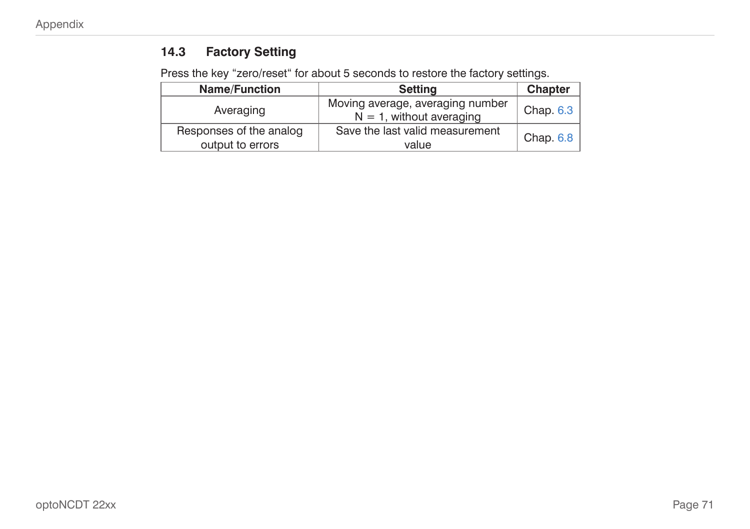## 14.3 Factory Setting

Press the key “zero/reset“ for about 5 seconds to restore the factory settings.

| Name/Function | Setting | Chapter |
|---|---|---|
| Averaging | Moving average, averaging number N = 1, without averaging | Chap. 6.3 |
| Responses of the analog output to errors | Save the last valid measurement value | Chap. 6.8 |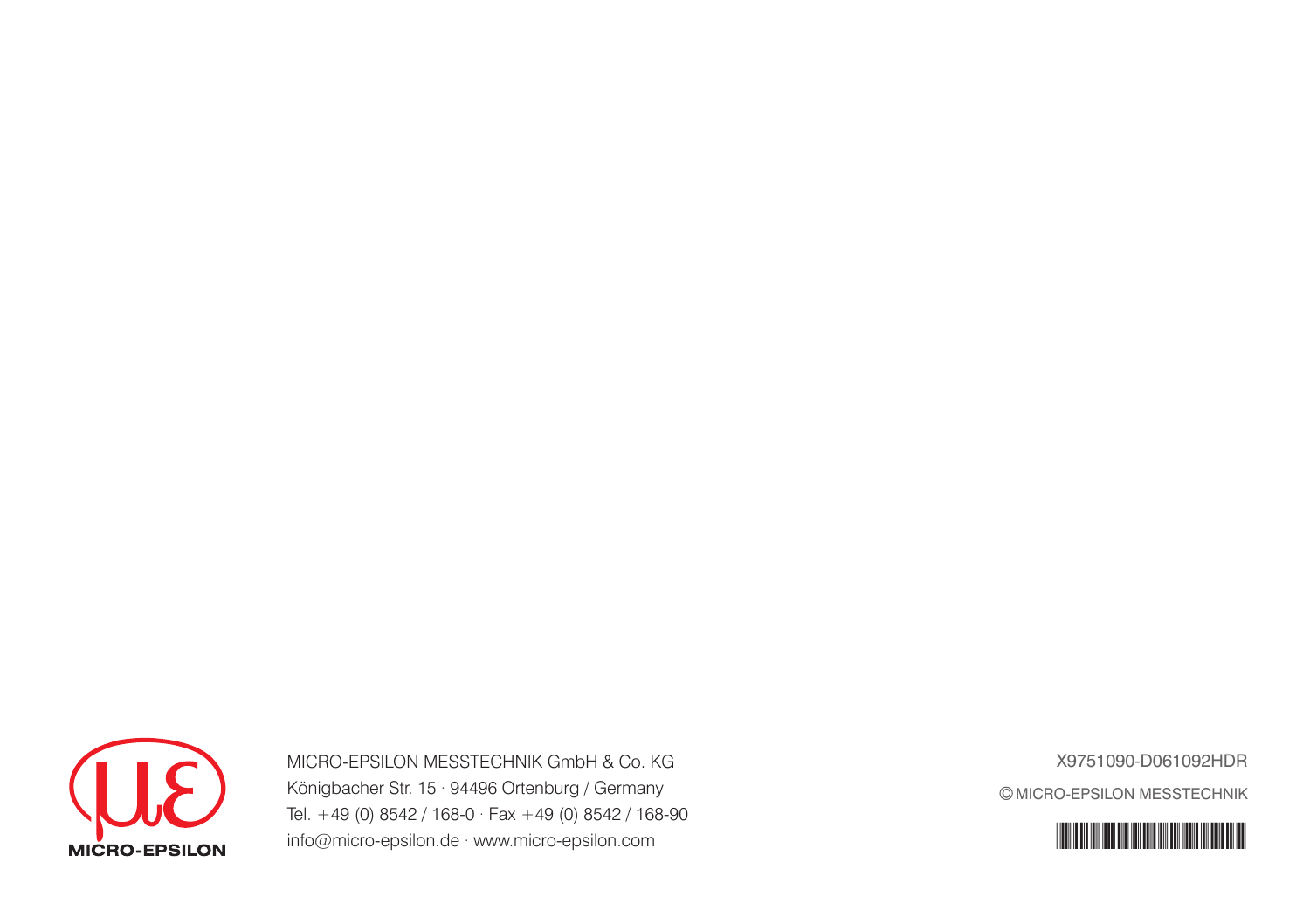MICRO-EPSILON

MICRO-EPSILON MESSTECHNIK GmbH & Co. KG
Königbacher Str. 15 · 94496 Ortenburg / Germany
Tel. +49 (0) 8542 / 168-0 · Fax +49 (0) 8542 / 168-90
info@micro-epsilon.de · www.micro-epsilon.com

X9751090-D061092HDR

© MICRO-EPSILON MESSTECHNIK